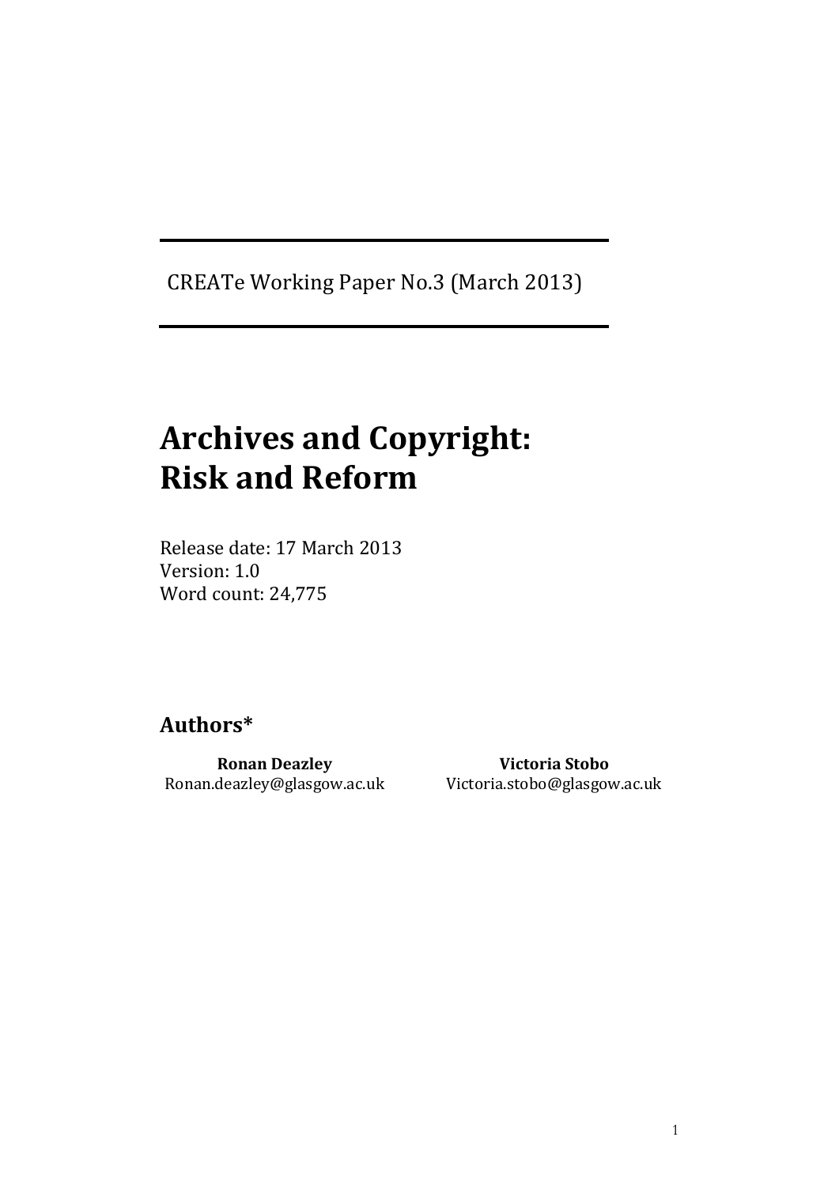CREATe Working Paper No.3 (March 2013)

# Archives and Copyright: Risk and Reform

Release date: 17 March 2013
Version: 1.0
Word count: 24,775

## Authors*

**Ronan Deazley**
Ronan.deazley@glasgow.ac.uk

**Victoria Stobo**
Victoria.stobo@glasgow.ac.uk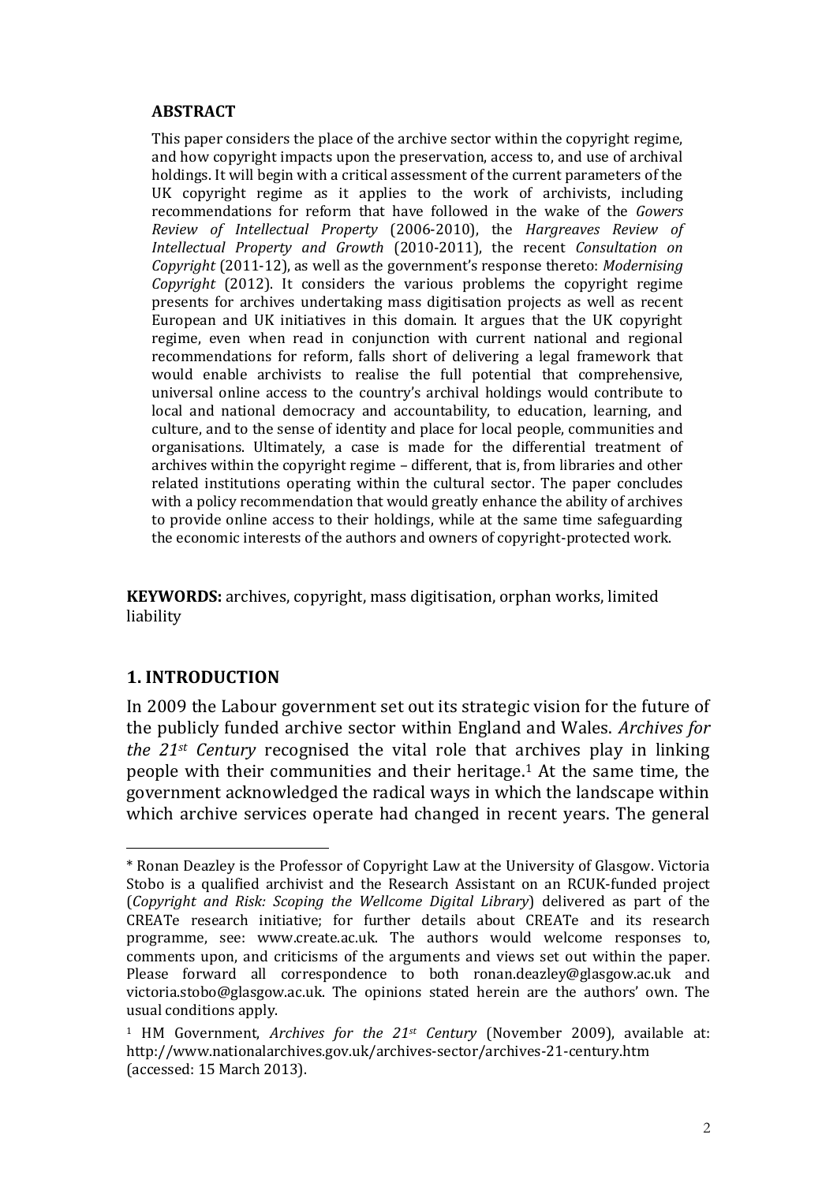### ABSTRACT

This paper considers the place of the archive sector within the copyright regime, and how copyright impacts upon the preservation, access to, and use of archival holdings. It will begin with a critical assessment of the current parameters of the UK copyright regime as it applies to the work of archivists, including recommendations for reform that have followed in the wake of the *Gowers Review of Intellectual Property* (2006-2010), the *Hargreaves Review of Intellectual Property and Growth* (2010-2011), the recent *Consultation on Copyright* (2011-12), as well as the government's response thereto: *Modernising Copyright* (2012). It considers the various problems the copyright regime presents for archives undertaking mass digitisation projects as well as recent European and UK initiatives in this domain. It argues that the UK copyright regime, even when read in conjunction with current national and regional recommendations for reform, falls short of delivering a legal framework that would enable archivists to realise the full potential that comprehensive, universal online access to the country's archival holdings would contribute to local and national democracy and accountability, to education, learning, and culture, and to the sense of identity and place for local people, communities and organisations. Ultimately, a case is made for the differential treatment of archives within the copyright regime – different, that is, from libraries and other related institutions operating within the cultural sector. The paper concludes with a policy recommendation that would greatly enhance the ability of archives to provide online access to their holdings, while at the same time safeguarding the economic interests of the authors and owners of copyright-protected work.

**KEYWORDS:** archives, copyright, mass digitisation, orphan works, limited liability

## 1. INTRODUCTION

In 2009 the Labour government set out its strategic vision for the future of the publicly funded archive sector within England and Wales. *Archives for the 21st Century* recognised the vital role that archives play in linking people with their communities and their heritage.[1] At the same time, the government acknowledged the radical ways in which the landscape within which archive services operate had changed in recent years. The general

---

\* Ronan Deazley is the Professor of Copyright Law at the University of Glasgow. Victoria Stobo is a qualified archivist and the Research Assistant on an RCUK-funded project (*Copyright and Risk: Scoping the Wellcome Digital Library*) delivered as part of the CREATe research initiative; for further details about CREATe and its research programme, see: www.create.ac.uk. The authors would welcome responses to, comments upon, and criticisms of the arguments and views set out within the paper. Please forward all correspondence to both ronan.deazley@glasgow.ac.uk and victoria.stobo@glasgow.ac.uk. The opinions stated herein are the authors' own. The usual conditions apply.

[1] HM Government, *Archives for the 21st Century* (November 2009), available at: http://www.nationalarchives.gov.uk/archives-sector/archives-21-century.htm (accessed: 15 March 2013).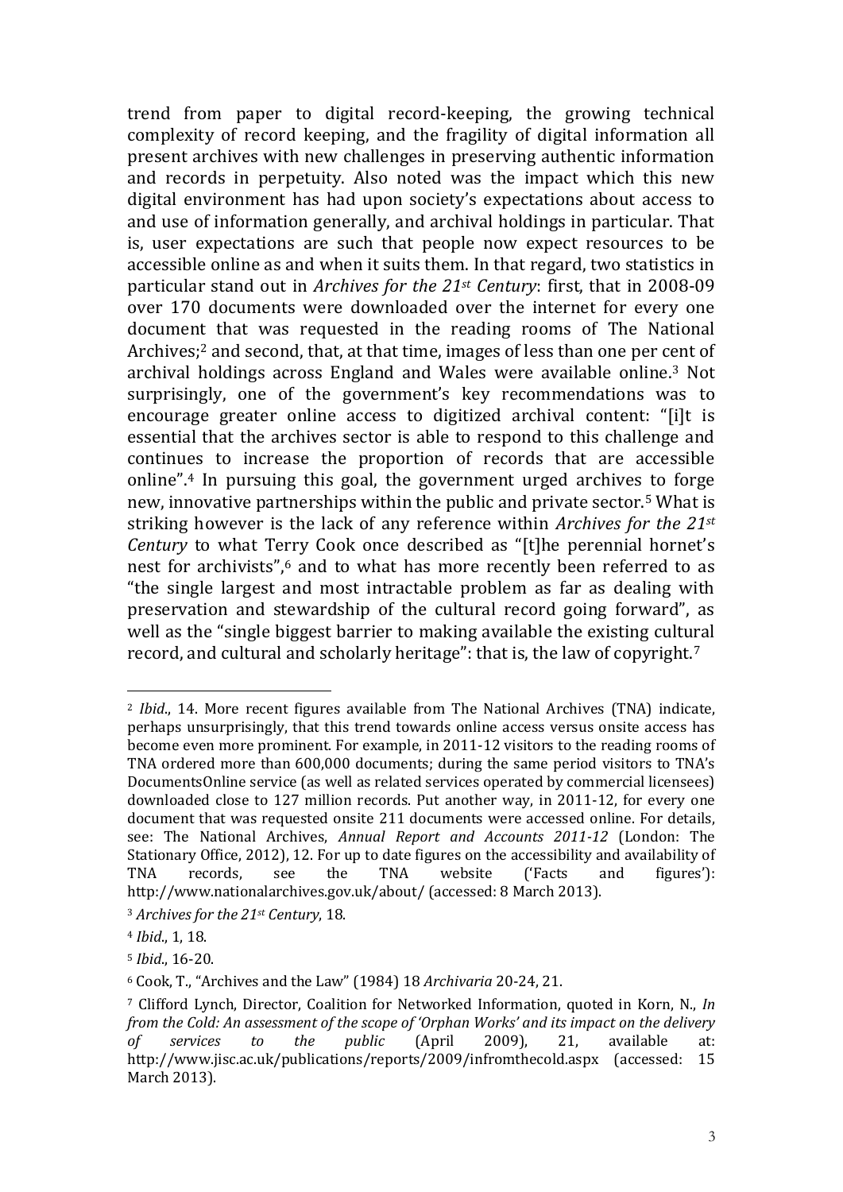trend from paper to digital record-keeping, the growing technical complexity of record keeping, and the fragility of digital information all present archives with new challenges in preserving authentic information and records in perpetuity. Also noted was the impact which this new digital environment has had upon society's expectations about access to and use of information generally, and archival holdings in particular. That is, user expectations are such that people now expect resources to be accessible online as and when it suits them. In that regard, two statistics in particular stand out in *Archives for the 21st Century*: first, that in 2008-09 over 170 documents were downloaded over the internet for every one document that was requested in the reading rooms of The National Archives;[2] and second, that, at that time, images of less than one per cent of archival holdings across England and Wales were available online.[3] Not surprisingly, one of the government's key recommendations was to encourage greater online access to digitized archival content: "[i]t is essential that the archives sector is able to respond to this challenge and continues to increase the proportion of records that are accessible online".[4] In pursuing this goal, the government urged archives to forge new, innovative partnerships within the public and private sector.[5] What is striking however is the lack of any reference within *Archives for the 21st Century* to what Terry Cook once described as "[t]he perennial hornet's nest for archivists",[6] and to what has more recently been referred to as "the single largest and most intractable problem as far as dealing with preservation and stewardship of the cultural record going forward", as well as the "single biggest barrier to making available the existing cultural record, and cultural and scholarly heritage": that is, the law of copyright.[7]

---

[2] *Ibid*., 14. More recent figures available from The National Archives (TNA) indicate, perhaps unsurprisingly, that this trend towards online access versus onsite access has become even more prominent. For example, in 2011-12 visitors to the reading rooms of TNA ordered more than 600,000 documents; during the same period visitors to TNA's DocumentsOnline service (as well as related services operated by commercial licensees) downloaded close to 127 million records. Put another way, in 2011-12, for every one document that was requested onsite 211 documents were accessed online. For details, see: The National Archives, *Annual Report and Accounts 2011-12* (London: The Stationary Office, 2012), 12. For up to date figures on the accessibility and availability of TNA records, see the TNA website ('Facts and figures'): http://www.nationalarchives.gov.uk/about/ (accessed: 8 March 2013).

[3] *Archives for the 21st Century*, 18.

[4] *Ibid*., 1, 18.

[5] *Ibid*., 16-20.

[6] Cook, T., "Archives and the Law" (1984) 18 *Archivaria* 20-24, 21.

[7] Clifford Lynch, Director, Coalition for Networked Information, quoted in Korn, N., *In from the Cold: An assessment of the scope of 'Orphan Works' and its impact on the delivery of services to the public* (April 2009), 21, available at: http://www.jisc.ac.uk/publications/reports/2009/infromthecold.aspx (accessed: 15 March 2013).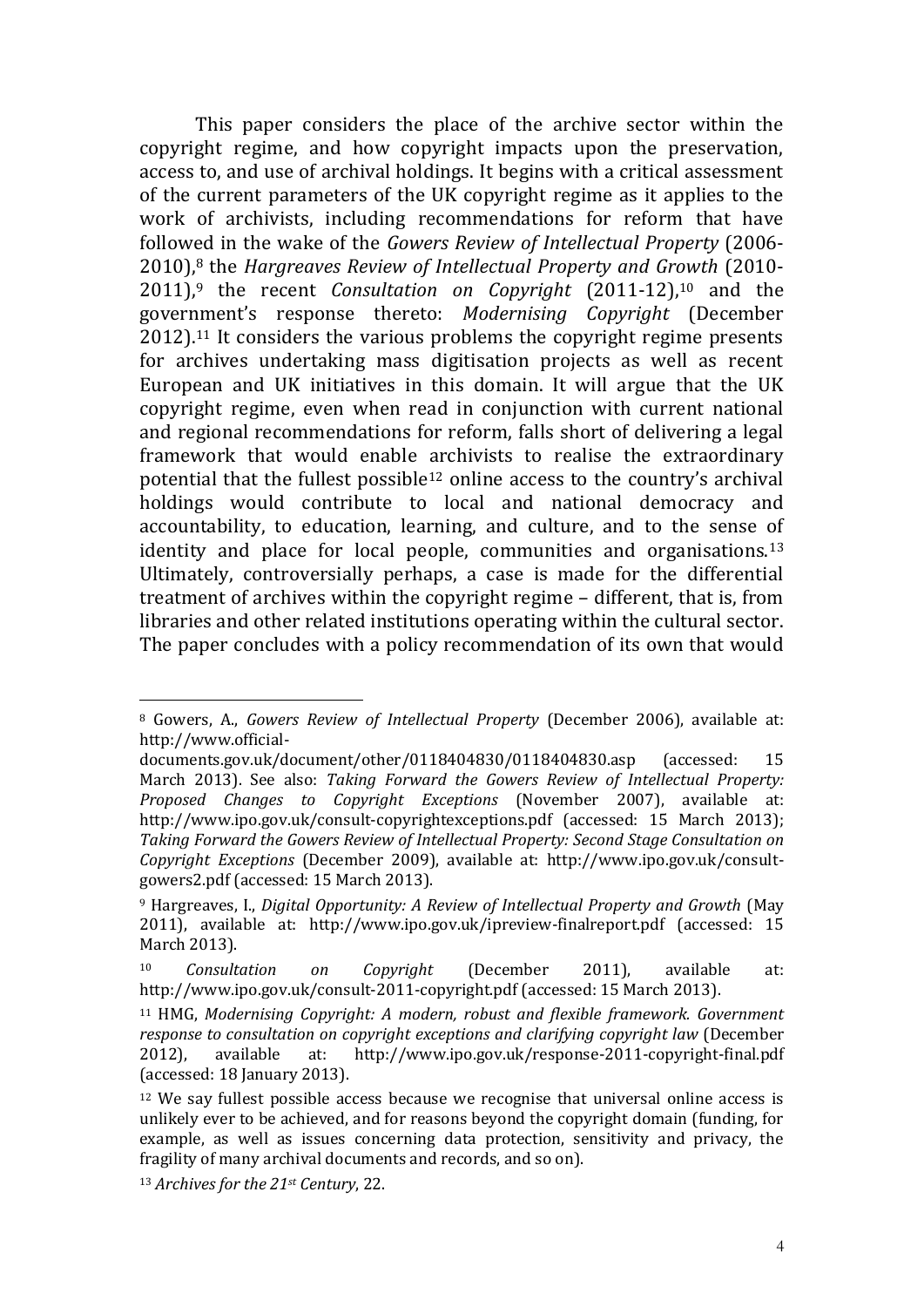This paper considers the place of the archive sector within the copyright regime, and how copyright impacts upon the preservation, access to, and use of archival holdings. It begins with a critical assessment of the current parameters of the UK copyright regime as it applies to the work of archivists, including recommendations for reform that have followed in the wake of the *Gowers Review of Intellectual Property* (2006-2010),[8] the *Hargreaves Review of Intellectual Property and Growth* (2010-2011),[9] the recent *Consultation on Copyright* (2011-12),[10] and the government's response thereto: *Modernising Copyright* (December 2012).[11] It considers the various problems the copyright regime presents for archives undertaking mass digitisation projects as well as recent European and UK initiatives in this domain. It will argue that the UK copyright regime, even when read in conjunction with current national and regional recommendations for reform, falls short of delivering a legal framework that would enable archivists to realise the extraordinary potential that the fullest possible[12] online access to the country's archival holdings would contribute to local and national democracy and accountability, to education, learning, and culture, and to the sense of identity and place for local people, communities and organisations.[13] Ultimately, controversially perhaps, a case is made for the differential treatment of archives within the copyright regime – different, that is, from libraries and other related institutions operating within the cultural sector. The paper concludes with a policy recommendation of its own that would

---

[8] Gowers, A., *Gowers Review of Intellectual Property* (December 2006), available at: http://www.official-documents.gov.uk/document/other/0118404830/0118404830.asp (accessed: 15 March 2013). See also: *Taking Forward the Gowers Review of Intellectual Property: Proposed Changes to Copyright Exceptions* (November 2007), available at: http://www.ipo.gov.uk/consult-copyrightexceptions.pdf (accessed: 15 March 2013); *Taking Forward the Gowers Review of Intellectual Property: Second Stage Consultation on Copyright Exceptions* (December 2009), available at: http://www.ipo.gov.uk/consult-gowers2.pdf (accessed: 15 March 2013).

[9] Hargreaves, I., *Digital Opportunity: A Review of Intellectual Property and Growth* (May 2011), available at: http://www.ipo.gov.uk/ipreview-finalreport.pdf (accessed: 15 March 2013).

[10] *Consultation on Copyright* (December 2011), available at: http://www.ipo.gov.uk/consult-2011-copyright.pdf (accessed: 15 March 2013).

[11] HMG, *Modernising Copyright: A modern, robust and flexible framework. Government response to consultation on copyright exceptions and clarifying copyright law* (December 2012), available at: http://www.ipo.gov.uk/response-2011-copyright-final.pdf (accessed: 18 January 2013).

[12] We say fullest possible access because we recognise that universal online access is unlikely ever to be achieved, and for reasons beyond the copyright domain (funding, for example, as well as issues concerning data protection, sensitivity and privacy, the fragility of many archival documents and records, and so on).

[13] *Archives for the 21st Century*, 22.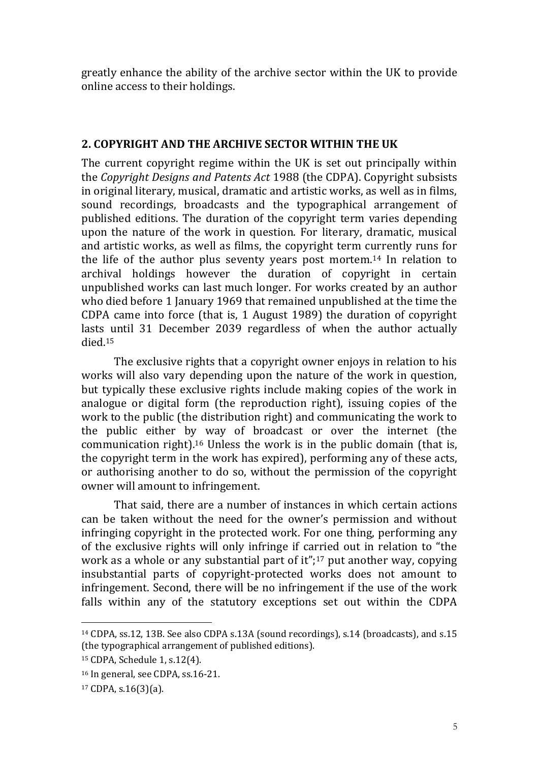greatly enhance the ability of the archive sector within the UK to provide online access to their holdings.

## 2. COPYRIGHT AND THE ARCHIVE SECTOR WITHIN THE UK

The current copyright regime within the UK is set out principally within the *Copyright Designs and Patents Act* 1988 (the CDPA). Copyright subsists in original literary, musical, dramatic and artistic works, as well as in films, sound recordings, broadcasts and the typographical arrangement of published editions. The duration of the copyright term varies depending upon the nature of the work in question. For literary, dramatic, musical and artistic works, as well as films, the copyright term currently runs for the life of the author plus seventy years post mortem.[14] In relation to archival holdings however the duration of copyright in certain unpublished works can last much longer. For works created by an author who died before 1 January 1969 that remained unpublished at the time the CDPA came into force (that is, 1 August 1989) the duration of copyright lasts until 31 December 2039 regardless of when the author actually died.[15]

The exclusive rights that a copyright owner enjoys in relation to his works will also vary depending upon the nature of the work in question, but typically these exclusive rights include making copies of the work in analogue or digital form (the reproduction right), issuing copies of the work to the public (the distribution right) and communicating the work to the public either by way of broadcast or over the internet (the communication right).[16] Unless the work is in the public domain (that is, the copyright term in the work has expired), performing any of these acts, or authorising another to do so, without the permission of the copyright owner will amount to infringement.

That said, there are a number of instances in which certain actions can be taken without the need for the owner's permission and without infringing copyright in the protected work. For one thing, performing any of the exclusive rights will only infringe if carried out in relation to "the work as a whole or any substantial part of it";[17] put another way, copying insubstantial parts of copyright-protected works does not amount to infringement. Second, there will be no infringement if the use of the work falls within any of the statutory exceptions set out within the CDPA

---

[14] CDPA, ss.12, 13B. See also CDPA s.13A (sound recordings), s.14 (broadcasts), and s.15 (the typographical arrangement of published editions).

[15] CDPA, Schedule 1, s.12(4).

[16] In general, see CDPA, ss.16-21.

[17] CDPA, s.16(3)(a).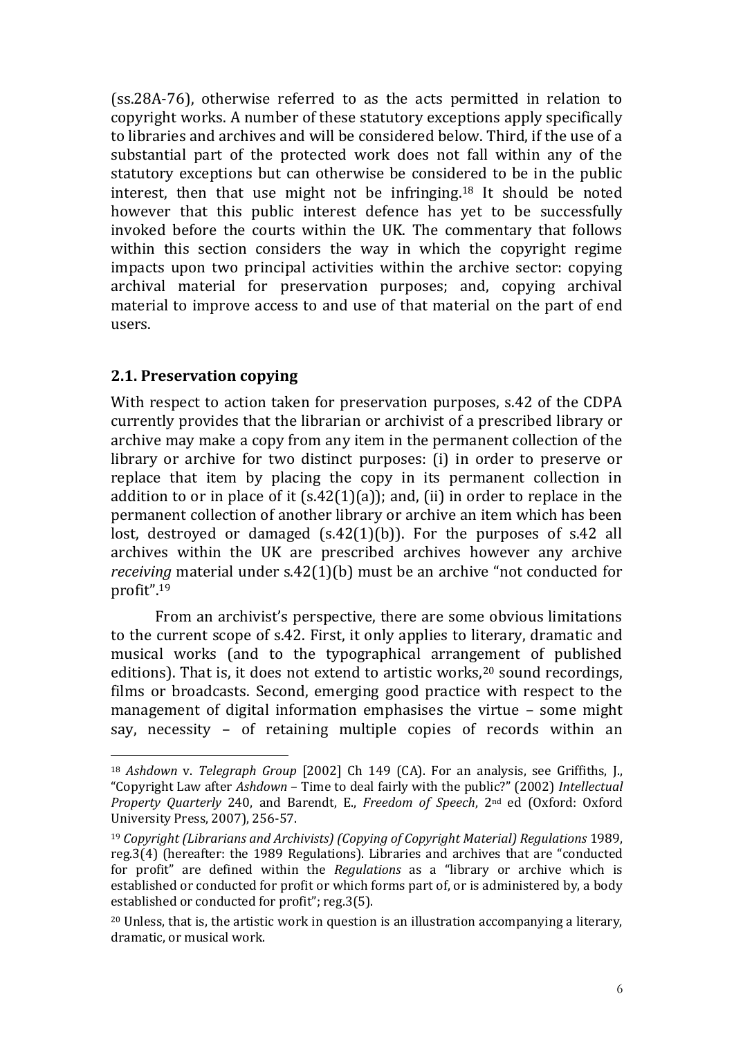(ss.28A-76), otherwise referred to as the acts permitted in relation to copyright works. A number of these statutory exceptions apply specifically to libraries and archives and will be considered below. Third, if the use of a substantial part of the protected work does not fall within any of the statutory exceptions but can otherwise be considered to be in the public interest, then that use might not be infringing.[18] It should be noted however that this public interest defence has yet to be successfully invoked before the courts within the UK. The commentary that follows within this section considers the way in which the copyright regime impacts upon two principal activities within the archive sector: copying archival material for preservation purposes; and, copying archival material to improve access to and use of that material on the part of end users.

## 2.1. Preservation copying

With respect to action taken for preservation purposes, s.42 of the CDPA currently provides that the librarian or archivist of a prescribed library or archive may make a copy from any item in the permanent collection of the library or archive for two distinct purposes: (i) in order to preserve or replace that item by placing the copy in its permanent collection in addition to or in place of it (s.42(1)(a)); and, (ii) in order to replace in the permanent collection of another library or archive an item which has been lost, destroyed or damaged (s.42(1)(b)). For the purposes of s.42 all archives within the UK are prescribed archives however any archive *receiving* material under s.42(1)(b) must be an archive "not conducted for profit".[19]

From an archivist's perspective, there are some obvious limitations to the current scope of s.42. First, it only applies to literary, dramatic and musical works (and to the typographical arrangement of published editions). That is, it does not extend to artistic works,[20] sound recordings, films or broadcasts. Second, emerging good practice with respect to the management of digital information emphasises the virtue – some might say, necessity – of retaining multiple copies of records within an

---

[18] *Ashdown* v. *Telegraph Group* [2002] Ch 149 (CA). For an analysis, see Griffiths, J., "Copyright Law after *Ashdown* – Time to deal fairly with the public?" (2002) *Intellectual Property Quarterly* 240, and Barendt, E., *Freedom of Speech*, 2nd ed (Oxford: Oxford University Press, 2007), 256-57.

[19] *Copyright (Librarians and Archivists) (Copying of Copyright Material) Regulations* 1989, reg.3(4) (hereafter: the 1989 Regulations). Libraries and archives that are "conducted for profit" are defined within the *Regulations* as a "library or archive which is established or conducted for profit or which forms part of, or is administered by, a body established or conducted for profit"; reg.3(5).

[20] Unless, that is, the artistic work in question is an illustration accompanying a literary, dramatic, or musical work.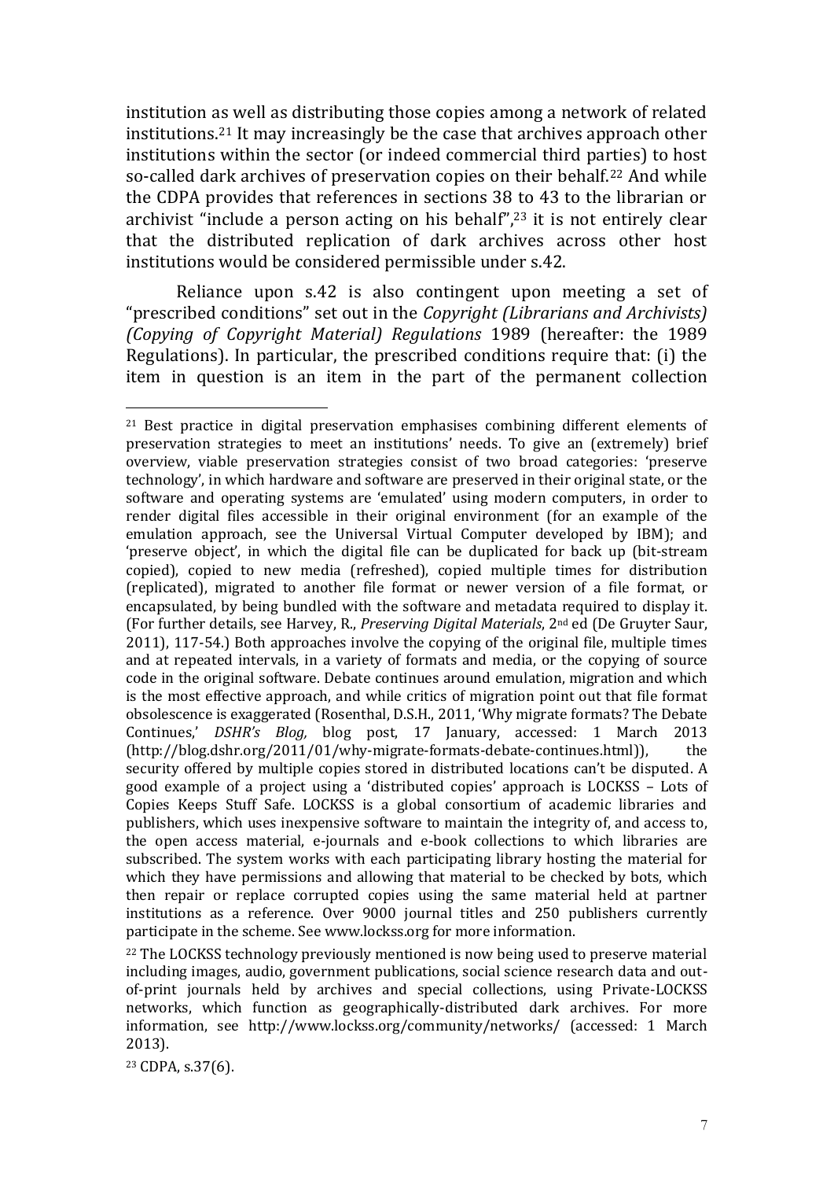institution as well as distributing those copies among a network of related institutions.[21] It may increasingly be the case that archives approach other institutions within the sector (or indeed commercial third parties) to host so-called dark archives of preservation copies on their behalf.[22] And while the CDPA provides that references in sections 38 to 43 to the librarian or archivist "include a person acting on his behalf",[23] it is not entirely clear that the distributed replication of dark archives across other host institutions would be considered permissible under s.42.

Reliance upon s.42 is also contingent upon meeting a set of "prescribed conditions" set out in the *Copyright (Librarians and Archivists) (Copying of Copyright Material) Regulations* 1989 (hereafter: the 1989 Regulations). In particular, the prescribed conditions require that: (i) the item in question is an item in the part of the permanent collection

---

[21] Best practice in digital preservation emphasises combining different elements of preservation strategies to meet an institutions' needs. To give an (extremely) brief overview, viable preservation strategies consist of two broad categories: 'preserve technology', in which hardware and software are preserved in their original state, or the software and operating systems are 'emulated' using modern computers, in order to render digital files accessible in their original environment (for an example of the emulation approach, see the Universal Virtual Computer developed by IBM); and 'preserve object', in which the digital file can be duplicated for back up (bit-stream copied), copied to new media (refreshed), copied multiple times for distribution (replicated), migrated to another file format or newer version of a file format, or encapsulated, by being bundled with the software and metadata required to display it. (For further details, see Harvey, R., *Preserving Digital Materials*, 2nd ed (De Gruyter Saur, 2011), 117-54.) Both approaches involve the copying of the original file, multiple times and at repeated intervals, in a variety of formats and media, or the copying of source code in the original software. Debate continues around emulation, migration and which is the most effective approach, and while critics of migration point out that file format obsolescence is exaggerated (Rosenthal, D.S.H., 2011, 'Why migrate formats? The Debate Continues,' *DSHR's Blog,* blog post, 17 January, accessed: 1 March 2013 (http://blog.dshr.org/2011/01/why-migrate-formats-debate-continues.html)), the security offered by multiple copies stored in distributed locations can't be disputed. A good example of a project using a 'distributed copies' approach is LOCKSS – Lots of Copies Keeps Stuff Safe. LOCKSS is a global consortium of academic libraries and publishers, which uses inexpensive software to maintain the integrity of, and access to, the open access material, e-journals and e-book collections to which libraries are subscribed. The system works with each participating library hosting the material for which they have permissions and allowing that material to be checked by bots, which then repair or replace corrupted copies using the same material held at partner institutions as a reference. Over 9000 journal titles and 250 publishers currently participate in the scheme. See www.lockss.org for more information.

[22] The LOCKSS technology previously mentioned is now being used to preserve material including images, audio, government publications, social science research data and out-of-print journals held by archives and special collections, using Private-LOCKSS networks, which function as geographically-distributed dark archives. For more information, see http://www.lockss.org/community/networks/ (accessed: 1 March 2013).

[23] CDPA, s.37(6).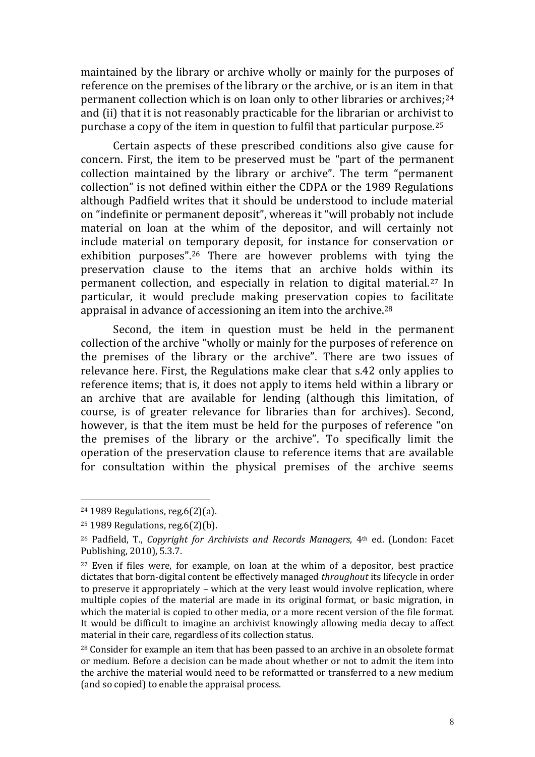maintained by the library or archive wholly or mainly for the purposes of reference on the premises of the library or the archive, or is an item in that permanent collection which is on loan only to other libraries or archives;[24] and (ii) that it is not reasonably practicable for the librarian or archivist to purchase a copy of the item in question to fulfil that particular purpose.[25]

Certain aspects of these prescribed conditions also give cause for concern. First, the item to be preserved must be "part of the permanent collection maintained by the library or archive". The term "permanent collection" is not defined within either the CDPA or the 1989 Regulations although Padfield writes that it should be understood to include material on "indefinite or permanent deposit", whereas it "will probably not include material on loan at the whim of the depositor, and will certainly not include material on temporary deposit, for instance for conservation or exhibition purposes".[26] There are however problems with tying the preservation clause to the items that an archive holds within its permanent collection, and especially in relation to digital material.[27] In particular, it would preclude making preservation copies to facilitate appraisal in advance of accessioning an item into the archive.[28]

Second, the item in question must be held in the permanent collection of the archive "wholly or mainly for the purposes of reference on the premises of the library or the archive". There are two issues of relevance here. First, the Regulations make clear that s.42 only applies to reference items; that is, it does not apply to items held within a library or an archive that are available for lending (although this limitation, of course, is of greater relevance for libraries than for archives). Second, however, is that the item must be held for the purposes of reference "on the premises of the library or the archive". To specifically limit the operation of the preservation clause to reference items that are available for consultation within the physical premises of the archive seems

---

[24] 1989 Regulations, reg.6(2)(a).

[25] 1989 Regulations, reg.6(2)(b).

[26] Padfield, T., *Copyright for Archivists and Records Managers*, 4th ed. (London: Facet Publishing, 2010), 5.3.7.

[27] Even if files were, for example, on loan at the whim of a depositor, best practice dictates that born-digital content be effectively managed *throughout* its lifecycle in order to preserve it appropriately – which at the very least would involve replication, where multiple copies of the material are made in its original format, or basic migration, in which the material is copied to other media, or a more recent version of the file format. It would be difficult to imagine an archivist knowingly allowing media decay to affect material in their care, regardless of its collection status.

[28] Consider for example an item that has been passed to an archive in an obsolete format or medium. Before a decision can be made about whether or not to admit the item into the archive the material would need to be reformatted or transferred to a new medium (and so copied) to enable the appraisal process.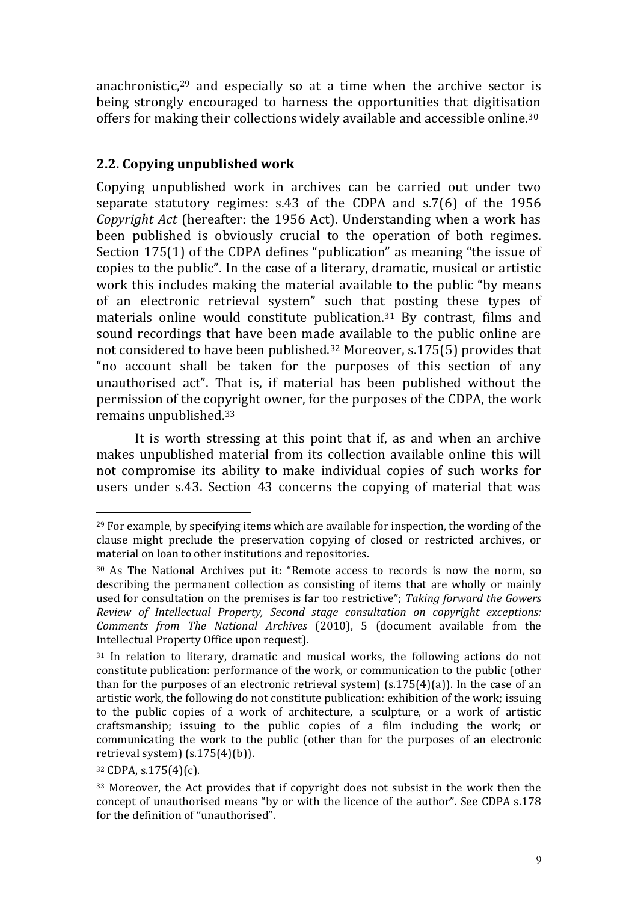anachronistic,[29] and especially so at a time when the archive sector is being strongly encouraged to harness the opportunities that digitisation offers for making their collections widely available and accessible online.[30]

## 2.2. Copying unpublished work

Copying unpublished work in archives can be carried out under two separate statutory regimes: s.43 of the CDPA and s.7(6) of the 1956 *Copyright Act* (hereafter: the 1956 Act). Understanding when a work has been published is obviously crucial to the operation of both regimes. Section 175(1) of the CDPA defines "publication" as meaning "the issue of copies to the public". In the case of a literary, dramatic, musical or artistic work this includes making the material available to the public "by means of an electronic retrieval system" such that posting these types of materials online would constitute publication.[31] By contrast, films and sound recordings that have been made available to the public online are not considered to have been published.[32] Moreover, s.175(5) provides that "no account shall be taken for the purposes of this section of any unauthorised act". That is, if material has been published without the permission of the copyright owner, for the purposes of the CDPA, the work remains unpublished.[33]

It is worth stressing at this point that if, as and when an archive makes unpublished material from its collection available online this will not compromise its ability to make individual copies of such works for users under s.43. Section 43 concerns the copying of material that was

---

[29] For example, by specifying items which are available for inspection, the wording of the clause might preclude the preservation copying of closed or restricted archives, or material on loan to other institutions and repositories.

[30] As The National Archives put it: "Remote access to records is now the norm, so describing the permanent collection as consisting of items that are wholly or mainly used for consultation on the premises is far too restrictive"; *Taking forward the Gowers Review of Intellectual Property, Second stage consultation on copyright exceptions: Comments from The National Archives* (2010), 5 (document available from the Intellectual Property Office upon request).

[31] In relation to literary, dramatic and musical works, the following actions do not constitute publication: performance of the work, or communication to the public (other than for the purposes of an electronic retrieval system) (s.175(4)(a)). In the case of an artistic work, the following do not constitute publication: exhibition of the work; issuing to the public copies of a work of architecture, a sculpture, or a work of artistic craftsmanship; issuing to the public copies of a film including the work; or communicating the work to the public (other than for the purposes of an electronic retrieval system) (s.175(4)(b)).

[32] CDPA, s.175(4)(c).

[33] Moreover, the Act provides that if copyright does not subsist in the work then the concept of unauthorised means "by or with the licence of the author". See CDPA s.178 for the definition of "unauthorised".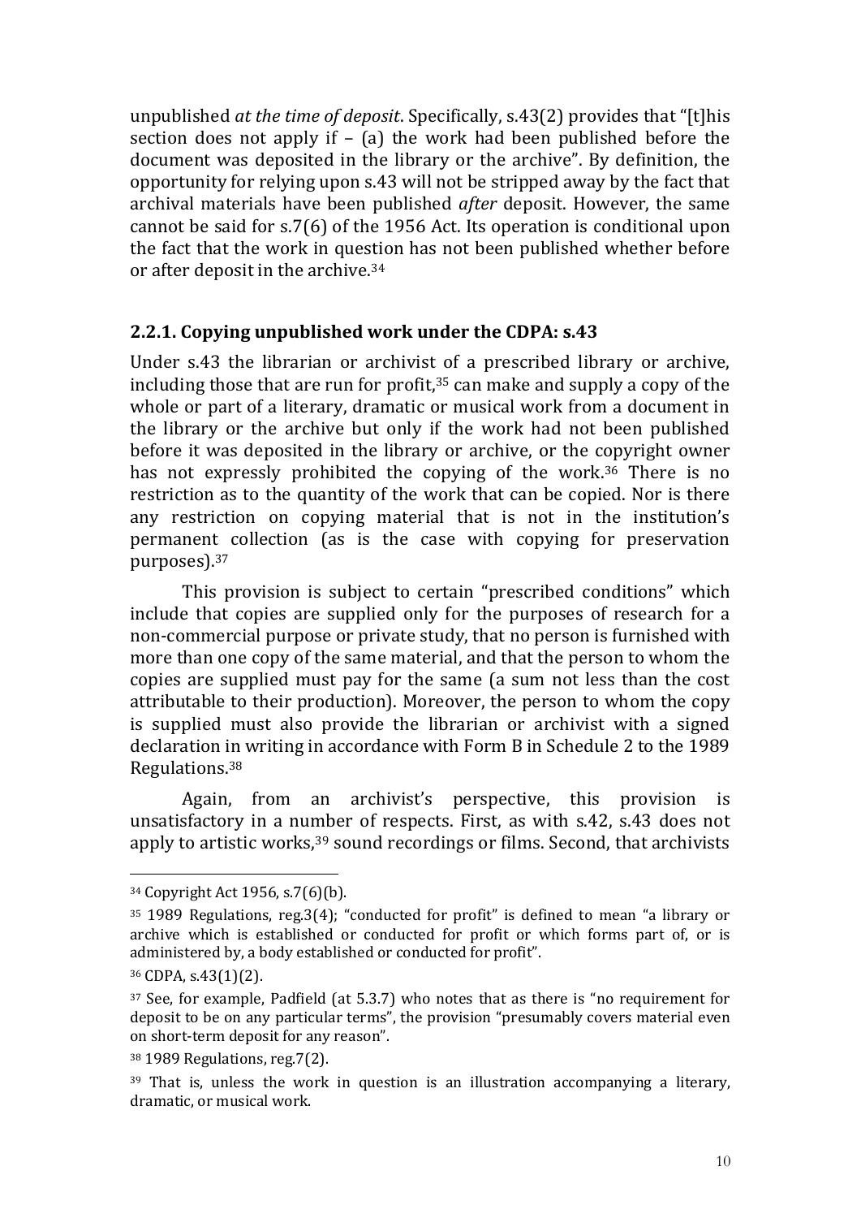unpublished *at the time of deposit*. Specifically, s.43(2) provides that "[t]his section does not apply if – (a) the work had been published before the document was deposited in the library or the archive". By definition, the opportunity for relying upon s.43 will not be stripped away by the fact that archival materials have been published *after* deposit. However, the same cannot be said for s.7(6) of the 1956 Act. Its operation is conditional upon the fact that the work in question has not been published whether before or after deposit in the archive.[34]

## 2.2.1. Copying unpublished work under the CDPA: s.43

Under s.43 the librarian or archivist of a prescribed library or archive, including those that are run for profit,[35] can make and supply a copy of the whole or part of a literary, dramatic or musical work from a document in the library or the archive but only if the work had not been published before it was deposited in the library or archive, or the copyright owner has not expressly prohibited the copying of the work.[36] There is no restriction as to the quantity of the work that can be copied. Nor is there any restriction on copying material that is not in the institution's permanent collection (as is the case with copying for preservation purposes).[37]

This provision is subject to certain "prescribed conditions" which include that copies are supplied only for the purposes of research for a non-commercial purpose or private study, that no person is furnished with more than one copy of the same material, and that the person to whom the copies are supplied must pay for the same (a sum not less than the cost attributable to their production). Moreover, the person to whom the copy is supplied must also provide the librarian or archivist with a signed declaration in writing in accordance with Form B in Schedule 2 to the 1989 Regulations.[38]

Again, from an archivist's perspective, this provision is unsatisfactory in a number of respects. First, as with s.42, s.43 does not apply to artistic works,[39] sound recordings or films. Second, that archivists

---

[34] Copyright Act 1956, s.7(6)(b).

[35] 1989 Regulations, reg.3(4); "conducted for profit" is defined to mean "a library or archive which is established or conducted for profit or which forms part of, or is administered by, a body established or conducted for profit".

[36] CDPA, s.43(1)(2).

[37] See, for example, Padfield (at 5.3.7) who notes that as there is "no requirement for deposit to be on any particular terms", the provision "presumably covers material even on short-term deposit for any reason".

[38] 1989 Regulations, reg.7(2).

[39] That is, unless the work in question is an illustration accompanying a literary, dramatic, or musical work.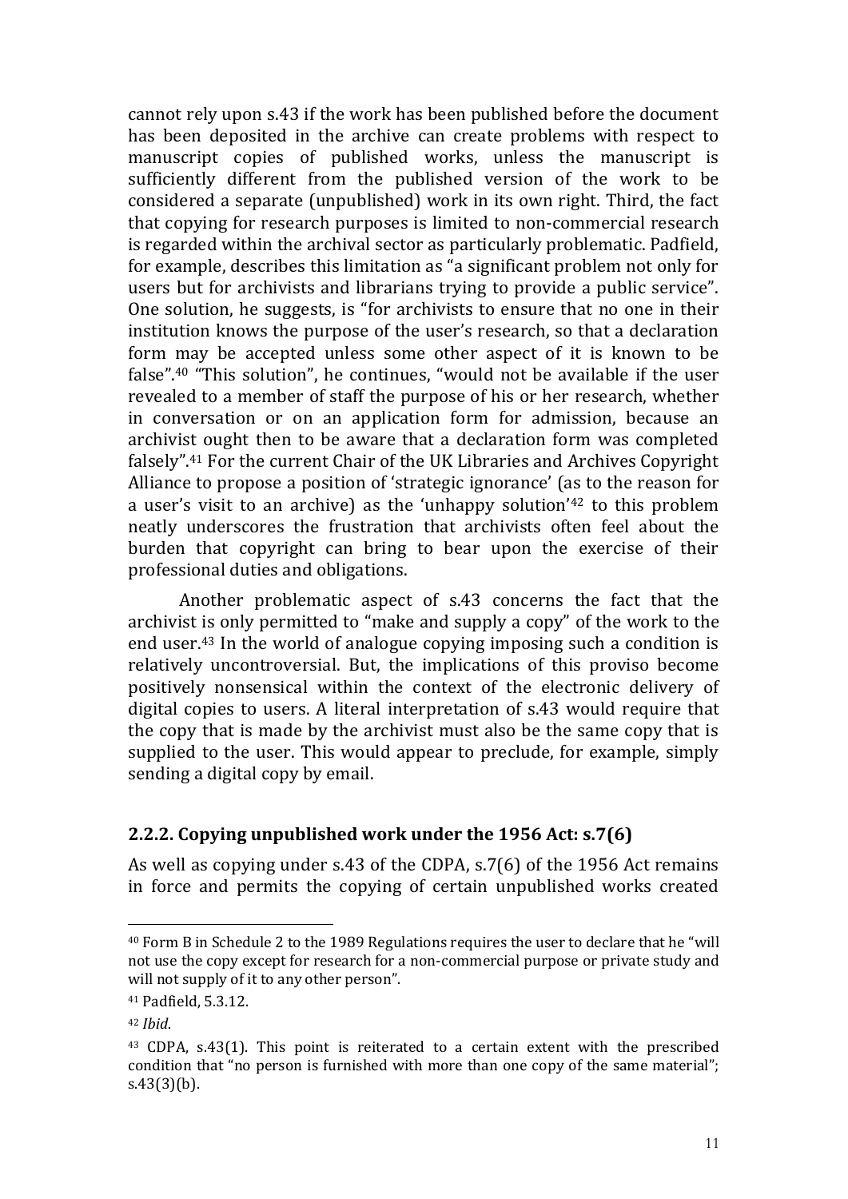cannot rely upon s.43 if the work has been published before the document has been deposited in the archive can create problems with respect to manuscript copies of published works, unless the manuscript is sufficiently different from the published version of the work to be considered a separate (unpublished) work in its own right. Third, the fact that copying for research purposes is limited to non-commercial research is regarded within the archival sector as particularly problematic. Padfield, for example, describes this limitation as "a significant problem not only for users but for archivists and librarians trying to provide a public service". One solution, he suggests, is "for archivists to ensure that no one in their institution knows the purpose of the user's research, so that a declaration form may be accepted unless some other aspect of it is known to be false".[40] "This solution", he continues, "would not be available if the user revealed to a member of staff the purpose of his or her research, whether in conversation or on an application form for admission, because an archivist ought then to be aware that a declaration form was completed falsely".[41] For the current Chair of the UK Libraries and Archives Copyright Alliance to propose a position of 'strategic ignorance' (as to the reason for a user's visit to an archive) as the 'unhappy solution'[42] to this problem neatly underscores the frustration that archivists often feel about the burden that copyright can bring to bear upon the exercise of their professional duties and obligations.

Another problematic aspect of s.43 concerns the fact that the archivist is only permitted to "make and supply a copy" of the work to the end user.[43] In the world of analogue copying imposing such a condition is relatively uncontroversial. But, the implications of this proviso become positively nonsensical within the context of the electronic delivery of digital copies to users. A literal interpretation of s.43 would require that the copy that is made by the archivist must also be the same copy that is supplied to the user. This would appear to preclude, for example, simply sending a digital copy by email.

## 2.2.2. Copying unpublished work under the 1956 Act: s.7(6)

As well as copying under s.43 of the CDPA, s.7(6) of the 1956 Act remains in force and permits the copying of certain unpublished works created

---

[40] Form B in Schedule 2 to the 1989 Regulations requires the user to declare that he "will not use the copy except for research for a non-commercial purpose or private study and will not supply of it to any other person".

[41] Padfield, 5.3.12.

[42] *Ibid*.

[43] CDPA, s.43(1). This point is reiterated to a certain extent with the prescribed condition that "no person is furnished with more than one copy of the same material"; s.43(3)(b).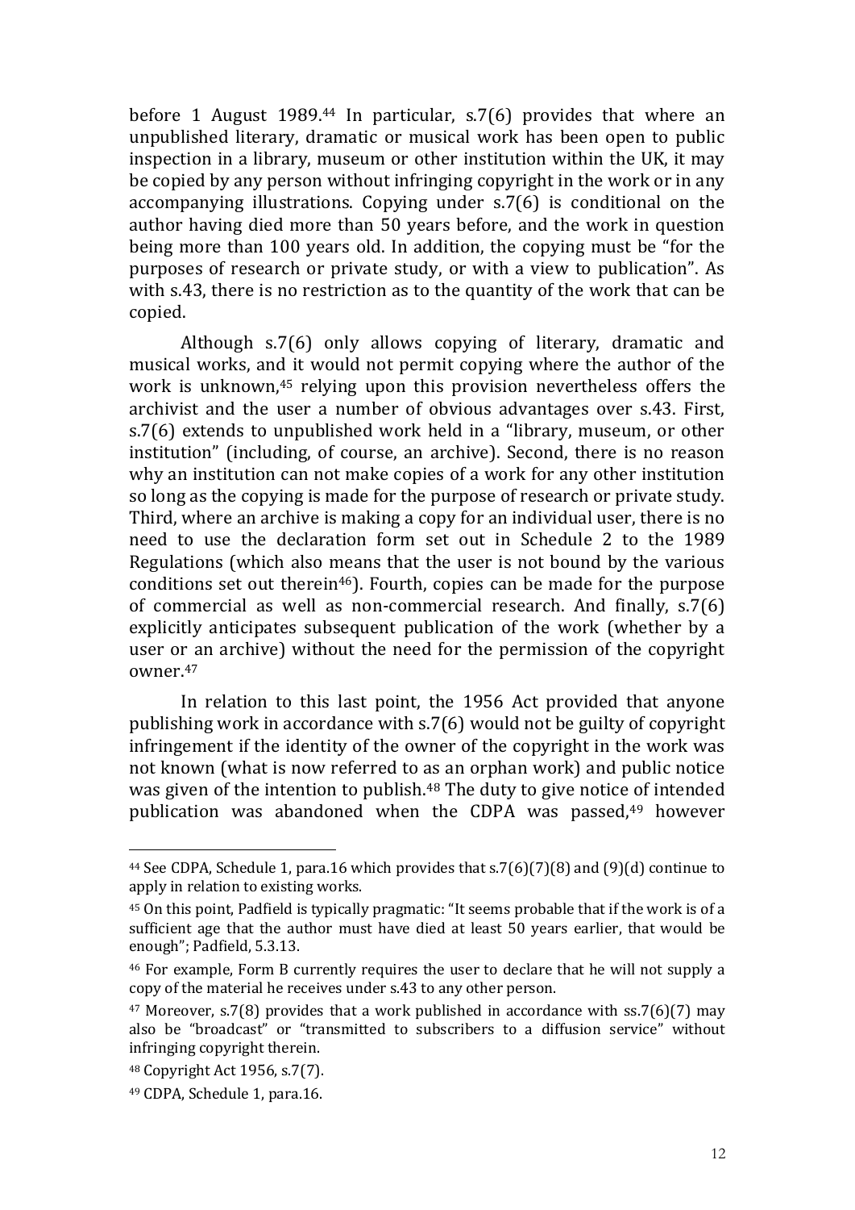before 1 August 1989.[44] In particular, s.7(6) provides that where an unpublished literary, dramatic or musical work has been open to public inspection in a library, museum or other institution within the UK, it may be copied by any person without infringing copyright in the work or in any accompanying illustrations. Copying under s.7(6) is conditional on the author having died more than 50 years before, and the work in question being more than 100 years old. In addition, the copying must be "for the purposes of research or private study, or with a view to publication". As with s.43, there is no restriction as to the quantity of the work that can be copied.

Although s.7(6) only allows copying of literary, dramatic and musical works, and it would not permit copying where the author of the work is unknown,[45] relying upon this provision nevertheless offers the archivist and the user a number of obvious advantages over s.43. First, s.7(6) extends to unpublished work held in a "library, museum, or other institution" (including, of course, an archive). Second, there is no reason why an institution can not make copies of a work for any other institution so long as the copying is made for the purpose of research or private study. Third, where an archive is making a copy for an individual user, there is no need to use the declaration form set out in Schedule 2 to the 1989 Regulations (which also means that the user is not bound by the various conditions set out therein[46]). Fourth, copies can be made for the purpose of commercial as well as non-commercial research. And finally, s.7(6) explicitly anticipates subsequent publication of the work (whether by a user or an archive) without the need for the permission of the copyright owner.[47]

In relation to this last point, the 1956 Act provided that anyone publishing work in accordance with s.7(6) would not be guilty of copyright infringement if the identity of the owner of the copyright in the work was not known (what is now referred to as an orphan work) and public notice was given of the intention to publish.[48] The duty to give notice of intended publication was abandoned when the CDPA was passed,[49] however

---

[44] See CDPA, Schedule 1, para.16 which provides that s.7(6)(7)(8) and (9)(d) continue to apply in relation to existing works.

[45] On this point, Padfield is typically pragmatic: "It seems probable that if the work is of a sufficient age that the author must have died at least 50 years earlier, that would be enough"; Padfield, 5.3.13.

[46] For example, Form B currently requires the user to declare that he will not supply a copy of the material he receives under s.43 to any other person.

[47] Moreover, s.7(8) provides that a work published in accordance with ss.7(6)(7) may also be "broadcast" or "transmitted to subscribers to a diffusion service" without infringing copyright therein.

[48] Copyright Act 1956, s.7(7).

[49] CDPA, Schedule 1, para.16.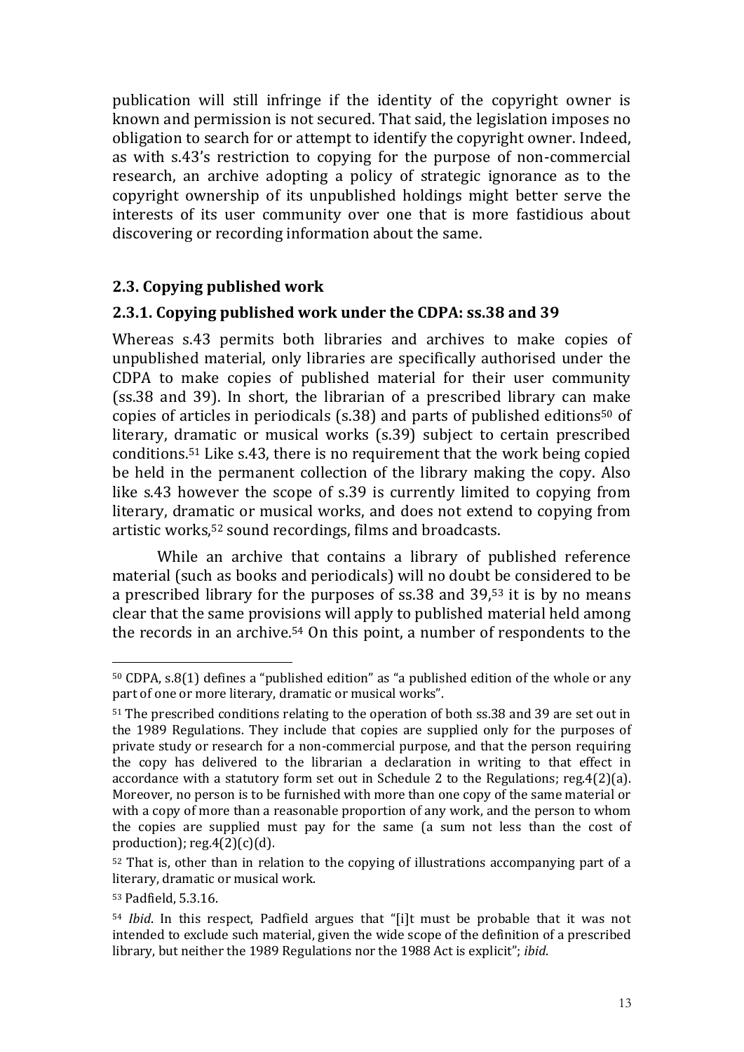publication will still infringe if the identity of the copyright owner is known and permission is not secured. That said, the legislation imposes no obligation to search for or attempt to identify the copyright owner. Indeed, as with s.43's restriction to copying for the purpose of non-commercial research, an archive adopting a policy of strategic ignorance as to the copyright ownership of its unpublished holdings might better serve the interests of its user community over one that is more fastidious about discovering or recording information about the same.

### 2.3. Copying published work

#### 2.3.1. Copying published work under the CDPA: ss.38 and 39

Whereas s.43 permits both libraries and archives to make copies of unpublished material, only libraries are specifically authorised under the CDPA to make copies of published material for their user community (ss.38 and 39). In short, the librarian of a prescribed library can make copies of articles in periodicals (s.38) and parts of published editions[50] of literary, dramatic or musical works (s.39) subject to certain prescribed conditions.[51] Like s.43, there is no requirement that the work being copied be held in the permanent collection of the library making the copy. Also like s.43 however the scope of s.39 is currently limited to copying from literary, dramatic or musical works, and does not extend to copying from artistic works,[52] sound recordings, films and broadcasts.

While an archive that contains a library of published reference material (such as books and periodicals) will no doubt be considered to be a prescribed library for the purposes of ss.38 and 39,[53] it is by no means clear that the same provisions will apply to published material held among the records in an archive.[54] On this point, a number of respondents to the

---

[50] CDPA, s.8(1) defines a "published edition" as "a published edition of the whole or any part of one or more literary, dramatic or musical works".

[51] The prescribed conditions relating to the operation of both ss.38 and 39 are set out in the 1989 Regulations. They include that copies are supplied only for the purposes of private study or research for a non-commercial purpose, and that the person requiring the copy has delivered to the librarian a declaration in writing to that effect in accordance with a statutory form set out in Schedule 2 to the Regulations; reg.4(2)(a). Moreover, no person is to be furnished with more than one copy of the same material or with a copy of more than a reasonable proportion of any work, and the person to whom the copies are supplied must pay for the same (a sum not less than the cost of production); reg.4(2)(c)(d).

[52] That is, other than in relation to the copying of illustrations accompanying part of a literary, dramatic or musical work.

[53] Padfield, 5.3.16.

[54] *Ibid*. In this respect, Padfield argues that "[i]t must be probable that it was not intended to exclude such material, given the wide scope of the definition of a prescribed library, but neither the 1989 Regulations nor the 1988 Act is explicit"; *ibid*.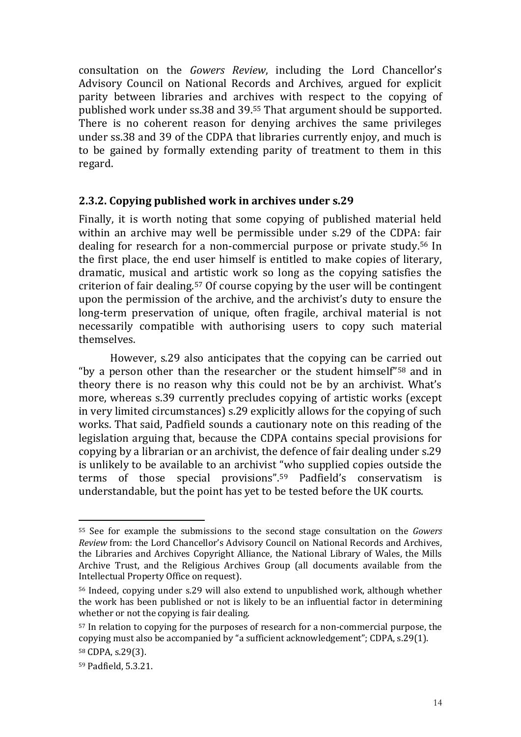consultation on the *Gowers Review*, including the Lord Chancellor's Advisory Council on National Records and Archives, argued for explicit parity between libraries and archives with respect to the copying of published work under ss.38 and 39.[55] That argument should be supported. There is no coherent reason for denying archives the same privileges under ss.38 and 39 of the CDPA that libraries currently enjoy, and much is to be gained by formally extending parity of treatment to them in this regard.

### 2.3.2. Copying published work in archives under s.29

Finally, it is worth noting that some copying of published material held within an archive may well be permissible under s.29 of the CDPA: fair dealing for research for a non-commercial purpose or private study.[56] In the first place, the end user himself is entitled to make copies of literary, dramatic, musical and artistic work so long as the copying satisfies the criterion of fair dealing.[57] Of course copying by the user will be contingent upon the permission of the archive, and the archivist's duty to ensure the long-term preservation of unique, often fragile, archival material is not necessarily compatible with authorising users to copy such material themselves.

However, s.29 also anticipates that the copying can be carried out "by a person other than the researcher or the student himself"[58] and in theory there is no reason why this could not be by an archivist. What's more, whereas s.39 currently precludes copying of artistic works (except in very limited circumstances) s.29 explicitly allows for the copying of such works. That said, Padfield sounds a cautionary note on this reading of the legislation arguing that, because the CDPA contains special provisions for copying by a librarian or an archivist, the defence of fair dealing under s.29 is unlikely to be available to an archivist "who supplied copies outside the terms of those special provisions".[59] Padfield's conservatism is understandable, but the point has yet to be tested before the UK courts.

---

[55] See for example the submissions to the second stage consultation on the *Gowers Review* from: the Lord Chancellor's Advisory Council on National Records and Archives, the Libraries and Archives Copyright Alliance, the National Library of Wales, the Mills Archive Trust, and the Religious Archives Group (all documents available from the Intellectual Property Office on request).

[56] Indeed, copying under s.29 will also extend to unpublished work, although whether the work has been published or not is likely to be an influential factor in determining whether or not the copying is fair dealing.

[57] In relation to copying for the purposes of research for a non-commercial purpose, the copying must also be accompanied by "a sufficient acknowledgement"; CDPA, s.29(1).

[58] CDPA, s.29(3).

[59] Padfield, 5.3.21.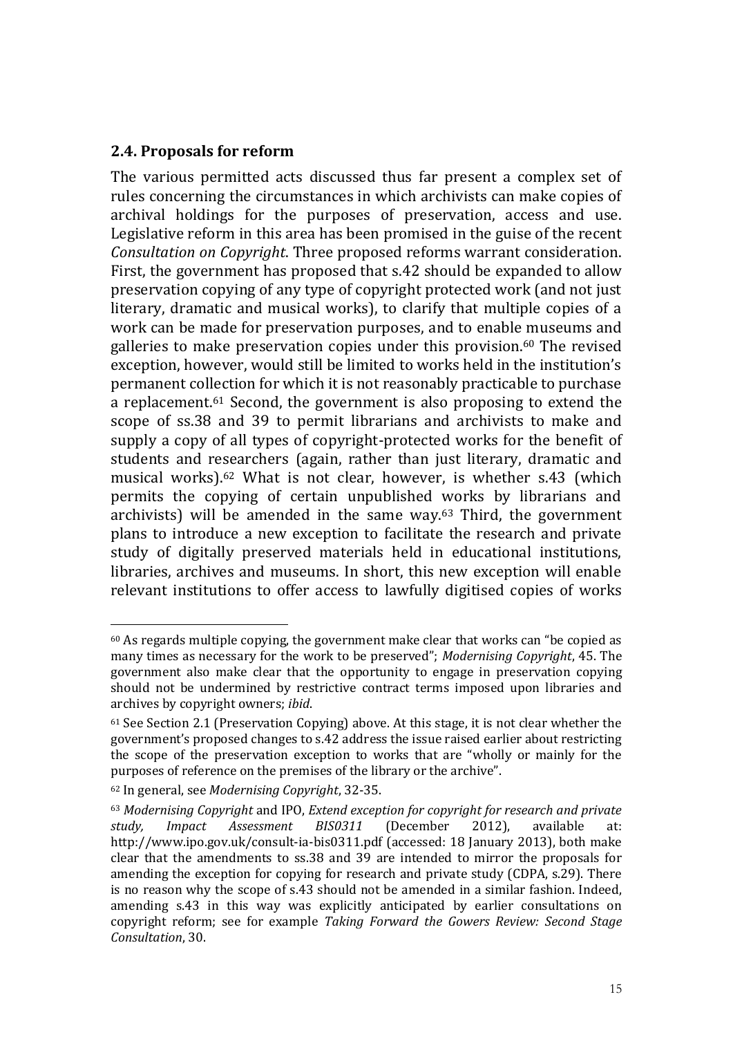## 2.4. Proposals for reform

The various permitted acts discussed thus far present a complex set of rules concerning the circumstances in which archivists can make copies of archival holdings for the purposes of preservation, access and use. Legislative reform in this area has been promised in the guise of the recent *Consultation on Copyright*. Three proposed reforms warrant consideration. First, the government has proposed that s.42 should be expanded to allow preservation copying of any type of copyright protected work (and not just literary, dramatic and musical works), to clarify that multiple copies of a work can be made for preservation purposes, and to enable museums and galleries to make preservation copies under this provision.[60] The revised exception, however, would still be limited to works held in the institution's permanent collection for which it is not reasonably practicable to purchase a replacement.[61] Second, the government is also proposing to extend the scope of ss.38 and 39 to permit librarians and archivists to make and supply a copy of all types of copyright-protected works for the benefit of students and researchers (again, rather than just literary, dramatic and musical works).[62] What is not clear, however, is whether s.43 (which permits the copying of certain unpublished works by librarians and archivists) will be amended in the same way.[63] Third, the government plans to introduce a new exception to facilitate the research and private study of digitally preserved materials held in educational institutions, libraries, archives and museums. In short, this new exception will enable relevant institutions to offer access to lawfully digitised copies of works

---

[60] As regards multiple copying, the government make clear that works can "be copied as many times as necessary for the work to be preserved"; *Modernising Copyright*, 45. The government also make clear that the opportunity to engage in preservation copying should not be undermined by restrictive contract terms imposed upon libraries and archives by copyright owners; *ibid*.

[61] See Section 2.1 (Preservation Copying) above. At this stage, it is not clear whether the government's proposed changes to s.42 address the issue raised earlier about restricting the scope of the preservation exception to works that are "wholly or mainly for the purposes of reference on the premises of the library or the archive".

[62] In general, see *Modernising Copyright*, 32-35.

[63] *Modernising Copyright* and IPO, *Extend exception for copyright for research and private study, Impact Assessment BIS0311* (December 2012), available at: http://www.ipo.gov.uk/consult-ia-bis0311.pdf (accessed: 18 January 2013), both make clear that the amendments to ss.38 and 39 are intended to mirror the proposals for amending the exception for copying for research and private study (CDPA, s.29). There is no reason why the scope of s.43 should not be amended in a similar fashion. Indeed, amending s.43 in this way was explicitly anticipated by earlier consultations on copyright reform; see for example *Taking Forward the Gowers Review: Second Stage Consultation*, 30.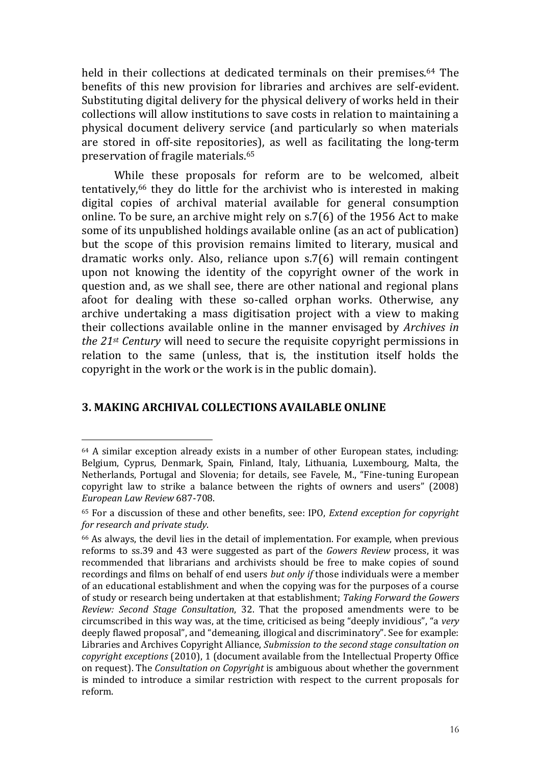held in their collections at dedicated terminals on their premises.[64] The benefits of this new provision for libraries and archives are self-evident. Substituting digital delivery for the physical delivery of works held in their collections will allow institutions to save costs in relation to maintaining a physical document delivery service (and particularly so when materials are stored in off-site repositories), as well as facilitating the long-term preservation of fragile materials.[65]

While these proposals for reform are to be welcomed, albeit tentatively,[66] they do little for the archivist who is interested in making digital copies of archival material available for general consumption online. To be sure, an archive might rely on s.7(6) of the 1956 Act to make some of its unpublished holdings available online (as an act of publication) but the scope of this provision remains limited to literary, musical and dramatic works only. Also, reliance upon s.7(6) will remain contingent upon not knowing the identity of the copyright owner of the work in question and, as we shall see, there are other national and regional plans afoot for dealing with these so-called orphan works. Otherwise, any archive undertaking a mass digitisation project with a view to making their collections available online in the manner envisaged by *Archives in the 21st Century* will need to secure the requisite copyright permissions in relation to the same (unless, that is, the institution itself holds the copyright in the work or the work is in the public domain).

## 3. MAKING ARCHIVAL COLLECTIONS AVAILABLE ONLINE

---

[64] A similar exception already exists in a number of other European states, including: Belgium, Cyprus, Denmark, Spain, Finland, Italy, Lithuania, Luxembourg, Malta, the Netherlands, Portugal and Slovenia; for details, see Favele, M., "Fine-tuning European copyright law to strike a balance between the rights of owners and users" (2008) *European Law Review* 687-708.

[65] For a discussion of these and other benefits, see: IPO, *Extend exception for copyright for research and private study*.

[66] As always, the devil lies in the detail of implementation. For example, when previous reforms to ss.39 and 43 were suggested as part of the *Gowers Review* process, it was recommended that librarians and archivists should be free to make copies of sound recordings and films on behalf of end users *but only if* those individuals were a member of an educational establishment and when the copying was for the purposes of a course of study or research being undertaken at that establishment; *Taking Forward the Gowers Review: Second Stage Consultation*, 32. That the proposed amendments were to be circumscribed in this way was, at the time, criticised as being "deeply invidious", "a *very* deeply flawed proposal", and "demeaning, illogical and discriminatory". See for example: Libraries and Archives Copyright Alliance, *Submission to the second stage consultation on copyright exceptions* (2010), 1 (document available from the Intellectual Property Office on request). The *Consultation on Copyright* is ambiguous about whether the government is minded to introduce a similar restriction with respect to the current proposals for reform.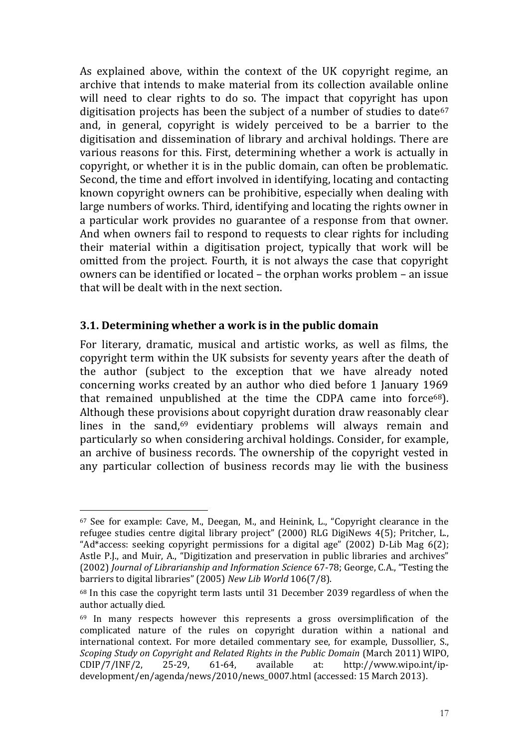As explained above, within the context of the UK copyright regime, an archive that intends to make material from its collection available online will need to clear rights to do so. The impact that copyright has upon digitisation projects has been the subject of a number of studies to date[67] and, in general, copyright is widely perceived to be a barrier to the digitisation and dissemination of library and archival holdings. There are various reasons for this. First, determining whether a work is actually in copyright, or whether it is in the public domain, can often be problematic. Second, the time and effort involved in identifying, locating and contacting known copyright owners can be prohibitive, especially when dealing with large numbers of works. Third, identifying and locating the rights owner in a particular work provides no guarantee of a response from that owner. And when owners fail to respond to requests to clear rights for including their material within a digitisation project, typically that work will be omitted from the project. Fourth, it is not always the case that copyright owners can be identified or located – the orphan works problem – an issue that will be dealt with in the next section.

### 3.1. Determining whether a work is in the public domain

For literary, dramatic, musical and artistic works, as well as films, the copyright term within the UK subsists for seventy years after the death of the author (subject to the exception that we have already noted concerning works created by an author who died before 1 January 1969 that remained unpublished at the time the CDPA came into force[68]). Although these provisions about copyright duration draw reasonably clear lines in the sand,[69] evidentiary problems will always remain and particularly so when considering archival holdings. Consider, for example, an archive of business records. The ownership of the copyright vested in any particular collection of business records may lie with the business

---

[67] See for example: Cave, M., Deegan, M., and Heinink, L., "Copyright clearance in the refugee studies centre digital library project" (2000) RLG DigiNews 4(5); Pritcher, L., "Ad*access: seeking copyright permissions for a digital age" (2002) D-Lib Mag 6(2); Astle P.J., and Muir, A., "Digitization and preservation in public libraries and archives" (2002) *Journal of Librarianship and Information Science* 67-78; George, C.A., "Testing the barriers to digital libraries" (2005) *New Lib World* 106(7/8).

[68] In this case the copyright term lasts until 31 December 2039 regardless of when the author actually died.

[69] In many respects however this represents a gross oversimplification of the complicated nature of the rules on copyright duration within a national and international context. For more detailed commentary see, for example, Dussollier, S., *Scoping Study on Copyright and Related Rights in the Public Domain* (March 2011) WIPO, CDIP/7/INF/2, 25-29, 61-64, available at: http://www.wipo.int/ip-development/en/agenda/news/2010/news_0007.html (accessed: 15 March 2013).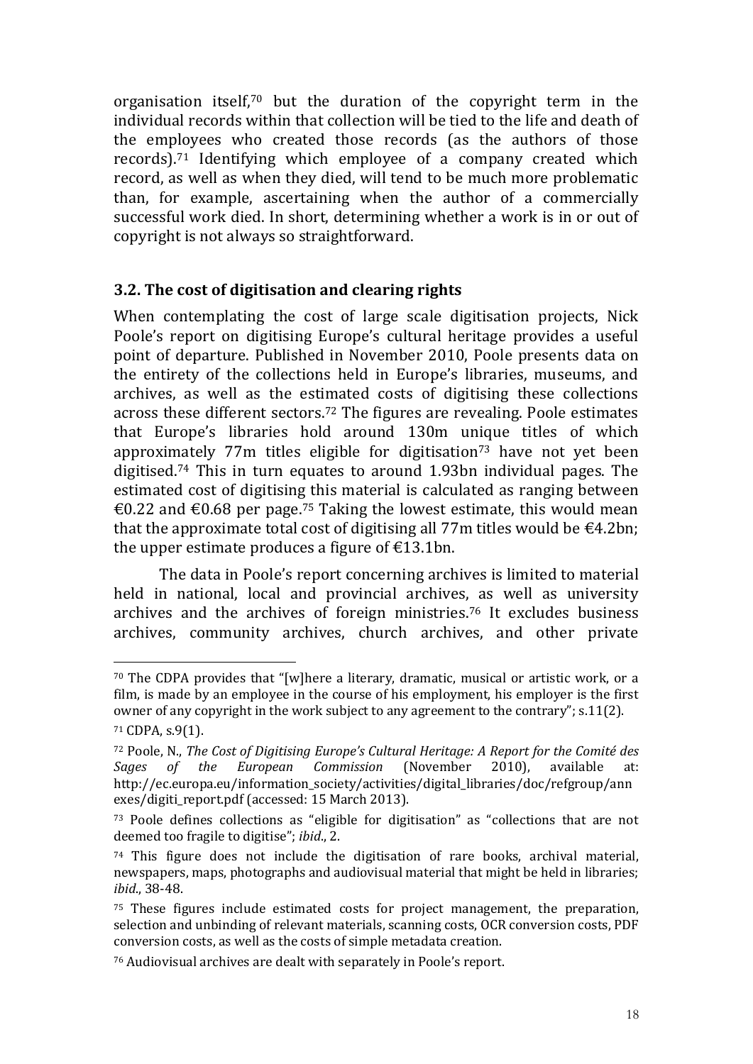organisation itself,[70] but the duration of the copyright term in the individual records within that collection will be tied to the life and death of the employees who created those records (as the authors of those records).[71] Identifying which employee of a company created which record, as well as when they died, will tend to be much more problematic than, for example, ascertaining when the author of a commercially successful work died. In short, determining whether a work is in or out of copyright is not always so straightforward.

### 3.2. The cost of digitisation and clearing rights

When contemplating the cost of large scale digitisation projects, Nick Poole's report on digitising Europe's cultural heritage provides a useful point of departure. Published in November 2010, Poole presents data on the entirety of the collections held in Europe's libraries, museums, and archives, as well as the estimated costs of digitising these collections across these different sectors.[72] The figures are revealing. Poole estimates that Europe's libraries hold around 130m unique titles of which approximately 77m titles eligible for digitisation[73] have not yet been digitised.[74] This in turn equates to around 1.93bn individual pages. The estimated cost of digitising this material is calculated as ranging between €0.22 and €0.68 per page.[75] Taking the lowest estimate, this would mean that the approximate total cost of digitising all 77m titles would be €4.2bn; the upper estimate produces a figure of €13.1bn.

The data in Poole's report concerning archives is limited to material held in national, local and provincial archives, as well as university archives and the archives of foreign ministries.[76] It excludes business archives, community archives, church archives, and other private

---

[70] The CDPA provides that "[w]here a literary, dramatic, musical or artistic work, or a film, is made by an employee in the course of his employment, his employer is the first owner of any copyright in the work subject to any agreement to the contrary"; s.11(2).

[71] CDPA, s.9(1).

[72] Poole, N., *The Cost of Digitising Europe's Cultural Heritage: A Report for the Comité des Sages of the European Commission* (November 2010), available at: http://ec.europa.eu/information_society/activities/digital_libraries/doc/refgroup/annexes/digiti_report.pdf (accessed: 15 March 2013).

[73] Poole defines collections as "eligible for digitisation" as "collections that are not deemed too fragile to digitise"; *ibid*., 2.

[74] This figure does not include the digitisation of rare books, archival material, newspapers, maps, photographs and audiovisual material that might be held in libraries; *ibid*., 38-48.

[75] These figures include estimated costs for project management, the preparation, selection and unbinding of relevant materials, scanning costs, OCR conversion costs, PDF conversion costs, as well as the costs of simple metadata creation.

[76] Audiovisual archives are dealt with separately in Poole's report.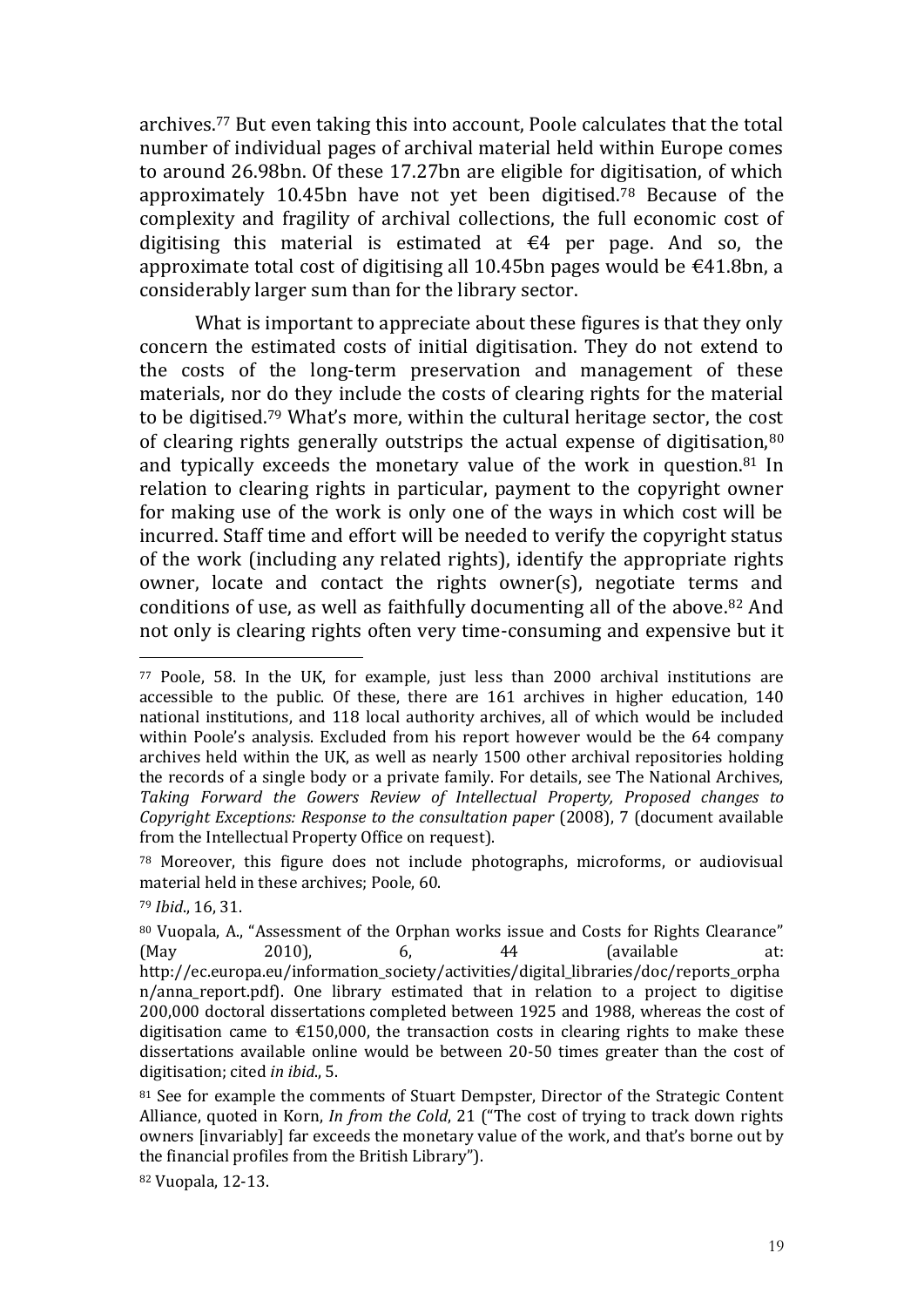archives.[77] But even taking this into account, Poole calculates that the total number of individual pages of archival material held within Europe comes to around 26.98bn. Of these 17.27bn are eligible for digitisation, of which approximately 10.45bn have not yet been digitised.[78] Because of the complexity and fragility of archival collections, the full economic cost of digitising this material is estimated at €4 per page. And so, the approximate total cost of digitising all 10.45bn pages would be €41.8bn, a considerably larger sum than for the library sector.

What is important to appreciate about these figures is that they only concern the estimated costs of initial digitisation. They do not extend to the costs of the long-term preservation and management of these materials, nor do they include the costs of clearing rights for the material to be digitised.[79] What's more, within the cultural heritage sector, the cost of clearing rights generally outstrips the actual expense of digitisation,[80] and typically exceeds the monetary value of the work in question.[81] In relation to clearing rights in particular, payment to the copyright owner for making use of the work is only one of the ways in which cost will be incurred. Staff time and effort will be needed to verify the copyright status of the work (including any related rights), identify the appropriate rights owner, locate and contact the rights owner(s), negotiate terms and conditions of use, as well as faithfully documenting all of the above.[82] And not only is clearing rights often very time-consuming and expensive but it

---

[77] Poole, 58. In the UK, for example, just less than 2000 archival institutions are accessible to the public. Of these, there are 161 archives in higher education, 140 national institutions, and 118 local authority archives, all of which would be included within Poole's analysis. Excluded from his report however would be the 64 company archives held within the UK, as well as nearly 1500 other archival repositories holding the records of a single body or a private family. For details, see The National Archives, *Taking Forward the Gowers Review of Intellectual Property, Proposed changes to Copyright Exceptions: Response to the consultation paper* (2008), 7 (document available from the Intellectual Property Office on request).

[78] Moreover, this figure does not include photographs, microforms, or audiovisual material held in these archives; Poole, 60.

[79] *Ibid*., 16, 31.

[80] Vuopala, A., "Assessment of the Orphan works issue and Costs for Rights Clearance" (May 2010), 6, 44 (available at: http://ec.europa.eu/information_society/activities/digital_libraries/doc/reports_orphan/anna_report.pdf). One library estimated that in relation to a project to digitise 200,000 doctoral dissertations completed between 1925 and 1988, whereas the cost of digitisation came to €150,000, the transaction costs in clearing rights to make these dissertations available online would be between 20-50 times greater than the cost of digitisation; cited *in ibid*., 5.

[81] See for example the comments of Stuart Dempster, Director of the Strategic Content Alliance, quoted in Korn, *In from the Cold*, 21 ("The cost of trying to track down rights owners [invariably] far exceeds the monetary value of the work, and that's borne out by the financial profiles from the British Library").

[82] Vuopala, 12-13.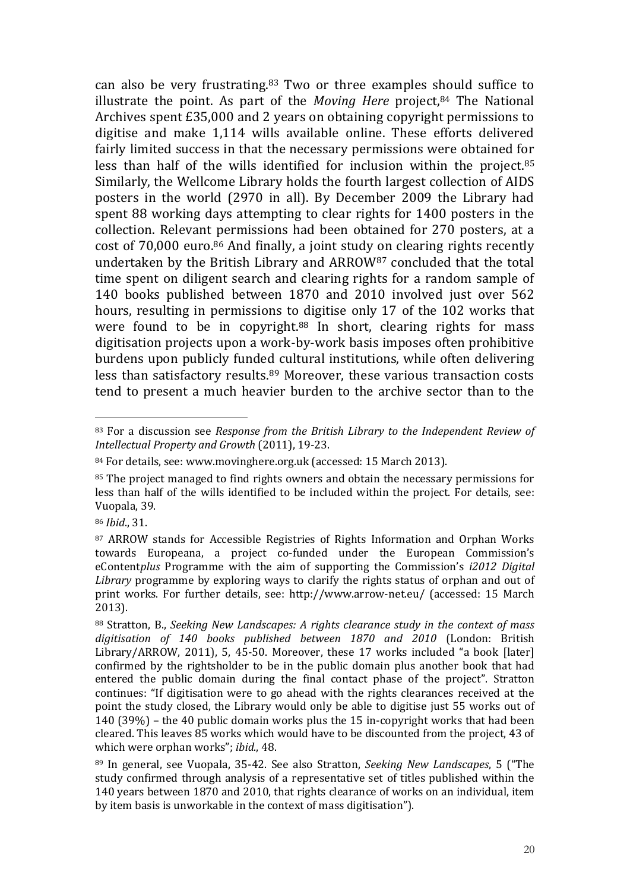can also be very frustrating.[83] Two or three examples should suffice to illustrate the point. As part of the *Moving Here* project,[84] The National Archives spent £35,000 and 2 years on obtaining copyright permissions to digitise and make 1,114 wills available online. These efforts delivered fairly limited success in that the necessary permissions were obtained for less than half of the wills identified for inclusion within the project.[85] Similarly, the Wellcome Library holds the fourth largest collection of AIDS posters in the world (2970 in all). By December 2009 the Library had spent 88 working days attempting to clear rights for 1400 posters in the collection. Relevant permissions had been obtained for 270 posters, at a cost of 70,000 euro.[86] And finally, a joint study on clearing rights recently undertaken by the British Library and ARROW[87] concluded that the total time spent on diligent search and clearing rights for a random sample of 140 books published between 1870 and 2010 involved just over 562 hours, resulting in permissions to digitise only 17 of the 102 works that were found to be in copyright.[88] In short, clearing rights for mass digitisation projects upon a work-by-work basis imposes often prohibitive burdens upon publicly funded cultural institutions, while often delivering less than satisfactory results.[89] Moreover, these various transaction costs tend to present a much heavier burden to the archive sector than to the

---

[83] For a discussion see *Response from the British Library to the Independent Review of Intellectual Property and Growth* (2011), 19-23.

[84] For details, see: www.movinghere.org.uk (accessed: 15 March 2013).

[85] The project managed to find rights owners and obtain the necessary permissions for less than half of the wills identified to be included within the project. For details, see: Vuopala, 39.

[86] *Ibid*., 31.

[87] ARROW stands for Accessible Registries of Rights Information and Orphan Works towards Europeana, a project co-funded under the European Commission's eContent*plus* Programme with the aim of supporting the Commission's *i2012 Digital Library* programme by exploring ways to clarify the rights status of orphan and out of print works. For further details, see: http://www.arrow-net.eu/ (accessed: 15 March 2013).

[88] Stratton, B., *Seeking New Landscapes: A rights clearance study in the context of mass digitisation of 140 books published between 1870 and 2010* (London: British Library/ARROW, 2011), 5, 45-50. Moreover, these 17 works included "a book [later] confirmed by the rightsholder to be in the public domain plus another book that had entered the public domain during the final contact phase of the project". Stratton continues: "If digitisation were to go ahead with the rights clearances received at the point the study closed, the Library would only be able to digitise just 55 works out of 140 (39%) – the 40 public domain works plus the 15 in-copyright works that had been cleared. This leaves 85 works which would have to be discounted from the project, 43 of which were orphan works"; *ibid*., 48.

[89] In general, see Vuopala, 35-42. See also Stratton, *Seeking New Landscapes*, 5 ("The study confirmed through analysis of a representative set of titles published within the 140 years between 1870 and 2010, that rights clearance of works on an individual, item by item basis is unworkable in the context of mass digitisation").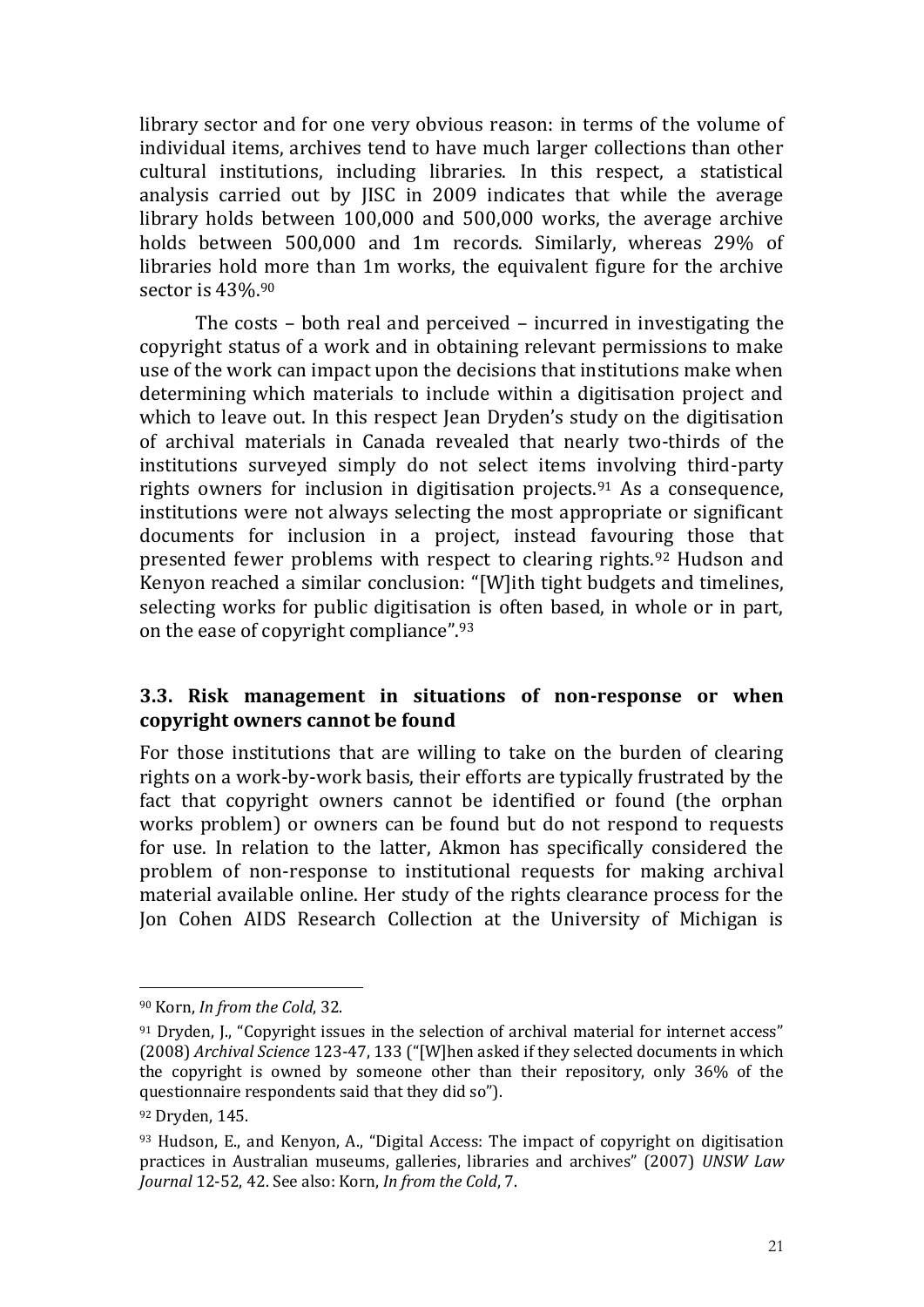library sector and for one very obvious reason: in terms of the volume of individual items, archives tend to have much larger collections than other cultural institutions, including libraries. In this respect, a statistical analysis carried out by JISC in 2009 indicates that while the average library holds between 100,000 and 500,000 works, the average archive holds between 500,000 and 1m records. Similarly, whereas 29% of libraries hold more than 1m works, the equivalent figure for the archive sector is 43%.[90]

The costs – both real and perceived – incurred in investigating the copyright status of a work and in obtaining relevant permissions to make use of the work can impact upon the decisions that institutions make when determining which materials to include within a digitisation project and which to leave out. In this respect Jean Dryden's study on the digitisation of archival materials in Canada revealed that nearly two-thirds of the institutions surveyed simply do not select items involving third-party rights owners for inclusion in digitisation projects.[91] As a consequence, institutions were not always selecting the most appropriate or significant documents for inclusion in a project, instead favouring those that presented fewer problems with respect to clearing rights.[92] Hudson and Kenyon reached a similar conclusion: "[W]ith tight budgets and timelines, selecting works for public digitisation is often based, in whole or in part, on the ease of copyright compliance".[93]

### 3.3. Risk management in situations of non-response or when copyright owners cannot be found

For those institutions that are willing to take on the burden of clearing rights on a work-by-work basis, their efforts are typically frustrated by the fact that copyright owners cannot be identified or found (the orphan works problem) or owners can be found but do not respond to requests for use. In relation to the latter, Akmon has specifically considered the problem of non-response to institutional requests for making archival material available online. Her study of the rights clearance process for the Jon Cohen AIDS Research Collection at the University of Michigan is

---

[90] Korn, *In from the Cold*, 32.

[91] Dryden, J., "Copyright issues in the selection of archival material for internet access" (2008) *Archival Science* 123-47, 133 ("[W]hen asked if they selected documents in which the copyright is owned by someone other than their repository, only 36% of the questionnaire respondents said that they did so").

[92] Dryden, 145.

[93] Hudson, E., and Kenyon, A., "Digital Access: The impact of copyright on digitisation practices in Australian museums, galleries, libraries and archives" (2007) *UNSW Law Journal* 12-52, 42. See also: Korn, *In from the Cold*, 7.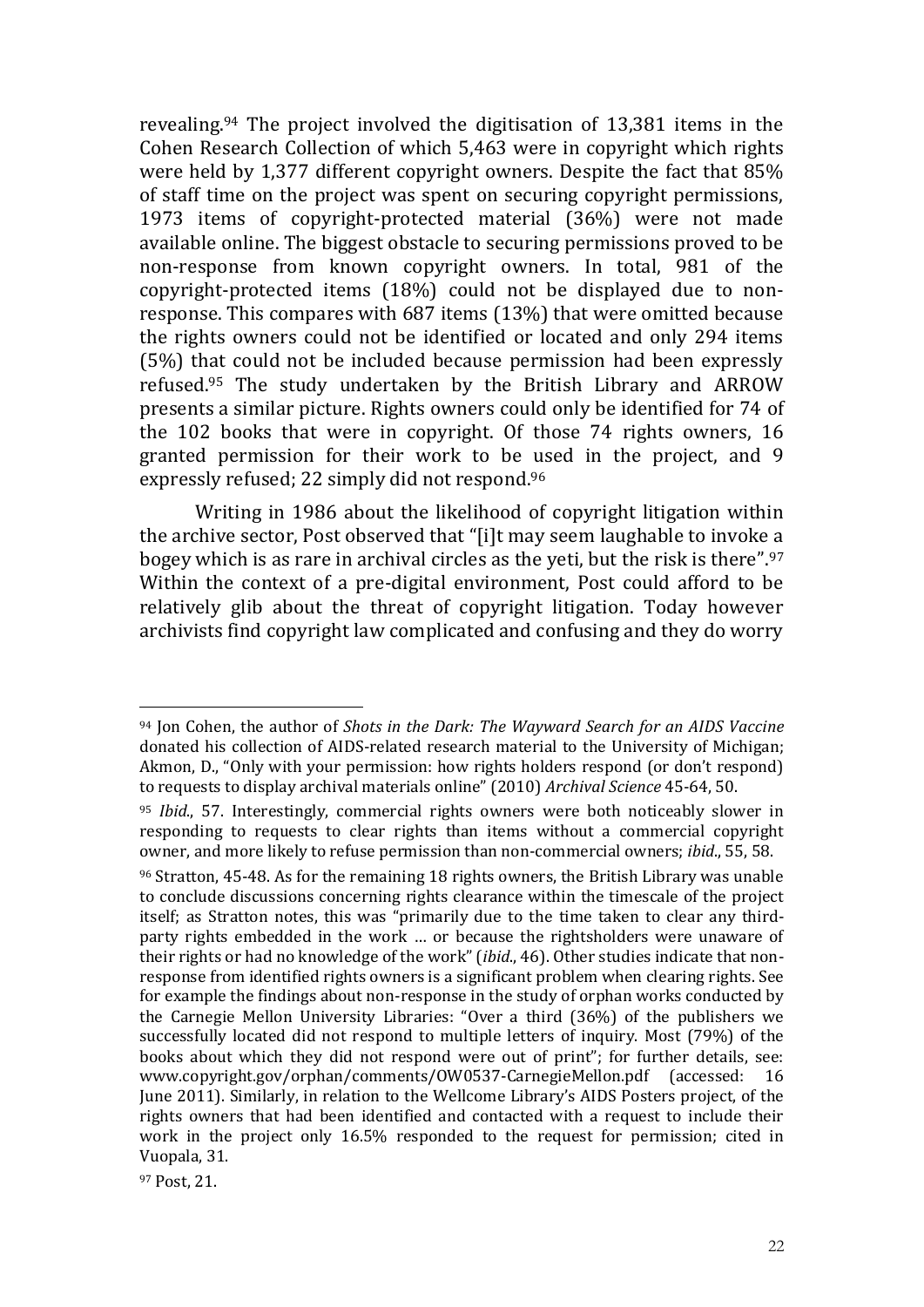revealing.[94] The project involved the digitisation of 13,381 items in the Cohen Research Collection of which 5,463 were in copyright which rights were held by 1,377 different copyright owners. Despite the fact that 85% of staff time on the project was spent on securing copyright permissions, 1973 items of copyright-protected material (36%) were not made available online. The biggest obstacle to securing permissions proved to be non-response from known copyright owners. In total, 981 of the copyright-protected items (18%) could not be displayed due to non-response. This compares with 687 items (13%) that were omitted because the rights owners could not be identified or located and only 294 items (5%) that could not be included because permission had been expressly refused.[95] The study undertaken by the British Library and ARROW presents a similar picture. Rights owners could only be identified for 74 of the 102 books that were in copyright. Of those 74 rights owners, 16 granted permission for their work to be used in the project, and 9 expressly refused; 22 simply did not respond.[96]

Writing in 1986 about the likelihood of copyright litigation within the archive sector, Post observed that "[i]t may seem laughable to invoke a bogey which is as rare in archival circles as the yeti, but the risk is there".[97] Within the context of a pre-digital environment, Post could afford to be relatively glib about the threat of copyright litigation. Today however archivists find copyright law complicated and confusing and they do worry

---

[94] Jon Cohen, the author of *Shots in the Dark: The Wayward Search for an AIDS Vaccine* donated his collection of AIDS-related research material to the University of Michigan; Akmon, D., "Only with your permission: how rights holders respond (or don't respond) to requests to display archival materials online" (2010) *Archival Science* 45-64, 50.

[95] *Ibid.*, 57. Interestingly, commercial rights owners were both noticeably slower in responding to requests to clear rights than items without a commercial copyright owner, and more likely to refuse permission than non-commercial owners; *ibid.*, 55, 58.

[96] Stratton, 45-48. As for the remaining 18 rights owners, the British Library was unable to conclude discussions concerning rights clearance within the timescale of the project itself; as Stratton notes, this was "primarily due to the time taken to clear any third-party rights embedded in the work … or because the rightsholders were unaware of their rights or had no knowledge of the work" (*ibid.*, 46). Other studies indicate that non-response from identified rights owners is a significant problem when clearing rights. See for example the findings about non-response in the study of orphan works conducted by the Carnegie Mellon University Libraries: "Over a third (36%) of the publishers we successfully located did not respond to multiple letters of inquiry. Most (79%) of the books about which they did not respond were out of print"; for further details, see: www.copyright.gov/orphan/comments/OW0537-CarnegieMellon.pdf (accessed: 16 June 2011). Similarly, in relation to the Wellcome Library's AIDS Posters project, of the rights owners that had been identified and contacted with a request to include their work in the project only 16.5% responded to the request for permission; cited in Vuopala, 31.

[97] Post, 21.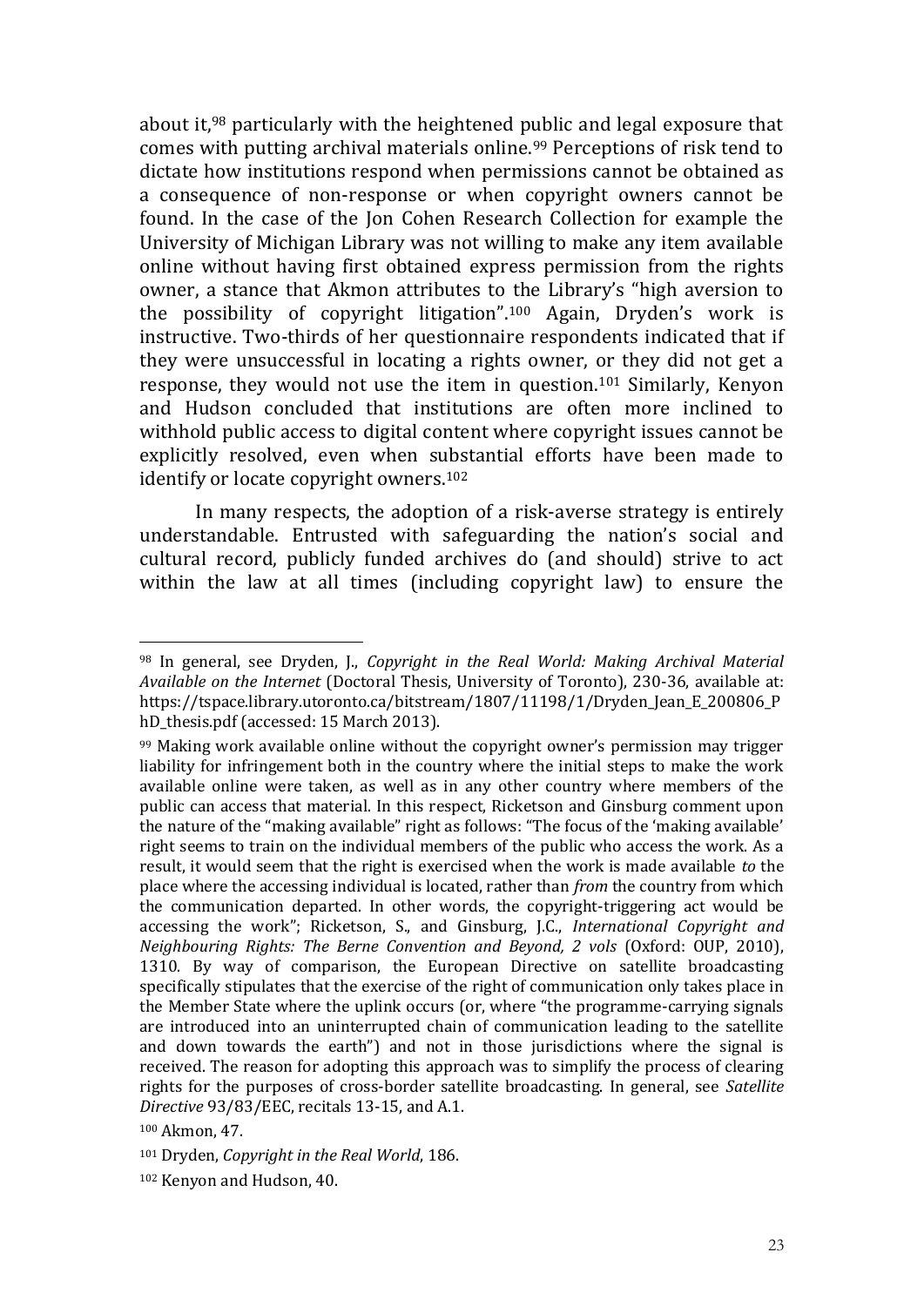about it,[98] particularly with the heightened public and legal exposure that comes with putting archival materials online.[99] Perceptions of risk tend to dictate how institutions respond when permissions cannot be obtained as a consequence of non-response or when copyright owners cannot be found. In the case of the Jon Cohen Research Collection for example the University of Michigan Library was not willing to make any item available online without having first obtained express permission from the rights owner, a stance that Akmon attributes to the Library's "high aversion to the possibility of copyright litigation".[100] Again, Dryden's work is instructive. Two-thirds of her questionnaire respondents indicated that if they were unsuccessful in locating a rights owner, or they did not get a response, they would not use the item in question.[101] Similarly, Kenyon and Hudson concluded that institutions are often more inclined to withhold public access to digital content where copyright issues cannot be explicitly resolved, even when substantial efforts have been made to identify or locate copyright owners.[102]

In many respects, the adoption of a risk-averse strategy is entirely understandable. Entrusted with safeguarding the nation's social and cultural record, publicly funded archives do (and should) strive to act within the law at all times (including copyright law) to ensure the

---

[98] In general, see Dryden, J., *Copyright in the Real World: Making Archival Material Available on the Internet* (Doctoral Thesis, University of Toronto), 230-36, available at: https://tspace.library.utoronto.ca/bitstream/1807/11198/1/Dryden_Jean_E_200806_PhD_thesis.pdf (accessed: 15 March 2013).

[99] Making work available online without the copyright owner's permission may trigger liability for infringement both in the country where the initial steps to make the work available online were taken, as well as in any other country where members of the public can access that material. In this respect, Ricketson and Ginsburg comment upon the nature of the "making available" right as follows: "The focus of the 'making available' right seems to train on the individual members of the public who access the work. As a result, it would seem that the right is exercised when the work is made available *to* the place where the accessing individual is located, rather than *from* the country from which the communication departed. In other words, the copyright-triggering act would be accessing the work"; Ricketson, S., and Ginsburg, J.C., *International Copyright and Neighbouring Rights: The Berne Convention and Beyond, 2 vols* (Oxford: OUP, 2010), 1310. By way of comparison, the European Directive on satellite broadcasting specifically stipulates that the exercise of the right of communication only takes place in the Member State where the uplink occurs (or, where "the programme-carrying signals are introduced into an uninterrupted chain of communication leading to the satellite and down towards the earth") and not in those jurisdictions where the signal is received. The reason for adopting this approach was to simplify the process of clearing rights for the purposes of cross-border satellite broadcasting. In general, see *Satellite Directive* 93/83/EEC, recitals 13-15, and A.1.

[100] Akmon, 47.

[101] Dryden, *Copyright in the Real World*, 186.

[102] Kenyon and Hudson, 40.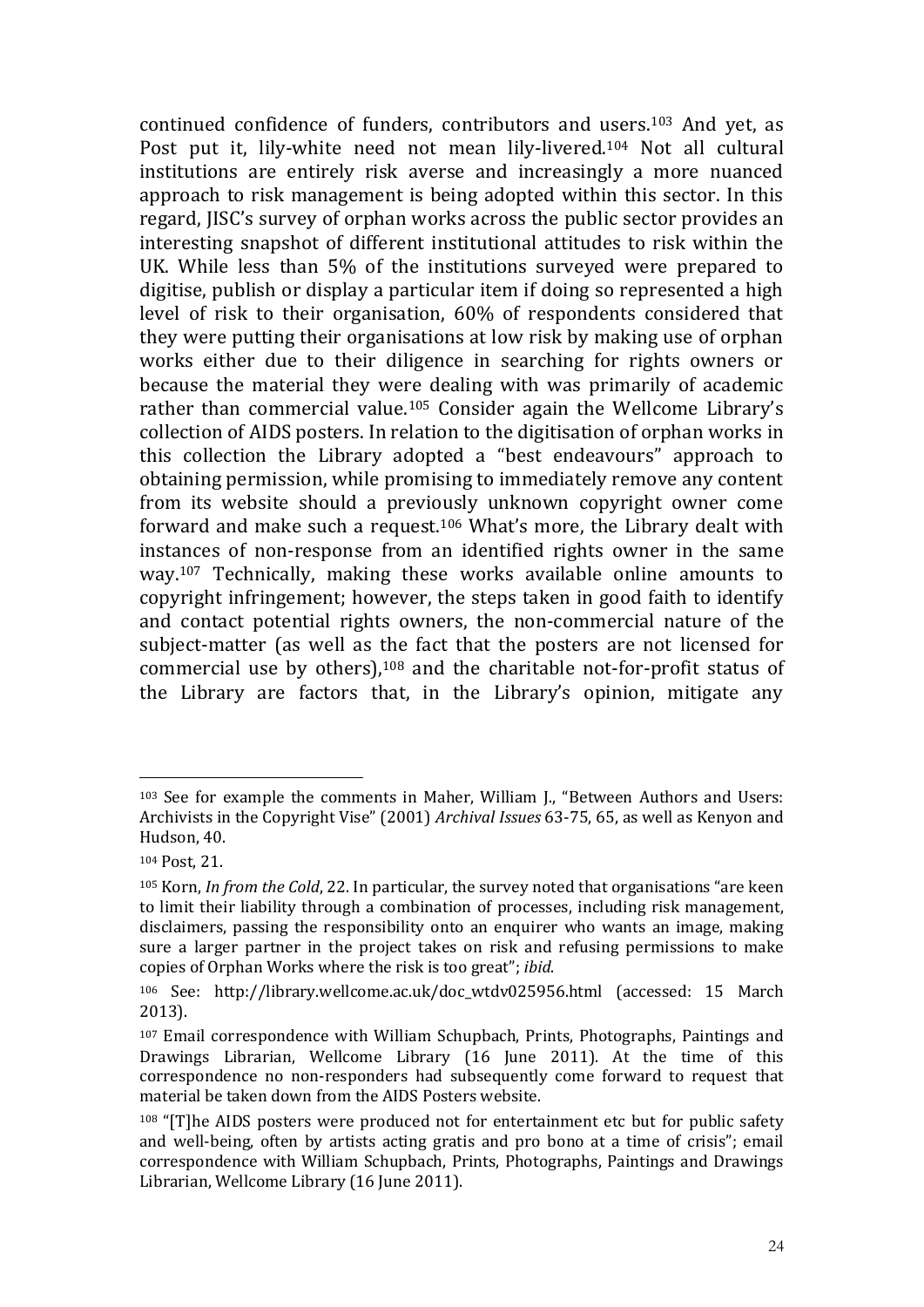continued confidence of funders, contributors and users.[103] And yet, as Post put it, lily-white need not mean lily-livered.[104] Not all cultural institutions are entirely risk averse and increasingly a more nuanced approach to risk management is being adopted within this sector. In this regard, JISC's survey of orphan works across the public sector provides an interesting snapshot of different institutional attitudes to risk within the UK. While less than 5% of the institutions surveyed were prepared to digitise, publish or display a particular item if doing so represented a high level of risk to their organisation, 60% of respondents considered that they were putting their organisations at low risk by making use of orphan works either due to their diligence in searching for rights owners or because the material they were dealing with was primarily of academic rather than commercial value.[105] Consider again the Wellcome Library's collection of AIDS posters. In relation to the digitisation of orphan works in this collection the Library adopted a "best endeavours" approach to obtaining permission, while promising to immediately remove any content from its website should a previously unknown copyright owner come forward and make such a request.[106] What's more, the Library dealt with instances of non-response from an identified rights owner in the same way.[107] Technically, making these works available online amounts to copyright infringement; however, the steps taken in good faith to identify and contact potential rights owners, the non-commercial nature of the subject-matter (as well as the fact that the posters are not licensed for commercial use by others),[108] and the charitable not-for-profit status of the Library are factors that, in the Library's opinion, mitigate any

---

[103] See for example the comments in Maher, William J., "Between Authors and Users: Archivists in the Copyright Vise" (2001) *Archival Issues* 63-75, 65, as well as Kenyon and Hudson, 40.

[104] Post, 21.

[105] Korn, *In from the Cold*, 22. In particular, the survey noted that organisations "are keen to limit their liability through a combination of processes, including risk management, disclaimers, passing the responsibility onto an enquirer who wants an image, making sure a larger partner in the project takes on risk and refusing permissions to make copies of Orphan Works where the risk is too great"; *ibid*.

[106] See: http://library.wellcome.ac.uk/doc_wtdv025956.html (accessed: 15 March 2013).

[107] Email correspondence with William Schupbach, Prints, Photographs, Paintings and Drawings Librarian, Wellcome Library (16 June 2011). At the time of this correspondence no non-responders had subsequently come forward to request that material be taken down from the AIDS Posters website.

[108] "[T]he AIDS posters were produced not for entertainment etc but for public safety and well-being, often by artists acting gratis and pro bono at a time of crisis"; email correspondence with William Schupbach, Prints, Photographs, Paintings and Drawings Librarian, Wellcome Library (16 June 2011).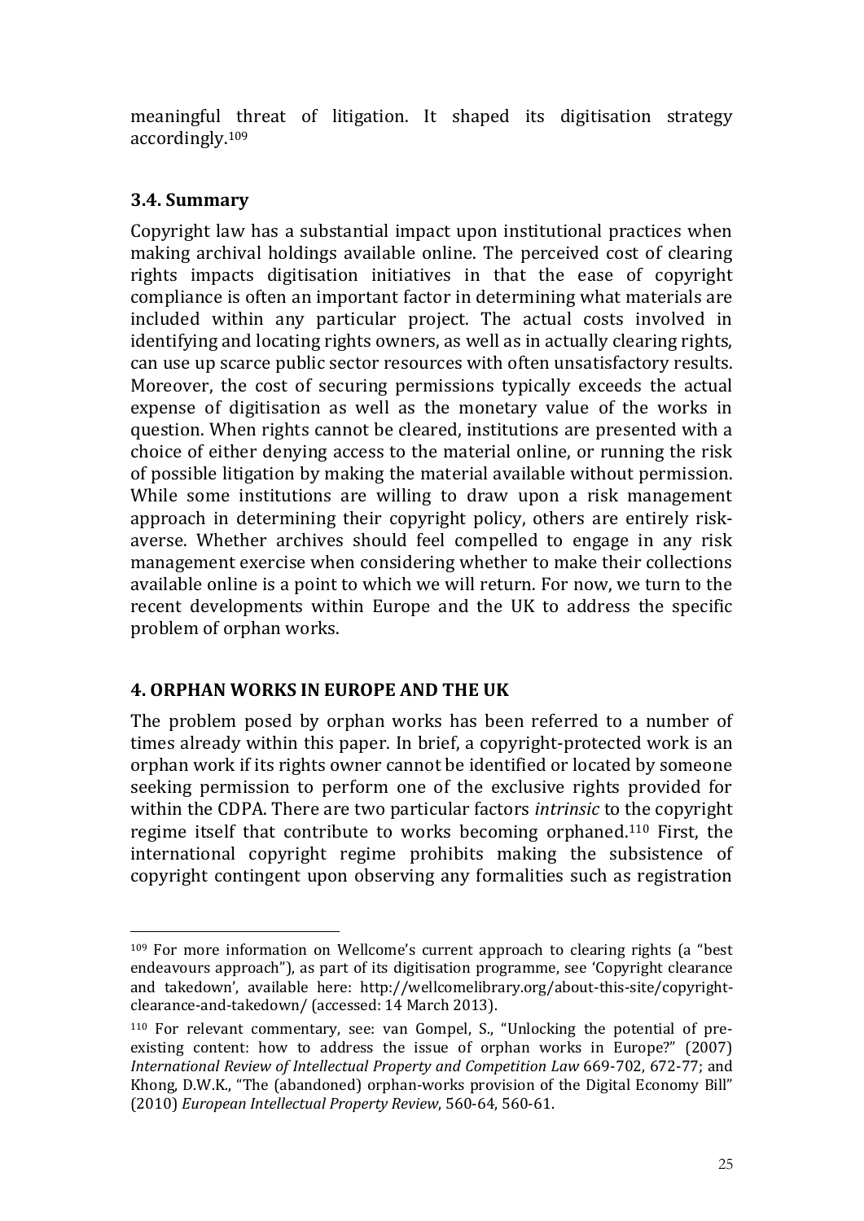meaningful threat of litigation. It shaped its digitisation strategy accordingly.[109]

### 3.4. Summary

Copyright law has a substantial impact upon institutional practices when making archival holdings available online. The perceived cost of clearing rights impacts digitisation initiatives in that the ease of copyright compliance is often an important factor in determining what materials are included within any particular project. The actual costs involved in identifying and locating rights owners, as well as in actually clearing rights, can use up scarce public sector resources with often unsatisfactory results. Moreover, the cost of securing permissions typically exceeds the actual expense of digitisation as well as the monetary value of the works in question. When rights cannot be cleared, institutions are presented with a choice of either denying access to the material online, or running the risk of possible litigation by making the material available without permission. While some institutions are willing to draw upon a risk management approach in determining their copyright policy, others are entirely risk-averse. Whether archives should feel compelled to engage in any risk management exercise when considering whether to make their collections available online is a point to which we will return. For now, we turn to the recent developments within Europe and the UK to address the specific problem of orphan works.

## 4. ORPHAN WORKS IN EUROPE AND THE UK

The problem posed by orphan works has been referred to a number of times already within this paper. In brief, a copyright-protected work is an orphan work if its rights owner cannot be identified or located by someone seeking permission to perform one of the exclusive rights provided for within the CDPA. There are two particular factors *intrinsic* to the copyright regime itself that contribute to works becoming orphaned.[110] First, the international copyright regime prohibits making the subsistence of copyright contingent upon observing any formalities such as registration

---

[109] For more information on Wellcome's current approach to clearing rights (a "best endeavours approach"), as part of its digitisation programme, see 'Copyright clearance and takedown', available here: http://wellcomelibrary.org/about-this-site/copyright-clearance-and-takedown/ (accessed: 14 March 2013).

[110] For relevant commentary, see: van Gompel, S., "Unlocking the potential of pre-existing content: how to address the issue of orphan works in Europe?" (2007) *International Review of Intellectual Property and Competition Law* 669-702, 672-77; and Khong, D.W.K., "The (abandoned) orphan-works provision of the Digital Economy Bill" (2010) *European Intellectual Property Review*, 560-64, 560-61.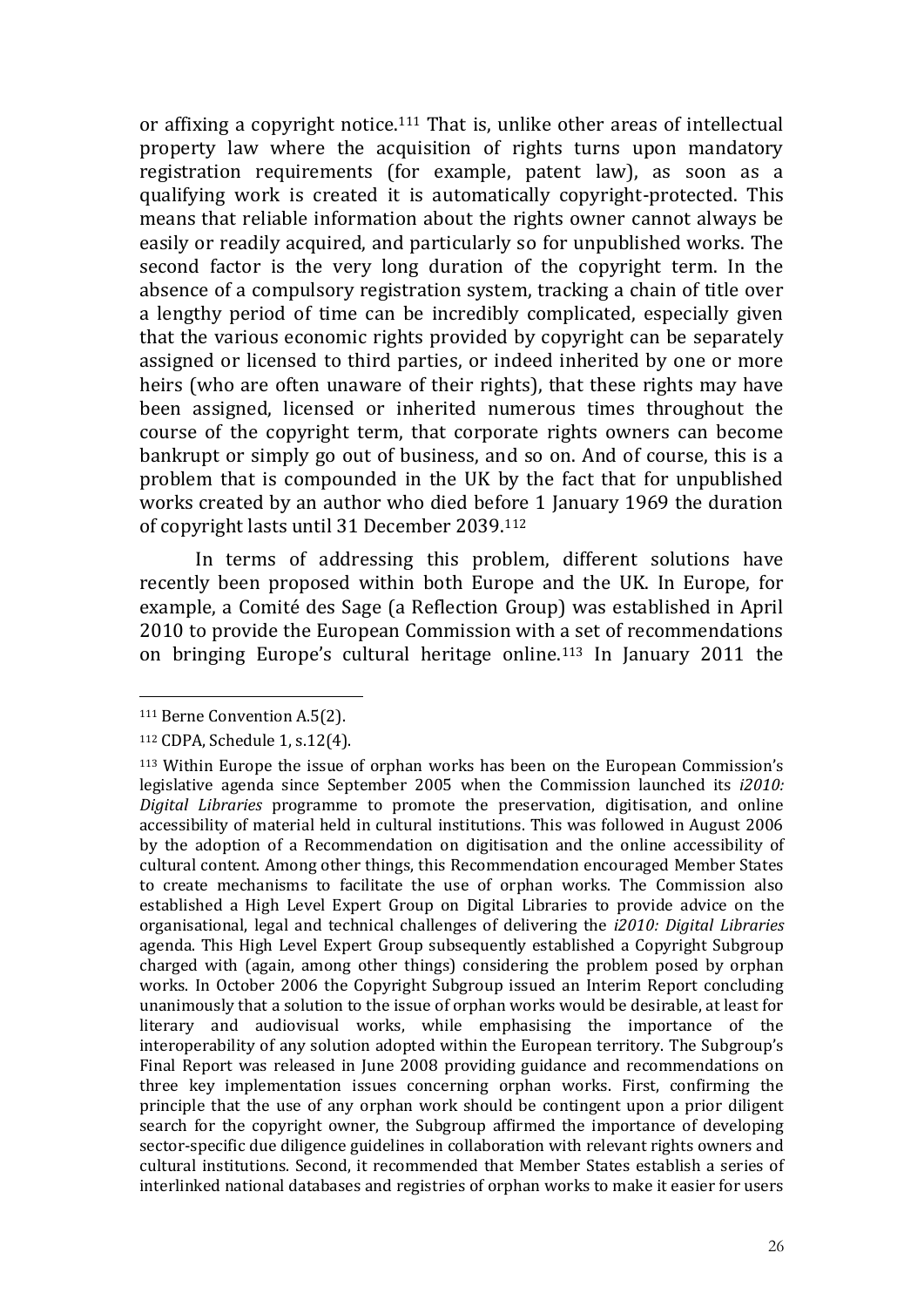or affixing a copyright notice.[111] That is, unlike other areas of intellectual property law where the acquisition of rights turns upon mandatory registration requirements (for example, patent law), as soon as a qualifying work is created it is automatically copyright-protected. This means that reliable information about the rights owner cannot always be easily or readily acquired, and particularly so for unpublished works. The second factor is the very long duration of the copyright term. In the absence of a compulsory registration system, tracking a chain of title over a lengthy period of time can be incredibly complicated, especially given that the various economic rights provided by copyright can be separately assigned or licensed to third parties, or indeed inherited by one or more heirs (who are often unaware of their rights), that these rights may have been assigned, licensed or inherited numerous times throughout the course of the copyright term, that corporate rights owners can become bankrupt or simply go out of business, and so on. And of course, this is a problem that is compounded in the UK by the fact that for unpublished works created by an author who died before 1 January 1969 the duration of copyright lasts until 31 December 2039.[112]

In terms of addressing this problem, different solutions have recently been proposed within both Europe and the UK. In Europe, for example, a Comité des Sage (a Reflection Group) was established in April 2010 to provide the European Commission with a set of recommendations on bringing Europe's cultural heritage online.[113] In January 2011 the

---

[111] Berne Convention A.5(2).

[112] CDPA, Schedule 1, s.12(4).

[113] Within Europe the issue of orphan works has been on the European Commission's legislative agenda since September 2005 when the Commission launched its *i2010: Digital Libraries* programme to promote the preservation, digitisation, and online accessibility of material held in cultural institutions. This was followed in August 2006 by the adoption of a Recommendation on digitisation and the online accessibility of cultural content. Among other things, this Recommendation encouraged Member States to create mechanisms to facilitate the use of orphan works. The Commission also established a High Level Expert Group on Digital Libraries to provide advice on the organisational, legal and technical challenges of delivering the *i2010: Digital Libraries* agenda. This High Level Expert Group subsequently established a Copyright Subgroup charged with (again, among other things) considering the problem posed by orphan works. In October 2006 the Copyright Subgroup issued an Interim Report concluding unanimously that a solution to the issue of orphan works would be desirable, at least for literary and audiovisual works, while emphasising the importance of the interoperability of any solution adopted within the European territory. The Subgroup's Final Report was released in June 2008 providing guidance and recommendations on three key implementation issues concerning orphan works. First, confirming the principle that the use of any orphan work should be contingent upon a prior diligent search for the copyright owner, the Subgroup affirmed the importance of developing sector-specific due diligence guidelines in collaboration with relevant rights owners and cultural institutions. Second, it recommended that Member States establish a series of interlinked national databases and registries of orphan works to make it easier for users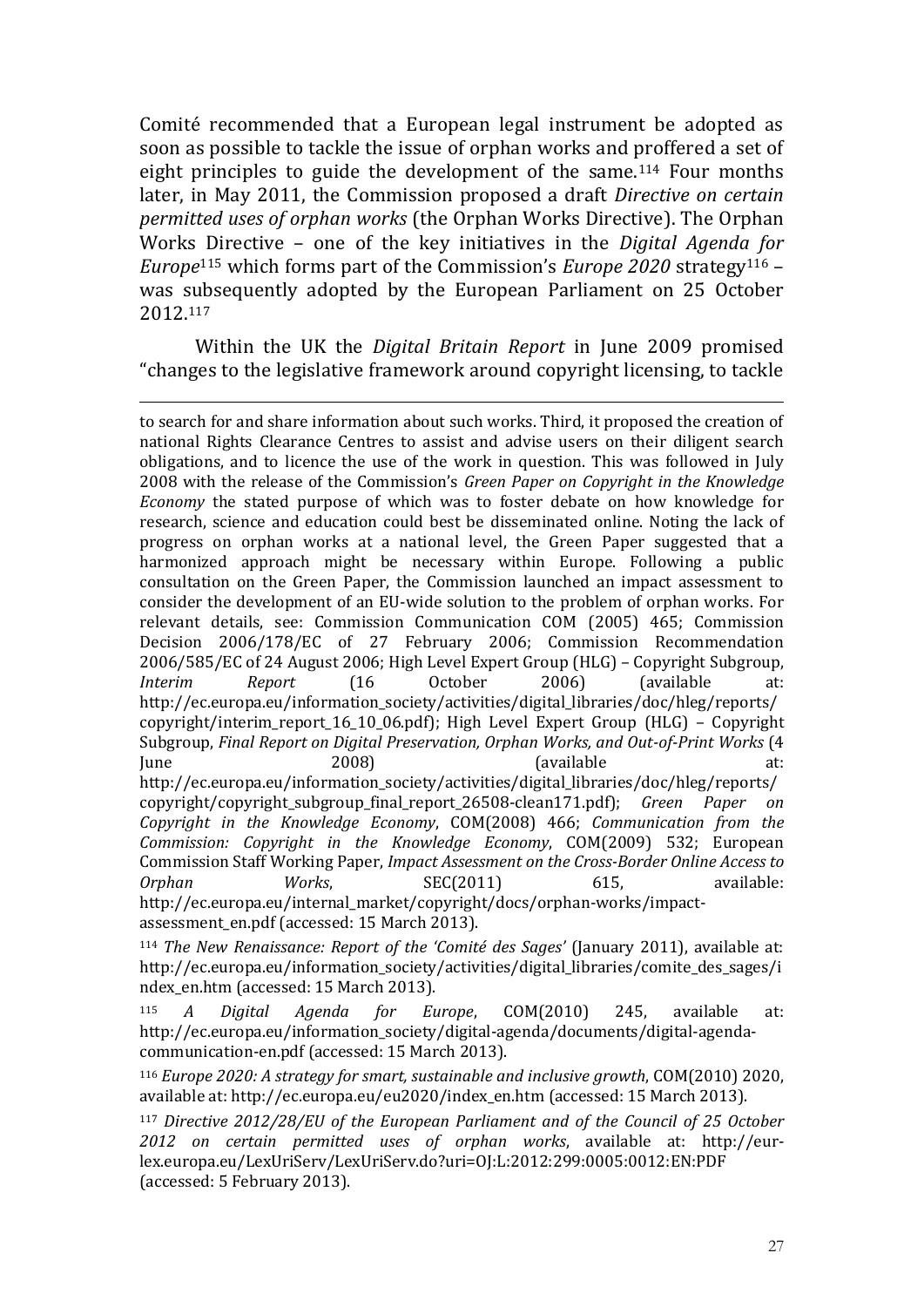Comité recommended that a European legal instrument be adopted as soon as possible to tackle the issue of orphan works and proffered a set of eight principles to guide the development of the same.[114] Four months later, in May 2011, the Commission proposed a draft *Directive on certain permitted uses of orphan works* (the Orphan Works Directive). The Orphan Works Directive – one of the key initiatives in the *Digital Agenda for Europe*[115] which forms part of the Commission's *Europe 2020* strategy[116] – was subsequently adopted by the European Parliament on 25 October 2012.[117]

Within the UK the *Digital Britain Report* in June 2009 promised "changes to the legislative framework around copyright licensing, to tackle

---

to search for and share information about such works. Third, it proposed the creation of national Rights Clearance Centres to assist and advise users on their diligent search obligations, and to licence the use of the work in question. This was followed in July 2008 with the release of the Commission's *Green Paper on Copyright in the Knowledge Economy* the stated purpose of which was to foster debate on how knowledge for research, science and education could best be disseminated online. Noting the lack of progress on orphan works at a national level, the Green Paper suggested that a harmonized approach might be necessary within Europe. Following a public consultation on the Green Paper, the Commission launched an impact assessment to consider the development of an EU-wide solution to the problem of orphan works. For relevant details, see: Commission Communication COM (2005) 465; Commission Decision 2006/178/EC of 27 February 2006; Commission Recommendation 2006/585/EC of 24 August 2006; High Level Expert Group (HLG) – Copyright Subgroup, *Interim Report* (16 October 2006) (available at: http://ec.europa.eu/information_society/activities/digital_libraries/doc/hleg/reports/copyright/interim_report_16_10_06.pdf); High Level Expert Group (HLG) – Copyright Subgroup, *Final Report on Digital Preservation, Orphan Works, and Out-of-Print Works* (4 June 2008) (available at: http://ec.europa.eu/information_society/activities/digital_libraries/doc/hleg/reports/copyright/copyright_subgroup_final_report_26508-clean171.pdf); *Green Paper on Copyright in the Knowledge Economy*, COM(2008) 466; *Communication from the Commission: Copyright in the Knowledge Economy*, COM(2009) 532; European Commission Staff Working Paper, *Impact Assessment on the Cross-Border Online Access to Orphan Works*, SEC(2011) 615, available: http://ec.europa.eu/internal_market/copyright/docs/orphan-works/impact-assessment_en.pdf (accessed: 15 March 2013).

[114] *The New Renaissance: Report of the 'Comité des Sages'* (January 2011), available at: http://ec.europa.eu/information_society/activities/digital_libraries/comite_des_sages/index_en.htm (accessed: 15 March 2013).

[115] *A Digital Agenda for Europe*, COM(2010) 245, available at: http://ec.europa.eu/information_society/digital-agenda/documents/digital-agenda-communication-en.pdf (accessed: 15 March 2013).

[116] *Europe 2020: A strategy for smart, sustainable and inclusive growth*, COM(2010) 2020, available at: http://ec.europa.eu/eu2020/index_en.htm (accessed: 15 March 2013).

[117] *Directive 2012/28/EU of the European Parliament and of the Council of 25 October 2012 on certain permitted uses of orphan works*, available at: http://eur-lex.europa.eu/LexUriServ/LexUriServ.do?uri=OJ:L:2012:299:0005:0012:EN:PDF (accessed: 5 February 2013).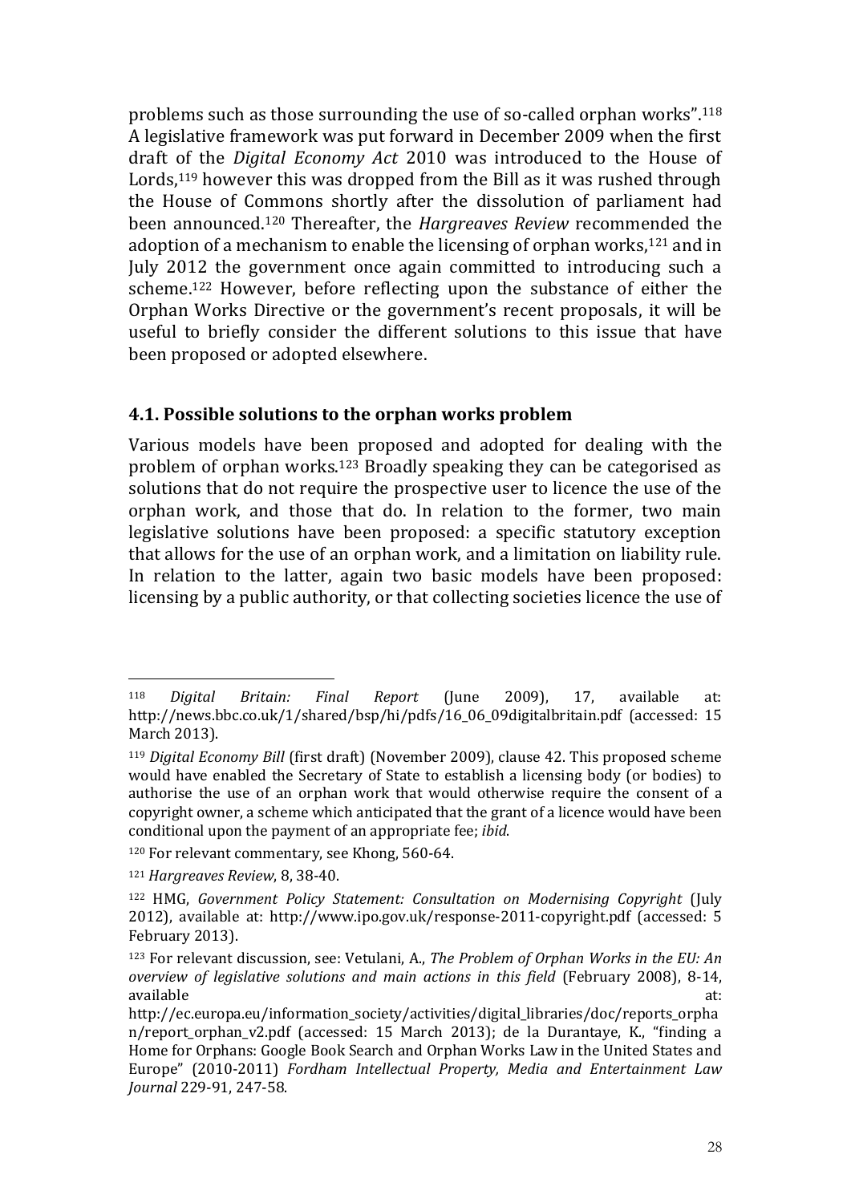problems such as those surrounding the use of so-called orphan works".[118] A legislative framework was put forward in December 2009 when the first draft of the *Digital Economy Act* 2010 was introduced to the House of Lords,[119] however this was dropped from the Bill as it was rushed through the House of Commons shortly after the dissolution of parliament had been announced.[120] Thereafter, the *Hargreaves Review* recommended the adoption of a mechanism to enable the licensing of orphan works,[121] and in July 2012 the government once again committed to introducing such a scheme.[122] However, before reflecting upon the substance of either the Orphan Works Directive or the government's recent proposals, it will be useful to briefly consider the different solutions to this issue that have been proposed or adopted elsewhere.

### 4.1. Possible solutions to the orphan works problem

Various models have been proposed and adopted for dealing with the problem of orphan works.[123] Broadly speaking they can be categorised as solutions that do not require the prospective user to licence the use of the orphan work, and those that do. In relation to the former, two main legislative solutions have been proposed: a specific statutory exception that allows for the use of an orphan work, and a limitation on liability rule. In relation to the latter, again two basic models have been proposed: licensing by a public authority, or that collecting societies licence the use of

---

[118] *Digital Britain: Final Report* (June 2009), 17, available at: http://news.bbc.co.uk/1/shared/bsp/hi/pdfs/16_06_09digitalbritain.pdf (accessed: 15 March 2013).

[119] *Digital Economy Bill* (first draft) (November 2009), clause 42. This proposed scheme would have enabled the Secretary of State to establish a licensing body (or bodies) to authorise the use of an orphan work that would otherwise require the consent of a copyright owner, a scheme which anticipated that the grant of a licence would have been conditional upon the payment of an appropriate fee; *ibid*.

[120] For relevant commentary, see Khong, 560-64.

[121] *Hargreaves Review*, 8, 38-40.

[122] HMG, *Government Policy Statement: Consultation on Modernising Copyright* (July 2012), available at: http://www.ipo.gov.uk/response-2011-copyright.pdf (accessed: 5 February 2013).

[123] For relevant discussion, see: Vetulani, A., *The Problem of Orphan Works in the EU: An overview of legislative solutions and main actions in this field* (February 2008), 8-14, available at: http://ec.europa.eu/information_society/activities/digital_libraries/doc/reports_orphan/report_orphan_v2.pdf (accessed: 15 March 2013); de la Durantaye, K., "finding a Home for Orphans: Google Book Search and Orphan Works Law in the United States and Europe" (2010-2011) *Fordham Intellectual Property, Media and Entertainment Law Journal* 229-91, 247-58.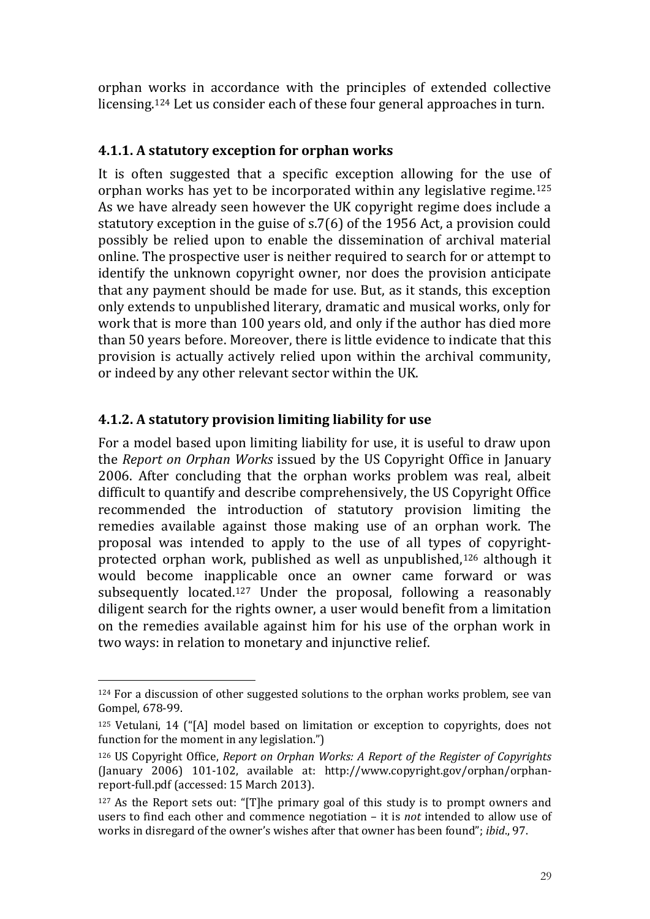orphan works in accordance with the principles of extended collective licensing.[124] Let us consider each of these four general approaches in turn.

### 4.1.1. A statutory exception for orphan works

It is often suggested that a specific exception allowing for the use of orphan works has yet to be incorporated within any legislative regime.[125] As we have already seen however the UK copyright regime does include a statutory exception in the guise of s.7(6) of the 1956 Act, a provision could possibly be relied upon to enable the dissemination of archival material online. The prospective user is neither required to search for or attempt to identify the unknown copyright owner, nor does the provision anticipate that any payment should be made for use. But, as it stands, this exception only extends to unpublished literary, dramatic and musical works, only for work that is more than 100 years old, and only if the author has died more than 50 years before. Moreover, there is little evidence to indicate that this provision is actually actively relied upon within the archival community, or indeed by any other relevant sector within the UK.

### 4.1.2. A statutory provision limiting liability for use

For a model based upon limiting liability for use, it is useful to draw upon the *Report on Orphan Works* issued by the US Copyright Office in January 2006. After concluding that the orphan works problem was real, albeit difficult to quantify and describe comprehensively, the US Copyright Office recommended the introduction of statutory provision limiting the remedies available against those making use of an orphan work. The proposal was intended to apply to the use of all types of copyright-protected orphan work, published as well as unpublished,[126] although it would become inapplicable once an owner came forward or was subsequently located.[127] Under the proposal, following a reasonably diligent search for the rights owner, a user would benefit from a limitation on the remedies available against him for his use of the orphan work in two ways: in relation to monetary and injunctive relief.

---

[124] For a discussion of other suggested solutions to the orphan works problem, see van Gompel, 678-99.

[125] Vetulani, 14 ("[A] model based on limitation or exception to copyrights, does not function for the moment in any legislation.")

[126] US Copyright Office, *Report on Orphan Works: A Report of the Register of Copyrights* (January 2006) 101-102, available at: http://www.copyright.gov/orphan/orphan-report-full.pdf (accessed: 15 March 2013).

[127] As the Report sets out: "[T]he primary goal of this study is to prompt owners and users to find each other and commence negotiation – it is *not* intended to allow use of works in disregard of the owner's wishes after that owner has been found"; *ibid*., 97.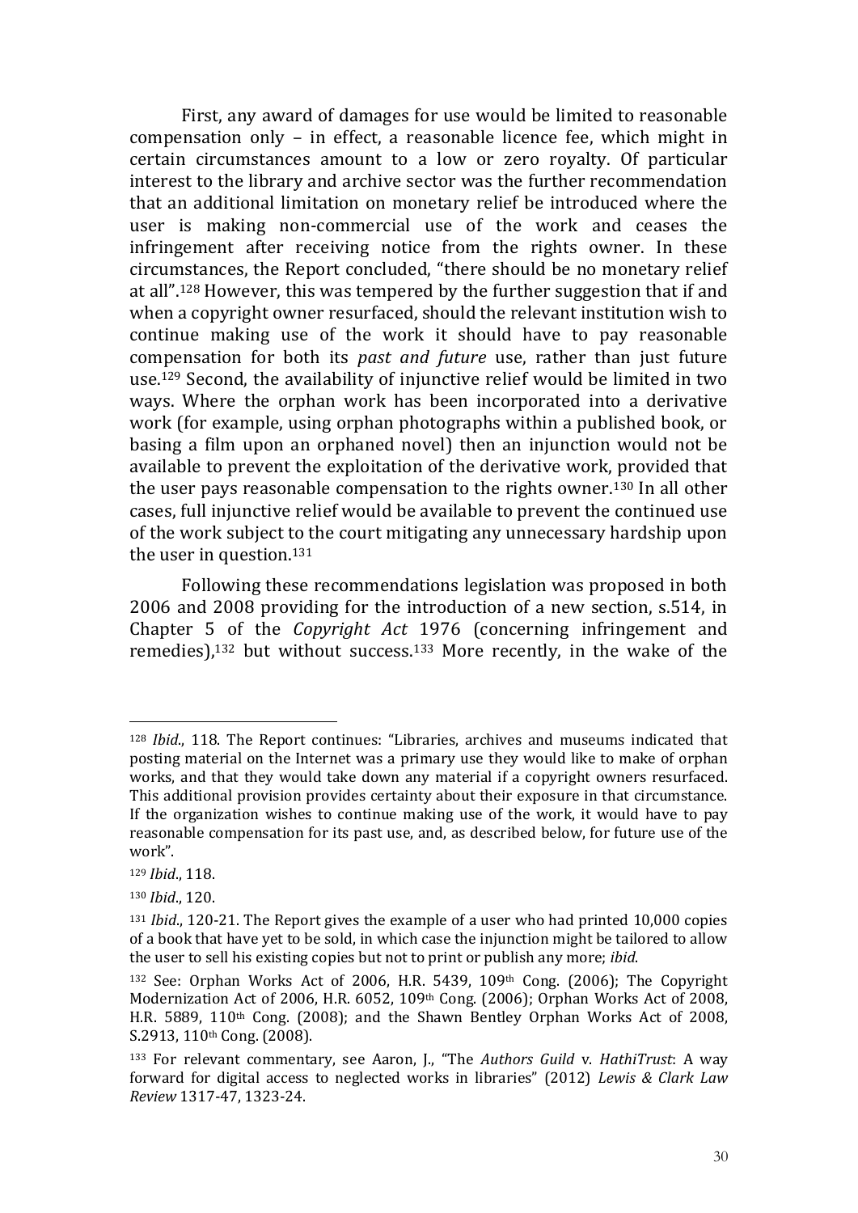First, any award of damages for use would be limited to reasonable compensation only – in effect, a reasonable licence fee, which might in certain circumstances amount to a low or zero royalty. Of particular interest to the library and archive sector was the further recommendation that an additional limitation on monetary relief be introduced where the user is making non-commercial use of the work and ceases the infringement after receiving notice from the rights owner. In these circumstances, the Report concluded, "there should be no monetary relief at all".[128] However, this was tempered by the further suggestion that if and when a copyright owner resurfaced, should the relevant institution wish to continue making use of the work it should have to pay reasonable compensation for both its *past and future* use, rather than just future use.[129] Second, the availability of injunctive relief would be limited in two ways. Where the orphan work has been incorporated into a derivative work (for example, using orphan photographs within a published book, or basing a film upon an orphaned novel) then an injunction would not be available to prevent the exploitation of the derivative work, provided that the user pays reasonable compensation to the rights owner.[130] In all other cases, full injunctive relief would be available to prevent the continued use of the work subject to the court mitigating any unnecessary hardship upon the user in question.[131]

Following these recommendations legislation was proposed in both 2006 and 2008 providing for the introduction of a new section, s.514, in Chapter 5 of the *Copyright Act* 1976 (concerning infringement and remedies),[132] but without success.[133] More recently, in the wake of the

---

[128] *Ibid*., 118. The Report continues: "Libraries, archives and museums indicated that posting material on the Internet was a primary use they would like to make of orphan works, and that they would take down any material if a copyright owners resurfaced. This additional provision provides certainty about their exposure in that circumstance. If the organization wishes to continue making use of the work, it would have to pay reasonable compensation for its past use, and, as described below, for future use of the work".

[129] *Ibid*., 118.

[130] *Ibid*., 120.

[131] *Ibid*., 120-21. The Report gives the example of a user who had printed 10,000 copies of a book that have yet to be sold, in which case the injunction might be tailored to allow the user to sell his existing copies but not to print or publish any more; *ibid*.

[132] See: Orphan Works Act of 2006, H.R. 5439, 109th Cong. (2006); The Copyright Modernization Act of 2006, H.R. 6052, 109th Cong. (2006); Orphan Works Act of 2008, H.R. 5889, 110th Cong. (2008); and the Shawn Bentley Orphan Works Act of 2008, S.2913, 110th Cong. (2008).

[133] For relevant commentary, see Aaron, J., "The *Authors Guild* v. *HathiTrust*: A way forward for digital access to neglected works in libraries" (2012) *Lewis & Clark Law Review* 1317-47, 1323-24.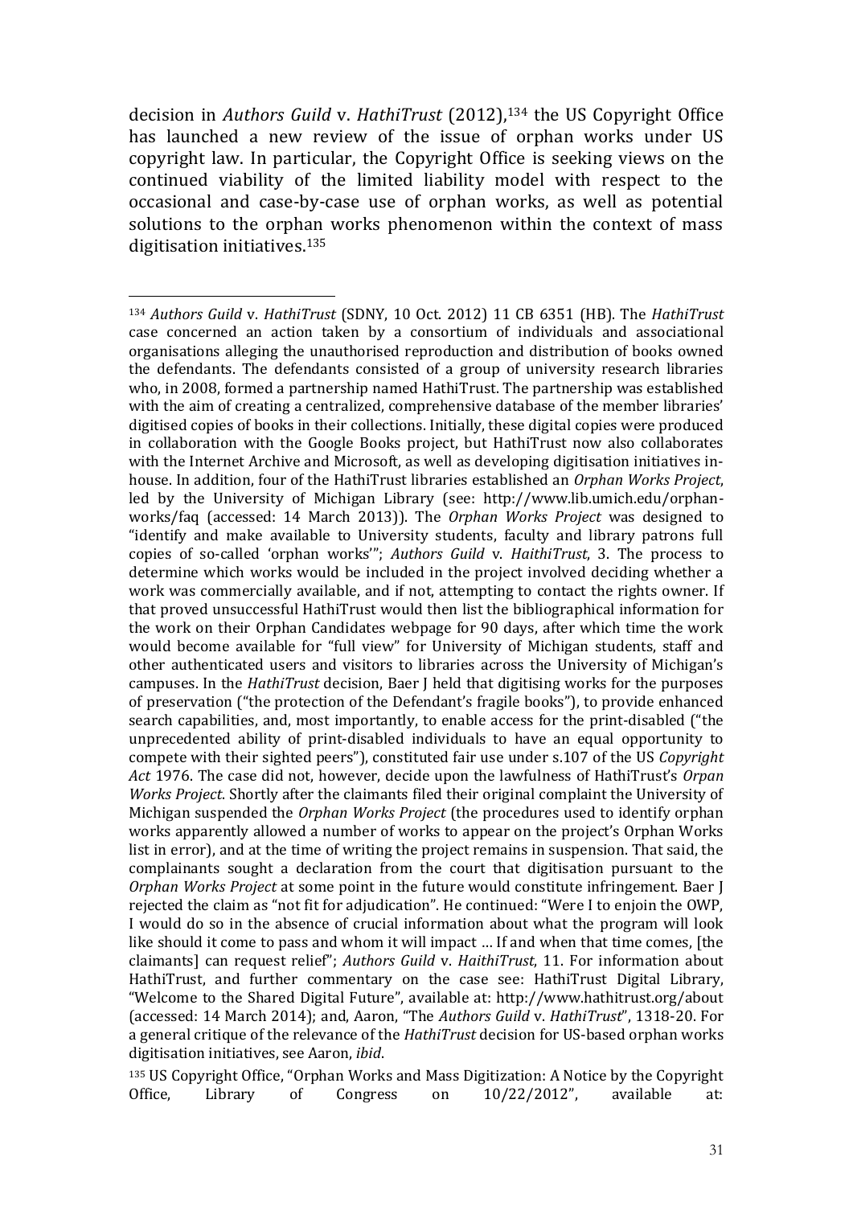decision in *Authors Guild* v. *HathiTrust* (2012),[134] the US Copyright Office has launched a new review of the issue of orphan works under US copyright law. In particular, the Copyright Office is seeking views on the continued viability of the limited liability model with respect to the occasional and case-by-case use of orphan works, as well as potential solutions to the orphan works phenomenon within the context of mass digitisation initiatives.[135]

---

[134] *Authors Guild* v. *HathiTrust* (SDNY, 10 Oct. 2012) 11 CB 6351 (HB). The *HathiTrust* case concerned an action taken by a consortium of individuals and associational organisations alleging the unauthorised reproduction and distribution of books owned the defendants. The defendants consisted of a group of university research libraries who, in 2008, formed a partnership named HathiTrust. The partnership was established with the aim of creating a centralized, comprehensive database of the member libraries' digitised copies of books in their collections. Initially, these digital copies were produced in collaboration with the Google Books project, but HathiTrust now also collaborates with the Internet Archive and Microsoft, as well as developing digitisation initiatives in-house. In addition, four of the HathiTrust libraries established an *Orphan Works Project*, led by the University of Michigan Library (see: http://www.lib.umich.edu/orphan-works/faq (accessed: 14 March 2013)). The *Orphan Works Project* was designed to "identify and make available to University students, faculty and library patrons full copies of so-called 'orphan works'"; *Authors Guild* v. *HaithiTrust*, 3. The process to determine which works would be included in the project involved deciding whether a work was commercially available, and if not, attempting to contact the rights owner. If that proved unsuccessful HathiTrust would then list the bibliographical information for the work on their Orphan Candidates webpage for 90 days, after which time the work would become available for "full view" for University of Michigan students, staff and other authenticated users and visitors to libraries across the University of Michigan's campuses. In the *HathiTrust* decision, Baer J held that digitising works for the purposes of preservation ("the protection of the Defendant's fragile books"), to provide enhanced search capabilities, and, most importantly, to enable access for the print-disabled ("the unprecedented ability of print-disabled individuals to have an equal opportunity to compete with their sighted peers"), constituted fair use under s.107 of the US *Copyright Act* 1976. The case did not, however, decide upon the lawfulness of HathiTrust's *Orpan Works Project*. Shortly after the claimants filed their original complaint the University of Michigan suspended the *Orphan Works Project* (the procedures used to identify orphan works apparently allowed a number of works to appear on the project's Orphan Works list in error), and at the time of writing the project remains in suspension. That said, the complainants sought a declaration from the court that digitisation pursuant to the *Orphan Works Project* at some point in the future would constitute infringement. Baer J rejected the claim as "not fit for adjudication". He continued: "Were I to enjoin the OWP, I would do so in the absence of crucial information about what the program will look like should it come to pass and whom it will impact … If and when that time comes, [the claimants] can request relief"; *Authors Guild* v. *HaithiTrust*, 11. For information about HathiTrust, and further commentary on the case see: HathiTrust Digital Library, "Welcome to the Shared Digital Future", available at: http://www.hathitrust.org/about (accessed: 14 March 2014); and, Aaron, "The *Authors Guild* v. *HathiTrust*", 1318-20. For a general critique of the relevance of the *HathiTrust* decision for US-based orphan works digitisation initiatives, see Aaron, *ibid*.

[135] US Copyright Office, "Orphan Works and Mass Digitization: A Notice by the Copyright Office, Library of Congress on 10/22/2012", available at: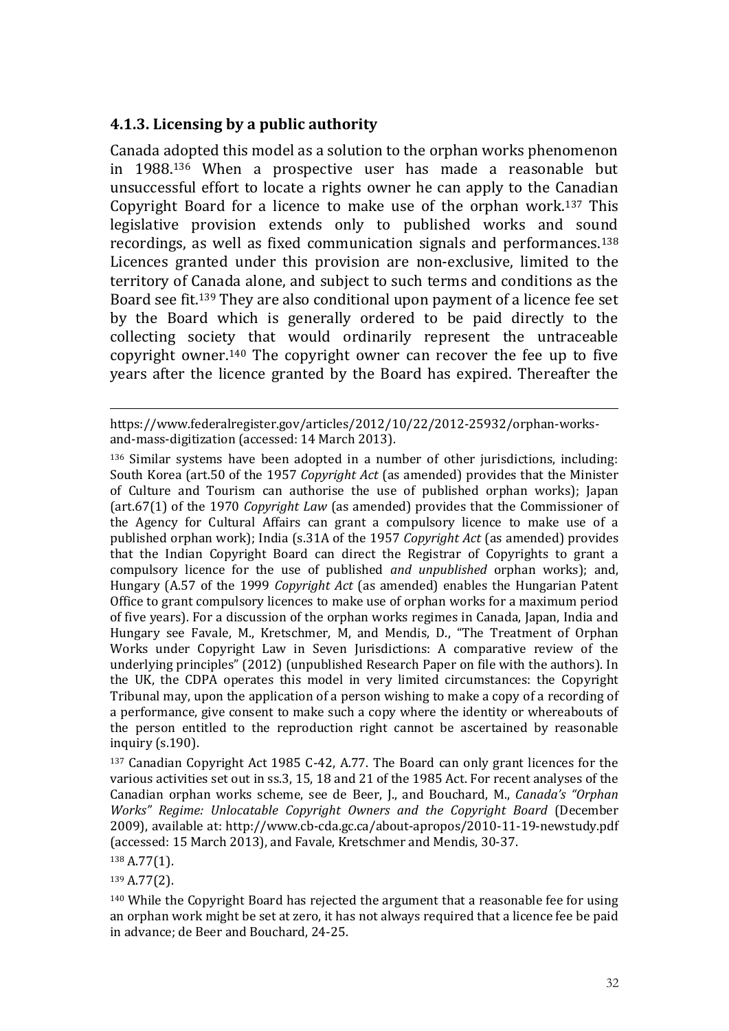### 4.1.3. Licensing by a public authority

Canada adopted this model as a solution to the orphan works phenomenon in 1988.[136] When a prospective user has made a reasonable but unsuccessful effort to locate a rights owner he can apply to the Canadian Copyright Board for a licence to make use of the orphan work.[137] This legislative provision extends only to published works and sound recordings, as well as fixed communication signals and performances.[138] Licences granted under this provision are non-exclusive, limited to the territory of Canada alone, and subject to such terms and conditions as the Board see fit.[139] They are also conditional upon payment of a licence fee set by the Board which is generally ordered to be paid directly to the collecting society that would ordinarily represent the untraceable copyright owner.[140] The copyright owner can recover the fee up to five years after the licence granted by the Board has expired. Thereafter the

---

https://www.federalregister.gov/articles/2012/10/22/2012-25932/orphan-works-and-mass-digitization (accessed: 14 March 2013).

[136] Similar systems have been adopted in a number of other jurisdictions, including: South Korea (art.50 of the 1957 *Copyright Act* (as amended) provides that the Minister of Culture and Tourism can authorise the use of published orphan works); Japan (art.67(1) of the 1970 *Copyright Law* (as amended) provides that the Commissioner of the Agency for Cultural Affairs can grant a compulsory licence to make use of a published orphan work); India (s.31A of the 1957 *Copyright Act* (as amended) provides that the Indian Copyright Board can direct the Registrar of Copyrights to grant a compulsory licence for the use of published *and unpublished* orphan works); and, Hungary (A.57 of the 1999 *Copyright Act* (as amended) enables the Hungarian Patent Office to grant compulsory licences to make use of orphan works for a maximum period of five years). For a discussion of the orphan works regimes in Canada, Japan, India and Hungary see Favale, M., Kretschmer, M, and Mendis, D., "The Treatment of Orphan Works under Copyright Law in Seven Jurisdictions: A comparative review of the underlying principles" (2012) (unpublished Research Paper on file with the authors). In the UK, the CDPA operates this model in very limited circumstances: the Copyright Tribunal may, upon the application of a person wishing to make a copy of a recording of a performance, give consent to make such a copy where the identity or whereabouts of the person entitled to the reproduction right cannot be ascertained by reasonable inquiry (s.190).

[137] Canadian Copyright Act 1985 C-42, A.77. The Board can only grant licences for the various activities set out in ss.3, 15, 18 and 21 of the 1985 Act. For recent analyses of the Canadian orphan works scheme, see de Beer, J., and Bouchard, M., *Canada's "Orphan Works" Regime: Unlocatable Copyright Owners and the Copyright Board* (December 2009), available at: http://www.cb-cda.gc.ca/about-apropos/2010-11-19-newstudy.pdf (accessed: 15 March 2013), and Favale, Kretschmer and Mendis, 30-37.

[138] A.77(1).

[139] A.77(2).

[140] While the Copyright Board has rejected the argument that a reasonable fee for using an orphan work might be set at zero, it has not always required that a licence fee be paid in advance; de Beer and Bouchard, 24-25.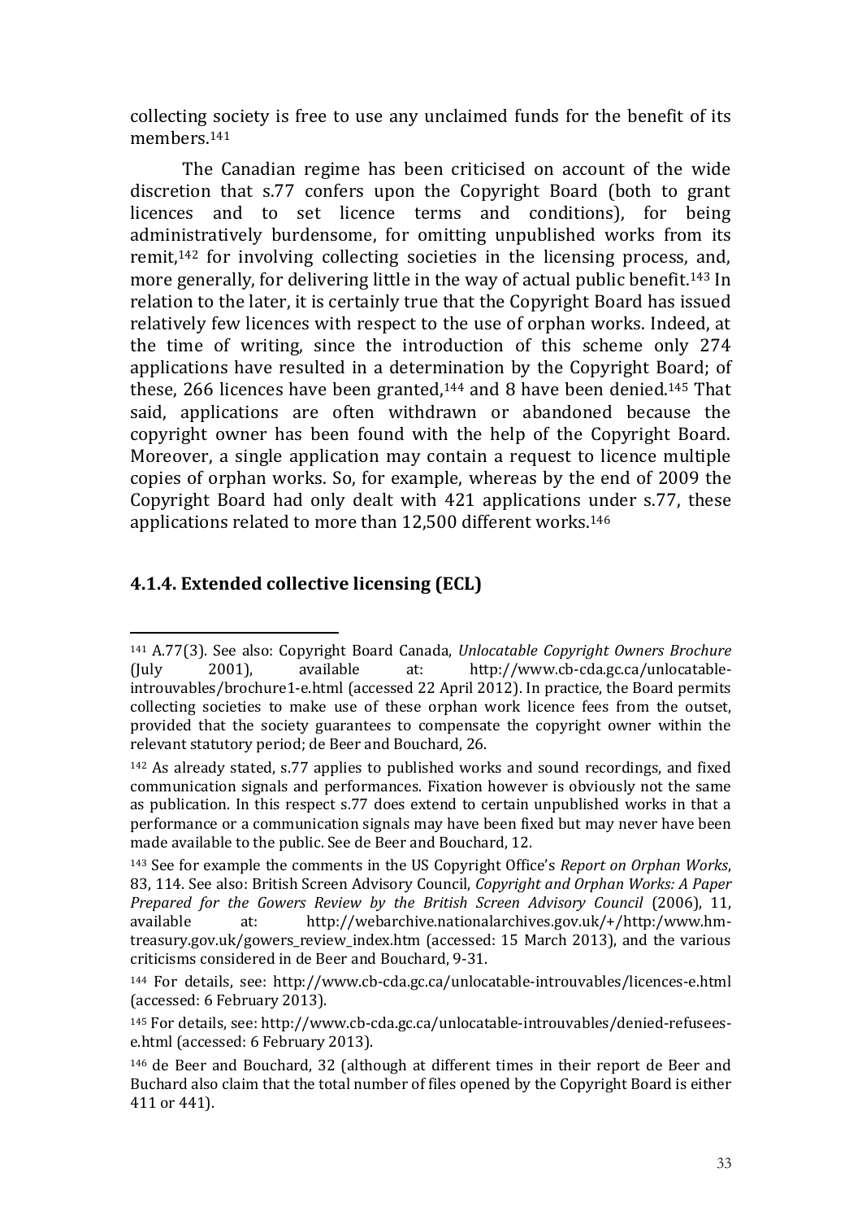collecting society is free to use any unclaimed funds for the benefit of its members.[141]

The Canadian regime has been criticised on account of the wide discretion that s.77 confers upon the Copyright Board (both to grant licences and to set licence terms and conditions), for being administratively burdensome, for omitting unpublished works from its remit,[142] for involving collecting societies in the licensing process, and, more generally, for delivering little in the way of actual public benefit.[143] In relation to the later, it is certainly true that the Copyright Board has issued relatively few licences with respect to the use of orphan works. Indeed, at the time of writing, since the introduction of this scheme only 274 applications have resulted in a determination by the Copyright Board; of these, 266 licences have been granted,[144] and 8 have been denied.[145] That said, applications are often withdrawn or abandoned because the copyright owner has been found with the help of the Copyright Board. Moreover, a single application may contain a request to licence multiple copies of orphan works. So, for example, whereas by the end of 2009 the Copyright Board had only dealt with 421 applications under s.77, these applications related to more than 12,500 different works.[146]

### 4.1.4. Extended collective licensing (ECL)

---

[141] A.77(3). See also: Copyright Board Canada, *Unlocatable Copyright Owners Brochure* (July 2001), available at: http://www.cb-cda.gc.ca/unlocatable-introuvables/brochure1-e.html (accessed 22 April 2012). In practice, the Board permits collecting societies to make use of these orphan work licence fees from the outset, provided that the society guarantees to compensate the copyright owner within the relevant statutory period; de Beer and Bouchard, 26.

[142] As already stated, s.77 applies to published works and sound recordings, and fixed communication signals and performances. Fixation however is obviously not the same as publication. In this respect s.77 does extend to certain unpublished works in that a performance or a communication signals may have been fixed but may never have been made available to the public. See de Beer and Bouchard, 12.

[143] See for example the comments in the US Copyright Office's *Report on Orphan Works*, 83, 114. See also: British Screen Advisory Council, *Copyright and Orphan Works: A Paper Prepared for the Gowers Review by the British Screen Advisory Council* (2006), 11, available at: http://webarchive.nationalarchives.gov.uk/+/http:/www.hm-treasury.gov.uk/gowers_review_index.htm (accessed: 15 March 2013), and the various criticisms considered in de Beer and Bouchard, 9-31.

[144] For details, see: http://www.cb-cda.gc.ca/unlocatable-introuvables/licences-e.html (accessed: 6 February 2013).

[145] For details, see: http://www.cb-cda.gc.ca/unlocatable-introuvables/denied-refusees-e.html (accessed: 6 February 2013).

[146] de Beer and Bouchard, 32 (although at different times in their report de Beer and Buchard also claim that the total number of files opened by the Copyright Board is either 411 or 441).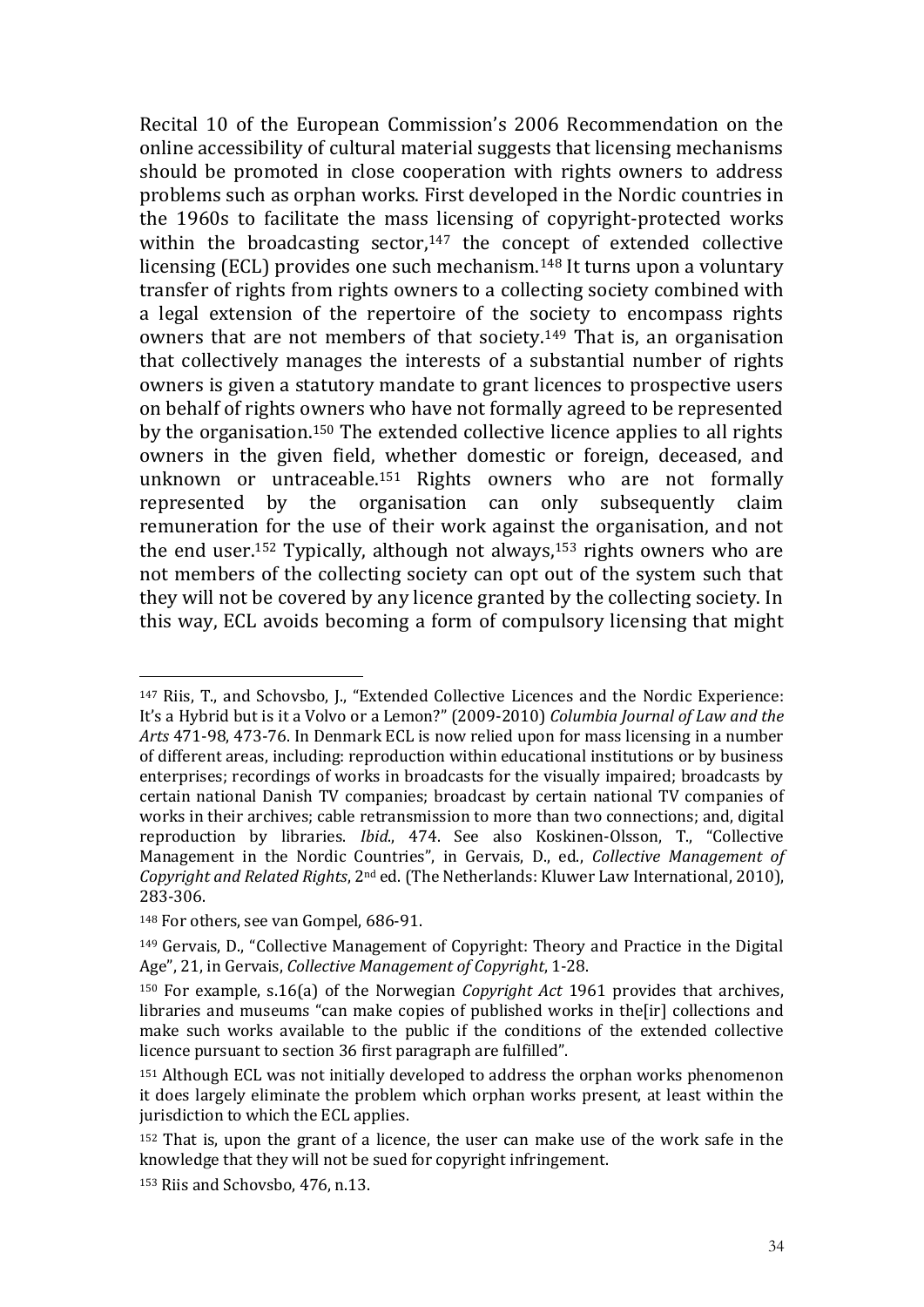Recital 10 of the European Commission's 2006 Recommendation on the online accessibility of cultural material suggests that licensing mechanisms should be promoted in close cooperation with rights owners to address problems such as orphan works. First developed in the Nordic countries in the 1960s to facilitate the mass licensing of copyright-protected works within the broadcasting sector,[147] the concept of extended collective licensing (ECL) provides one such mechanism.[148] It turns upon a voluntary transfer of rights from rights owners to a collecting society combined with a legal extension of the repertoire of the society to encompass rights owners that are not members of that society.[149] That is, an organisation that collectively manages the interests of a substantial number of rights owners is given a statutory mandate to grant licences to prospective users on behalf of rights owners who have not formally agreed to be represented by the organisation.[150] The extended collective licence applies to all rights owners in the given field, whether domestic or foreign, deceased, and unknown or untraceable.[151] Rights owners who are not formally represented by the organisation can only subsequently claim remuneration for the use of their work against the organisation, and not the end user.[152] Typically, although not always,[153] rights owners who are not members of the collecting society can opt out of the system such that they will not be covered by any licence granted by the collecting society. In this way, ECL avoids becoming a form of compulsory licensing that might

---

[147] Riis, T., and Schovsbo, J., "Extended Collective Licences and the Nordic Experience: It's a Hybrid but is it a Volvo or a Lemon?" (2009-2010) *Columbia Journal of Law and the Arts* 471-98, 473-76. In Denmark ECL is now relied upon for mass licensing in a number of different areas, including: reproduction within educational institutions or by business enterprises; recordings of works in broadcasts for the visually impaired; broadcasts by certain national Danish TV companies; broadcast by certain national TV companies of works in their archives; cable retransmission to more than two connections; and, digital reproduction by libraries. *Ibid*., 474. See also Koskinen-Olsson, T., "Collective Management in the Nordic Countries", in Gervais, D., ed., *Collective Management of Copyright and Related Rights*, 2nd ed. (The Netherlands: Kluwer Law International, 2010), 283-306.

[148] For others, see van Gompel, 686-91.

[149] Gervais, D., "Collective Management of Copyright: Theory and Practice in the Digital Age", 21, in Gervais, *Collective Management of Copyright*, 1-28.

[150] For example, s.16(a) of the Norwegian *Copyright Act* 1961 provides that archives, libraries and museums "can make copies of published works in the[ir] collections and make such works available to the public if the conditions of the extended collective licence pursuant to section 36 first paragraph are fulfilled".

[151] Although ECL was not initially developed to address the orphan works phenomenon it does largely eliminate the problem which orphan works present, at least within the jurisdiction to which the ECL applies.

[152] That is, upon the grant of a licence, the user can make use of the work safe in the knowledge that they will not be sued for copyright infringement.

[153] Riis and Schovsbo, 476, n.13.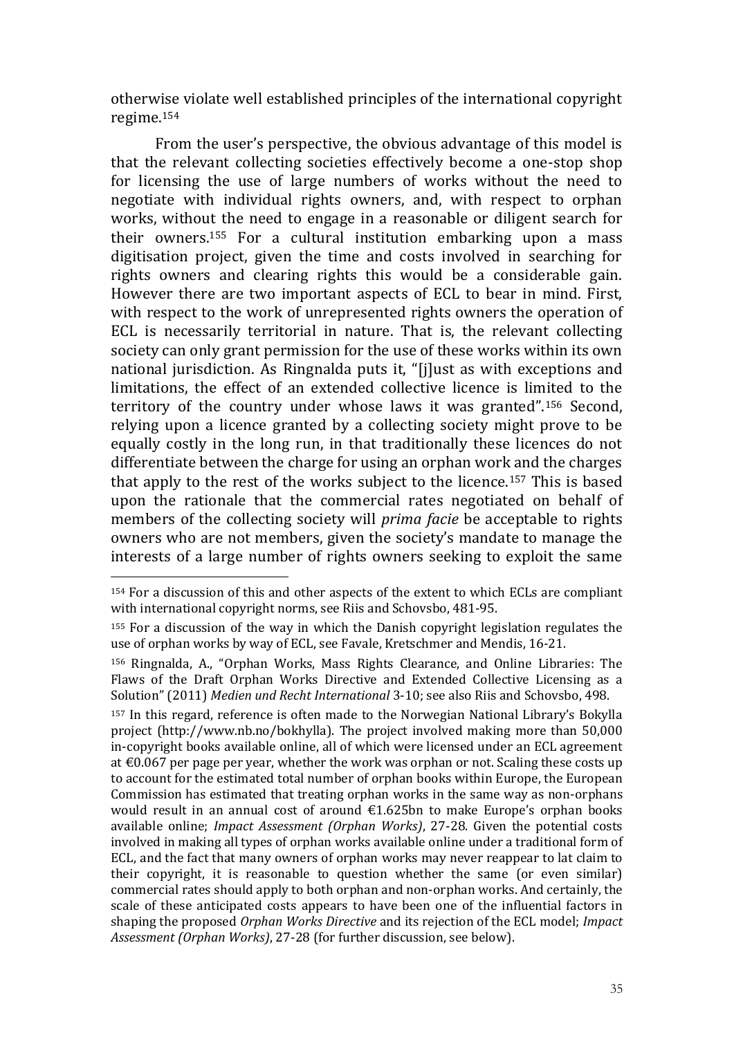otherwise violate well established principles of the international copyright regime.[154]

From the user's perspective, the obvious advantage of this model is that the relevant collecting societies effectively become a one-stop shop for licensing the use of large numbers of works without the need to negotiate with individual rights owners, and, with respect to orphan works, without the need to engage in a reasonable or diligent search for their owners.[155] For a cultural institution embarking upon a mass digitisation project, given the time and costs involved in searching for rights owners and clearing rights this would be a considerable gain. However there are two important aspects of ECL to bear in mind. First, with respect to the work of unrepresented rights owners the operation of ECL is necessarily territorial in nature. That is, the relevant collecting society can only grant permission for the use of these works within its own national jurisdiction. As Ringnalda puts it, "[j]ust as with exceptions and limitations, the effect of an extended collective licence is limited to the territory of the country under whose laws it was granted".[156] Second, relying upon a licence granted by a collecting society might prove to be equally costly in the long run, in that traditionally these licences do not differentiate between the charge for using an orphan work and the charges that apply to the rest of the works subject to the licence.[157] This is based upon the rationale that the commercial rates negotiated on behalf of members of the collecting society will *prima facie* be acceptable to rights owners who are not members, given the society's mandate to manage the interests of a large number of rights owners seeking to exploit the same

---

[154] For a discussion of this and other aspects of the extent to which ECLs are compliant with international copyright norms, see Riis and Schovsbo, 481-95.

[155] For a discussion of the way in which the Danish copyright legislation regulates the use of orphan works by way of ECL, see Favale, Kretschmer and Mendis, 16-21.

[156] Ringnalda, A., "Orphan Works, Mass Rights Clearance, and Online Libraries: The Flaws of the Draft Orphan Works Directive and Extended Collective Licensing as a Solution" (2011) *Medien und Recht International* 3-10; see also Riis and Schovsbo, 498.

[157] In this regard, reference is often made to the Norwegian National Library's Bokylla project (http://www.nb.no/bokhylla). The project involved making more than 50,000 in-copyright books available online, all of which were licensed under an ECL agreement at €0.067 per page per year, whether the work was orphan or not. Scaling these costs up to account for the estimated total number of orphan books within Europe, the European Commission has estimated that treating orphan works in the same way as non-orphans would result in an annual cost of around €1.625bn to make Europe's orphan books available online; *Impact Assessment (Orphan Works)*, 27-28. Given the potential costs involved in making all types of orphan works available online under a traditional form of ECL, and the fact that many owners of orphan works may never reappear to lat claim to their copyright, it is reasonable to question whether the same (or even similar) commercial rates should apply to both orphan and non-orphan works. And certainly, the scale of these anticipated costs appears to have been one of the influential factors in shaping the proposed *Orphan Works Directive* and its rejection of the ECL model; *Impact Assessment (Orphan Works)*, 27-28 (for further discussion, see below).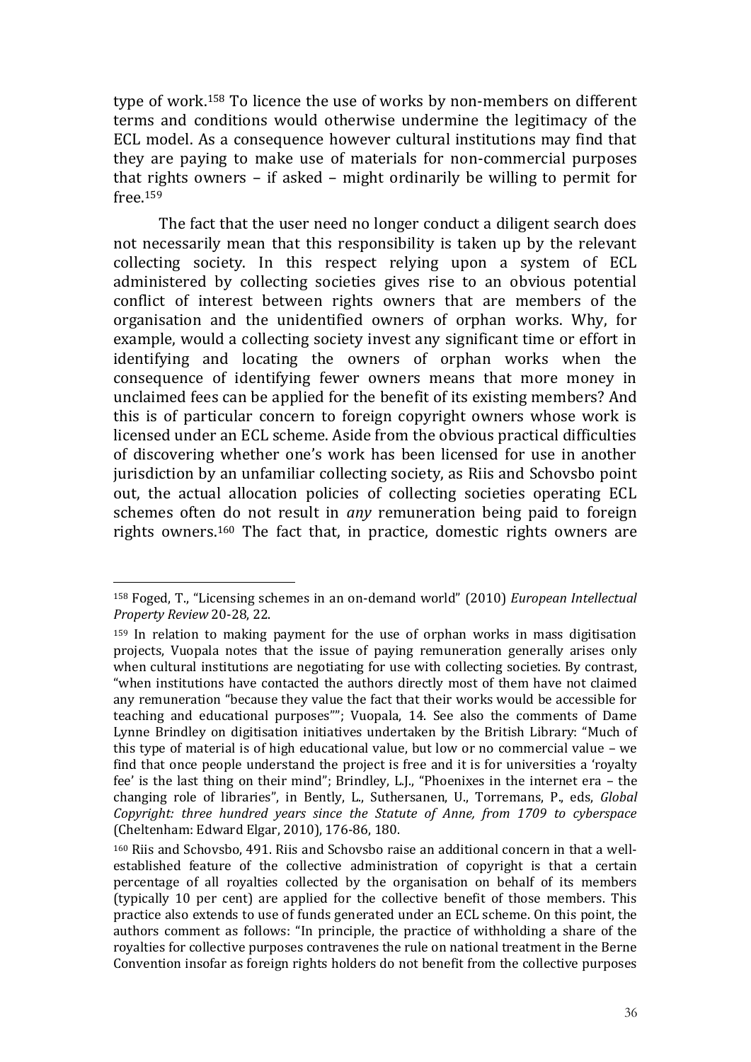type of work.[158] To licence the use of works by non-members on different terms and conditions would otherwise undermine the legitimacy of the ECL model. As a consequence however cultural institutions may find that they are paying to make use of materials for non-commercial purposes that rights owners – if asked – might ordinarily be willing to permit for free.[159]

The fact that the user need no longer conduct a diligent search does not necessarily mean that this responsibility is taken up by the relevant collecting society. In this respect relying upon a system of ECL administered by collecting societies gives rise to an obvious potential conflict of interest between rights owners that are members of the organisation and the unidentified owners of orphan works. Why, for example, would a collecting society invest any significant time or effort in identifying and locating the owners of orphan works when the consequence of identifying fewer owners means that more money in unclaimed fees can be applied for the benefit of its existing members? And this is of particular concern to foreign copyright owners whose work is licensed under an ECL scheme. Aside from the obvious practical difficulties of discovering whether one's work has been licensed for use in another jurisdiction by an unfamiliar collecting society, as Riis and Schovsbo point out, the actual allocation policies of collecting societies operating ECL schemes often do not result in *any* remuneration being paid to foreign rights owners.[160] The fact that, in practice, domestic rights owners are

---

[158] Foged, T., "Licensing schemes in an on-demand world" (2010) *European Intellectual Property Review* 20-28, 22.

[159] In relation to making payment for the use of orphan works in mass digitisation projects, Vuopala notes that the issue of paying remuneration generally arises only when cultural institutions are negotiating for use with collecting societies. By contrast, "when institutions have contacted the authors directly most of them have not claimed any remuneration "because they value the fact that their works would be accessible for teaching and educational purposes""; Vuopala, 14. See also the comments of Dame Lynne Brindley on digitisation initiatives undertaken by the British Library: "Much of this type of material is of high educational value, but low or no commercial value – we find that once people understand the project is free and it is for universities a 'royalty fee' is the last thing on their mind"; Brindley, L.J., "Phoenixes in the internet era – the changing role of libraries", in Bently, L., Suthersanen, U., Torremans, P., eds, *Global Copyright: three hundred years since the Statute of Anne, from 1709 to cyberspace* (Cheltenham: Edward Elgar, 2010), 176-86, 180.

[160] Riis and Schovsbo, 491. Riis and Schovsbo raise an additional concern in that a well-established feature of the collective administration of copyright is that a certain percentage of all royalties collected by the organisation on behalf of its members (typically 10 per cent) are applied for the collective benefit of those members. This practice also extends to use of funds generated under an ECL scheme. On this point, the authors comment as follows: "In principle, the practice of withholding a share of the royalties for collective purposes contravenes the rule on national treatment in the Berne Convention insofar as foreign rights holders do not benefit from the collective purposes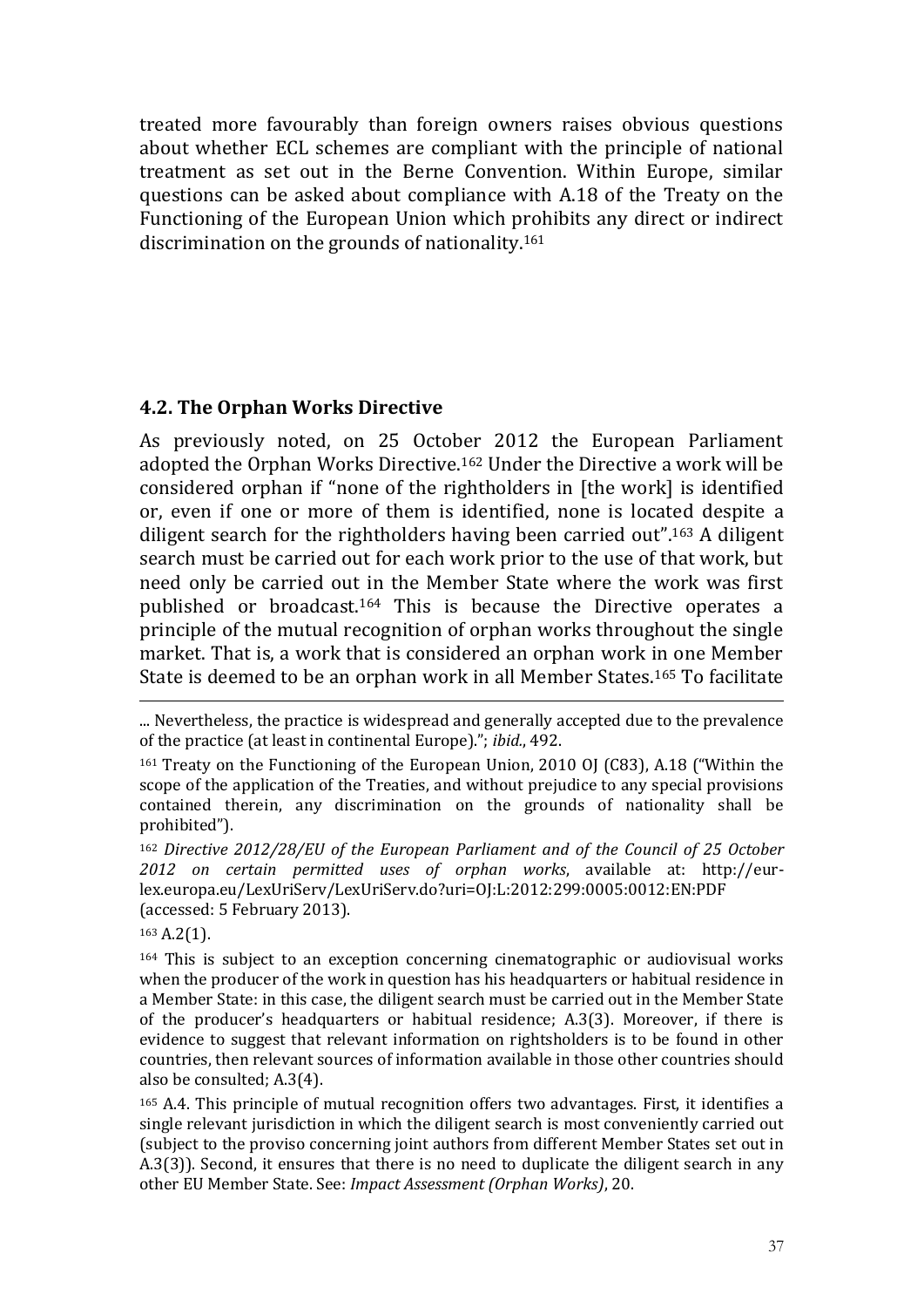treated more favourably than foreign owners raises obvious questions about whether ECL schemes are compliant with the principle of national treatment as set out in the Berne Convention. Within Europe, similar questions can be asked about compliance with A.18 of the Treaty on the Functioning of the European Union which prohibits any direct or indirect discrimination on the grounds of nationality.[161]

### 4.2. The Orphan Works Directive

As previously noted, on 25 October 2012 the European Parliament adopted the Orphan Works Directive.[162] Under the Directive a work will be considered orphan if "none of the rightholders in [the work] is identified or, even if one or more of them is identified, none is located despite a diligent search for the rightholders having been carried out".[163] A diligent search must be carried out for each work prior to the use of that work, but need only be carried out in the Member State where the work was first published or broadcast.[164] This is because the Directive operates a principle of the mutual recognition of orphan works throughout the single market. That is, a work that is considered an orphan work in one Member State is deemed to be an orphan work in all Member States.[165] To facilitate

---

... Nevertheless, the practice is widespread and generally accepted due to the prevalence of the practice (at least in continental Europe)."; *ibid.*, 492.

[161] Treaty on the Functioning of the European Union, 2010 OJ (C83), A.18 ("Within the scope of the application of the Treaties, and without prejudice to any special provisions contained therein, any discrimination on the grounds of nationality shall be prohibited").

[162] *Directive 2012/28/EU of the European Parliament and of the Council of 25 October 2012 on certain permitted uses of orphan works*, available at: http://eur-lex.europa.eu/LexUriServ/LexUriServ.do?uri=OJ:L:2012:299:0005:0012:EN:PDF (accessed: 5 February 2013).

[163] A.2(1).

[164] This is subject to an exception concerning cinematographic or audiovisual works when the producer of the work in question has his headquarters or habitual residence in a Member State: in this case, the diligent search must be carried out in the Member State of the producer's headquarters or habitual residence; A.3(3). Moreover, if there is evidence to suggest that relevant information on rightsholders is to be found in other countries, then relevant sources of information available in those other countries should also be consulted; A.3(4).

[165] A.4. This principle of mutual recognition offers two advantages. First, it identifies a single relevant jurisdiction in which the diligent search is most conveniently carried out (subject to the proviso concerning joint authors from different Member States set out in A.3(3)). Second, it ensures that there is no need to duplicate the diligent search in any other EU Member State. See: *Impact Assessment (Orphan Works)*, 20.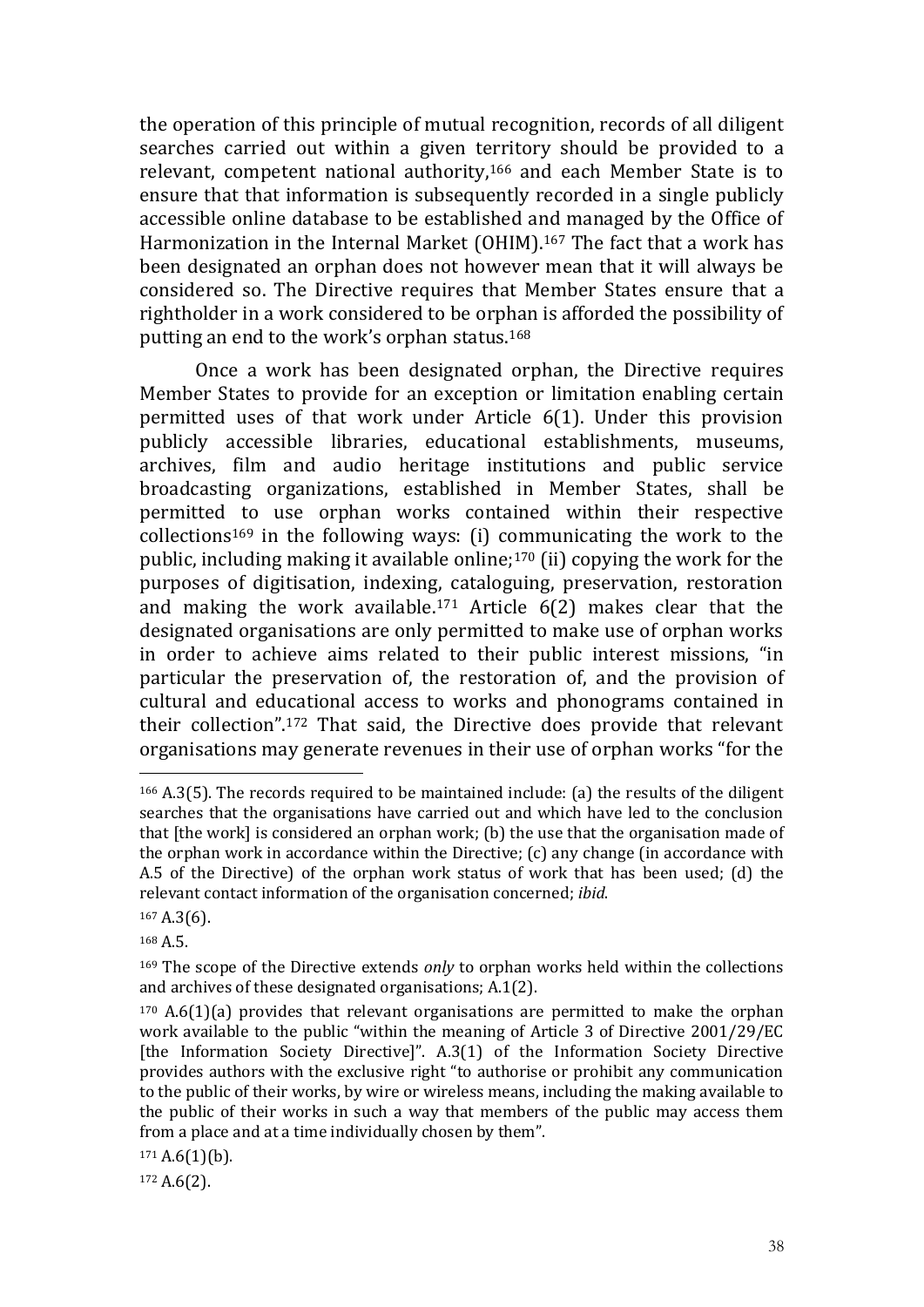the operation of this principle of mutual recognition, records of all diligent searches carried out within a given territory should be provided to a relevant, competent national authority,[166] and each Member State is to ensure that that information is subsequently recorded in a single publicly accessible online database to be established and managed by the Office of Harmonization in the Internal Market (OHIM).[167] The fact that a work has been designated an orphan does not however mean that it will always be considered so. The Directive requires that Member States ensure that a rightholder in a work considered to be orphan is afforded the possibility of putting an end to the work's orphan status.[168]

Once a work has been designated orphan, the Directive requires Member States to provide for an exception or limitation enabling certain permitted uses of that work under Article 6(1). Under this provision publicly accessible libraries, educational establishments, museums, archives, film and audio heritage institutions and public service broadcasting organizations, established in Member States, shall be permitted to use orphan works contained within their respective collections[169] in the following ways: (i) communicating the work to the public, including making it available online;[170] (ii) copying the work for the purposes of digitisation, indexing, cataloguing, preservation, restoration and making the work available.[171] Article 6(2) makes clear that the designated organisations are only permitted to make use of orphan works in order to achieve aims related to their public interest missions, "in particular the preservation of, the restoration of, and the provision of cultural and educational access to works and phonograms contained in their collection".[172] That said, the Directive does provide that relevant organisations may generate revenues in their use of orphan works "for the

---

[166] A.3(5). The records required to be maintained include: (a) the results of the diligent searches that the organisations have carried out and which have led to the conclusion that [the work] is considered an orphan work; (b) the use that the organisation made of the orphan work in accordance within the Directive; (c) any change (in accordance with A.5 of the Directive) of the orphan work status of work that has been used; (d) the relevant contact information of the organisation concerned; *ibid*.

[167] A.3(6).

[168] A.5.

[169] The scope of the Directive extends *only* to orphan works held within the collections and archives of these designated organisations; A.1(2).

[170] A.6(1)(a) provides that relevant organisations are permitted to make the orphan work available to the public "within the meaning of Article 3 of Directive 2001/29/EC [the Information Society Directive]". A.3(1) of the Information Society Directive provides authors with the exclusive right "to authorise or prohibit any communication to the public of their works, by wire or wireless means, including the making available to the public of their works in such a way that members of the public may access them from a place and at a time individually chosen by them".

[171] A.6(1)(b).

[172] A.6(2).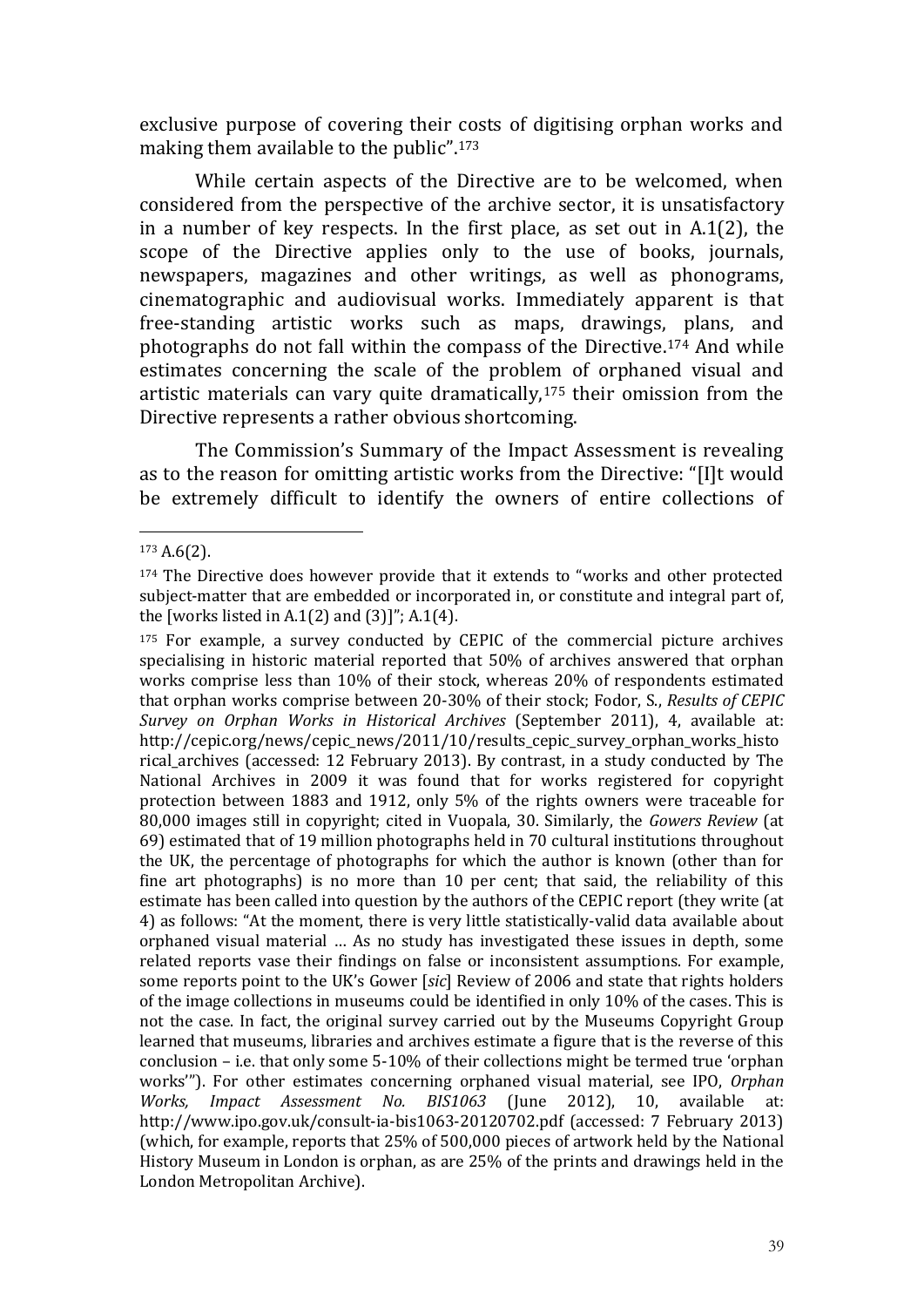exclusive purpose of covering their costs of digitising orphan works and making them available to the public".[173]

While certain aspects of the Directive are to be welcomed, when considered from the perspective of the archive sector, it is unsatisfactory in a number of key respects. In the first place, as set out in A.1(2), the scope of the Directive applies only to the use of books, journals, newspapers, magazines and other writings, as well as phonograms, cinematographic and audiovisual works. Immediately apparent is that free-standing artistic works such as maps, drawings, plans, and photographs do not fall within the compass of the Directive.[174] And while estimates concerning the scale of the problem of orphaned visual and artistic materials can vary quite dramatically,[175] their omission from the Directive represents a rather obvious shortcoming.

The Commission's Summary of the Impact Assessment is revealing as to the reason for omitting artistic works from the Directive: "[I]t would be extremely difficult to identify the owners of entire collections of

---

[173] A.6(2).

[174] The Directive does however provide that it extends to "works and other protected subject-matter that are embedded or incorporated in, or constitute and integral part of, the [works listed in A.1(2) and (3)]"; A.1(4).

[175] For example, a survey conducted by CEPIC of the commercial picture archives specialising in historic material reported that 50% of archives answered that orphan works comprise less than 10% of their stock, whereas 20% of respondents estimated that orphan works comprise between 20-30% of their stock; Fodor, S., *Results of CEPIC Survey on Orphan Works in Historical Archives* (September 2011), 4, available at: http://cepic.org/news/cepic_news/2011/10/results_cepic_survey_orphan_works_historical_archives (accessed: 12 February 2013). By contrast, in a study conducted by The National Archives in 2009 it was found that for works registered for copyright protection between 1883 and 1912, only 5% of the rights owners were traceable for 80,000 images still in copyright; cited in Vuopala, 30. Similarly, the *Gowers Review* (at 69) estimated that of 19 million photographs held in 70 cultural institutions throughout the UK, the percentage of photographs for which the author is known (other than for fine art photographs) is no more than 10 per cent; that said, the reliability of this estimate has been called into question by the authors of the CEPIC report (they write (at 4) as follows: "At the moment, there is very little statistically-valid data available about orphaned visual material … As no study has investigated these issues in depth, some related reports vase their findings on false or inconsistent assumptions. For example, some reports point to the UK's Gower [*sic*] Review of 2006 and state that rights holders of the image collections in museums could be identified in only 10% of the cases. This is not the case. In fact, the original survey carried out by the Museums Copyright Group learned that museums, libraries and archives estimate a figure that is the reverse of this conclusion – i.e. that only some 5-10% of their collections might be termed true 'orphan works'"). For other estimates concerning orphaned visual material, see IPO, *Orphan Works, Impact Assessment No. BIS1063* (June 2012), 10, available at: http://www.ipo.gov.uk/consult-ia-bis1063-20120702.pdf (accessed: 7 February 2013) (which, for example, reports that 25% of 500,000 pieces of artwork held by the National History Museum in London is orphan, as are 25% of the prints and drawings held in the London Metropolitan Archive).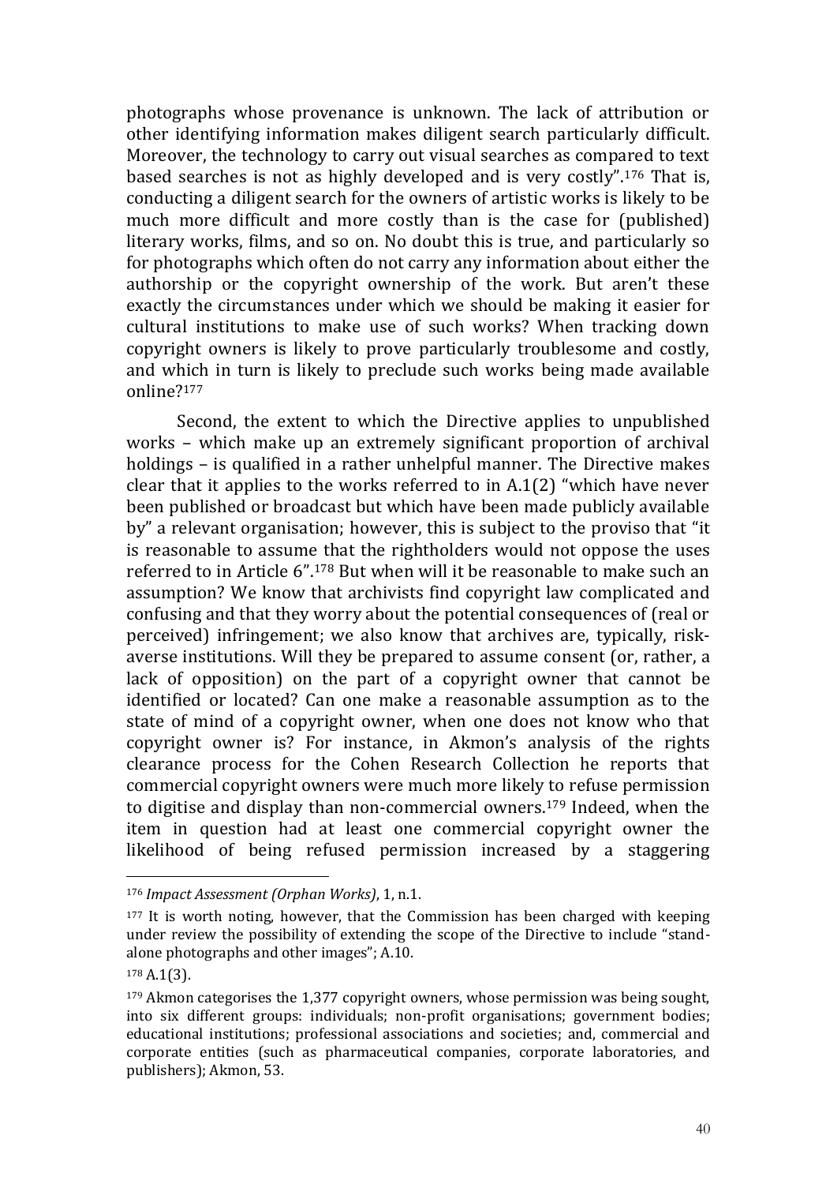photographs whose provenance is unknown. The lack of attribution or other identifying information makes diligent search particularly difficult. Moreover, the technology to carry out visual searches as compared to text based searches is not as highly developed and is very costly".[176] That is, conducting a diligent search for the owners of artistic works is likely to be much more difficult and more costly than is the case for (published) literary works, films, and so on. No doubt this is true, and particularly so for photographs which often do not carry any information about either the authorship or the copyright ownership of the work. But aren't these exactly the circumstances under which we should be making it easier for cultural institutions to make use of such works? When tracking down copyright owners is likely to prove particularly troublesome and costly, and which in turn is likely to preclude such works being made available online?[177]

Second, the extent to which the Directive applies to unpublished works – which make up an extremely significant proportion of archival holdings – is qualified in a rather unhelpful manner. The Directive makes clear that it applies to the works referred to in A.1(2) "which have never been published or broadcast but which have been made publicly available by" a relevant organisation; however, this is subject to the proviso that "it is reasonable to assume that the rightholders would not oppose the uses referred to in Article 6".[178] But when will it be reasonable to make such an assumption? We know that archivists find copyright law complicated and confusing and that they worry about the potential consequences of (real or perceived) infringement; we also know that archives are, typically, risk-averse institutions. Will they be prepared to assume consent (or, rather, a lack of opposition) on the part of a copyright owner that cannot be identified or located? Can one make a reasonable assumption as to the state of mind of a copyright owner, when one does not know who that copyright owner is? For instance, in Akmon's analysis of the rights clearance process for the Cohen Research Collection he reports that commercial copyright owners were much more likely to refuse permission to digitise and display than non-commercial owners.[179] Indeed, when the item in question had at least one commercial copyright owner the likelihood of being refused permission increased by a staggering

---

[176] *Impact Assessment (Orphan Works)*, 1, n.1.

[177] It is worth noting, however, that the Commission has been charged with keeping under review the possibility of extending the scope of the Directive to include "stand-alone photographs and other images"; A.10.

[178] A.1(3).

[179] Akmon categorises the 1,377 copyright owners, whose permission was being sought, into six different groups: individuals; non-profit organisations; government bodies; educational institutions; professional associations and societies; and, commercial and corporate entities (such as pharmaceutical companies, corporate laboratories, and publishers); Akmon, 53.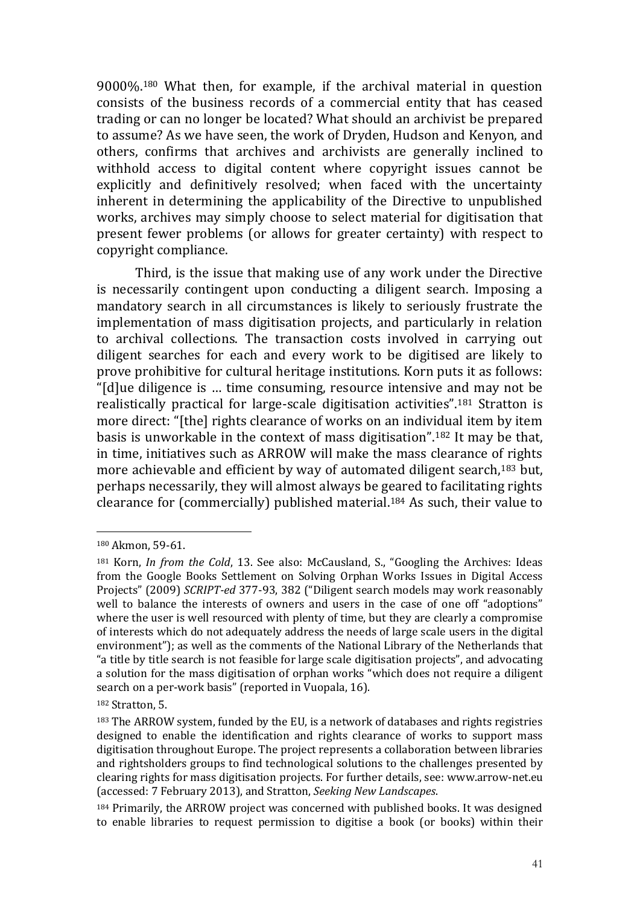9000%.[180] What then, for example, if the archival material in question consists of the business records of a commercial entity that has ceased trading or can no longer be located? What should an archivist be prepared to assume? As we have seen, the work of Dryden, Hudson and Kenyon, and others, confirms that archives and archivists are generally inclined to withhold access to digital content where copyright issues cannot be explicitly and definitively resolved; when faced with the uncertainty inherent in determining the applicability of the Directive to unpublished works, archives may simply choose to select material for digitisation that present fewer problems (or allows for greater certainty) with respect to copyright compliance.

Third, is the issue that making use of any work under the Directive is necessarily contingent upon conducting a diligent search. Imposing a mandatory search in all circumstances is likely to seriously frustrate the implementation of mass digitisation projects, and particularly in relation to archival collections. The transaction costs involved in carrying out diligent searches for each and every work to be digitised are likely to prove prohibitive for cultural heritage institutions. Korn puts it as follows: "[d]ue diligence is … time consuming, resource intensive and may not be realistically practical for large-scale digitisation activities".[181] Stratton is more direct: "[the] rights clearance of works on an individual item by item basis is unworkable in the context of mass digitisation".[182] It may be that, in time, initiatives such as ARROW will make the mass clearance of rights more achievable and efficient by way of automated diligent search,[183] but, perhaps necessarily, they will almost always be geared to facilitating rights clearance for (commercially) published material.[184] As such, their value to

---

[180] Akmon, 59-61.

[181] Korn, *In from the Cold*, 13. See also: McCausland, S., "Googling the Archives: Ideas from the Google Books Settlement on Solving Orphan Works Issues in Digital Access Projects" (2009) *SCRIPT-ed* 377-93, 382 ("Diligent search models may work reasonably well to balance the interests of owners and users in the case of one off "adoptions" where the user is well resourced with plenty of time, but they are clearly a compromise of interests which do not adequately address the needs of large scale users in the digital environment"); as well as the comments of the National Library of the Netherlands that "a title by title search is not feasible for large scale digitisation projects", and advocating a solution for the mass digitisation of orphan works "which does not require a diligent search on a per-work basis" (reported in Vuopala, 16).

[182] Stratton, 5.

[183] The ARROW system, funded by the EU, is a network of databases and rights registries designed to enable the identification and rights clearance of works to support mass digitisation throughout Europe. The project represents a collaboration between libraries and rightsholders groups to find technological solutions to the challenges presented by clearing rights for mass digitisation projects. For further details, see: www.arrow-net.eu (accessed: 7 February 2013), and Stratton, *Seeking New Landscapes*.

[184] Primarily, the ARROW project was concerned with published books. It was designed to enable libraries to request permission to digitise a book (or books) within their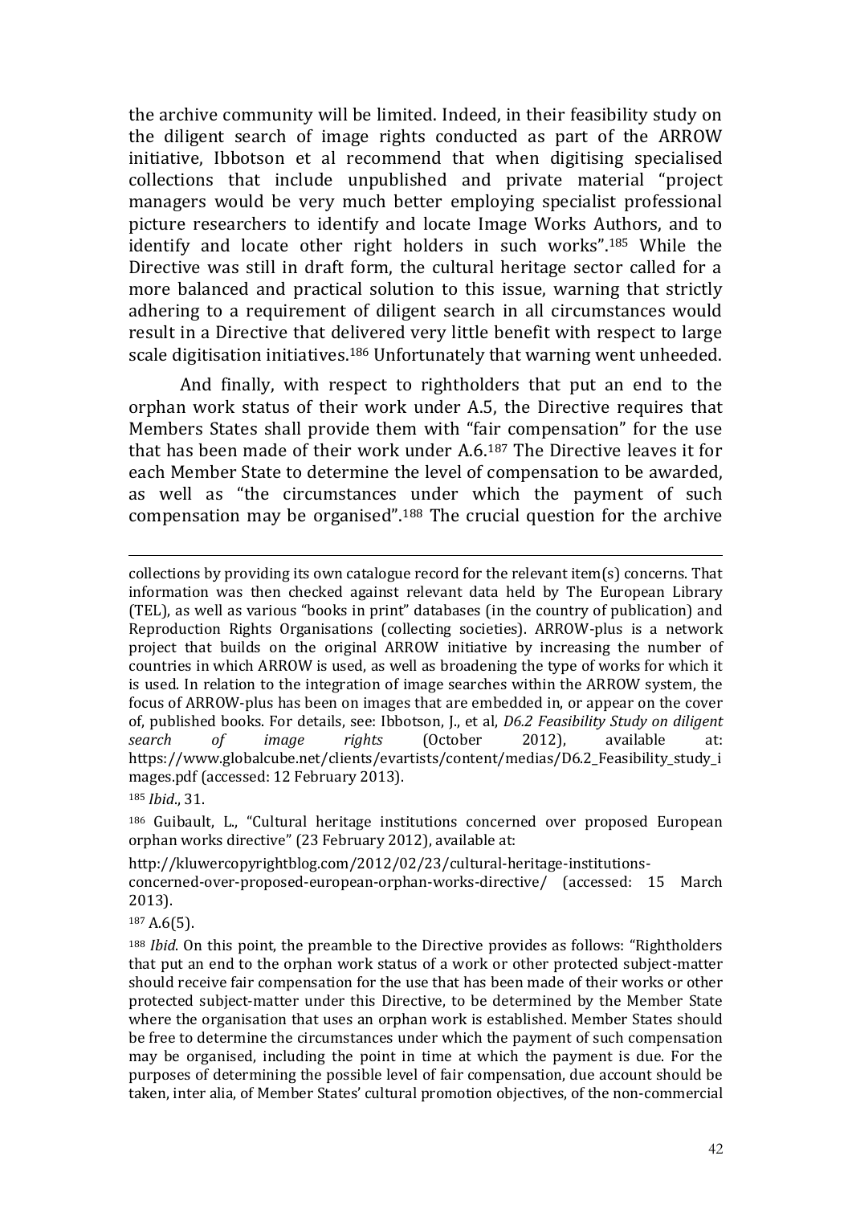the archive community will be limited. Indeed, in their feasibility study on the diligent search of image rights conducted as part of the ARROW initiative, Ibbotson et al recommend that when digitising specialised collections that include unpublished and private material "project managers would be very much better employing specialist professional picture researchers to identify and locate Image Works Authors, and to identify and locate other right holders in such works".[185] While the Directive was still in draft form, the cultural heritage sector called for a more balanced and practical solution to this issue, warning that strictly adhering to a requirement of diligent search in all circumstances would result in a Directive that delivered very little benefit with respect to large scale digitisation initiatives.[186] Unfortunately that warning went unheeded.

And finally, with respect to rightholders that put an end to the orphan work status of their work under A.5, the Directive requires that Members States shall provide them with "fair compensation" for the use that has been made of their work under A.6.[187] The Directive leaves it for each Member State to determine the level of compensation to be awarded, as well as "the circumstances under which the payment of such compensation may be organised".[188] The crucial question for the archive

---

collections by providing its own catalogue record for the relevant item(s) concerns. That information was then checked against relevant data held by The European Library (TEL), as well as various "books in print" databases (in the country of publication) and Reproduction Rights Organisations (collecting societies). ARROW-plus is a network project that builds on the original ARROW initiative by increasing the number of countries in which ARROW is used, as well as broadening the type of works for which it is used. In relation to the integration of image searches within the ARROW system, the focus of ARROW-plus has been on images that are embedded in, or appear on the cover of, published books. For details, see: Ibbotson, J., et al, *D6.2 Feasibility Study on diligent search of image rights* (October 2012), available at: https://www.globalcube.net/clients/evartists/content/medias/D6.2_Feasibility_study_images.pdf (accessed: 12 February 2013).

[185] *Ibid*., 31.

[186] Guibault, L., "Cultural heritage institutions concerned over proposed European orphan works directive" (23 February 2012), available at: http://kluwercopyrightblog.com/2012/02/23/cultural-heritage-institutions-concerned-over-proposed-european-orphan-works-directive/ (accessed: 15 March 2013).

[187] A.6(5).

[188] *Ibid*. On this point, the preamble to the Directive provides as follows: "Rightholders that put an end to the orphan work status of a work or other protected subject-matter should receive fair compensation for the use that has been made of their works or other protected subject-matter under this Directive, to be determined by the Member State where the organisation that uses an orphan work is established. Member States should be free to determine the circumstances under which the payment of such compensation may be organised, including the point in time at which the payment is due. For the purposes of determining the possible level of fair compensation, due account should be taken, inter alia, of Member States' cultural promotion objectives, of the non-commercial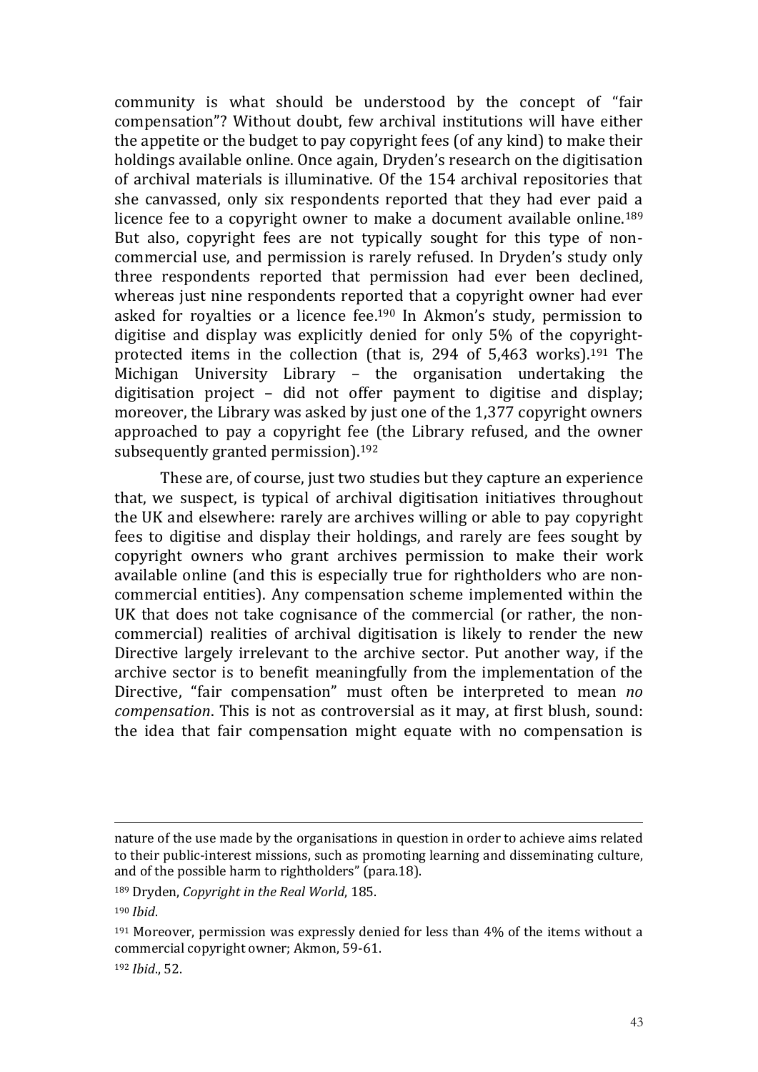community is what should be understood by the concept of "fair compensation"? Without doubt, few archival institutions will have either the appetite or the budget to pay copyright fees (of any kind) to make their holdings available online. Once again, Dryden's research on the digitisation of archival materials is illuminative. Of the 154 archival repositories that she canvassed, only six respondents reported that they had ever paid a licence fee to a copyright owner to make a document available online.[189] But also, copyright fees are not typically sought for this type of non-commercial use, and permission is rarely refused. In Dryden's study only three respondents reported that permission had ever been declined, whereas just nine respondents reported that a copyright owner had ever asked for royalties or a licence fee.[190] In Akmon's study, permission to digitise and display was explicitly denied for only 5% of the copyright-protected items in the collection (that is, 294 of 5,463 works).[191] The Michigan University Library – the organisation undertaking the digitisation project – did not offer payment to digitise and display; moreover, the Library was asked by just one of the 1,377 copyright owners approached to pay a copyright fee (the Library refused, and the owner subsequently granted permission).[192]

These are, of course, just two studies but they capture an experience that, we suspect, is typical of archival digitisation initiatives throughout the UK and elsewhere: rarely are archives willing or able to pay copyright fees to digitise and display their holdings, and rarely are fees sought by copyright owners who grant archives permission to make their work available online (and this is especially true for rightholders who are non-commercial entities). Any compensation scheme implemented within the UK that does not take cognisance of the commercial (or rather, the non-commercial) realities of archival digitisation is likely to render the new Directive largely irrelevant to the archive sector. Put another way, if the archive sector is to benefit meaningfully from the implementation of the Directive, "fair compensation" must often be interpreted to mean *no compensation*. This is not as controversial as it may, at first blush, sound: the idea that fair compensation might equate with no compensation is

---

nature of the use made by the organisations in question in order to achieve aims related to their public-interest missions, such as promoting learning and disseminating culture, and of the possible harm to rightholders" (para.18).

[189] Dryden, *Copyright in the Real World*, 185.

[190] *Ibid*.

[191] Moreover, permission was expressly denied for less than 4% of the items without a commercial copyright owner; Akmon, 59-61.

[192] *Ibid*., 52.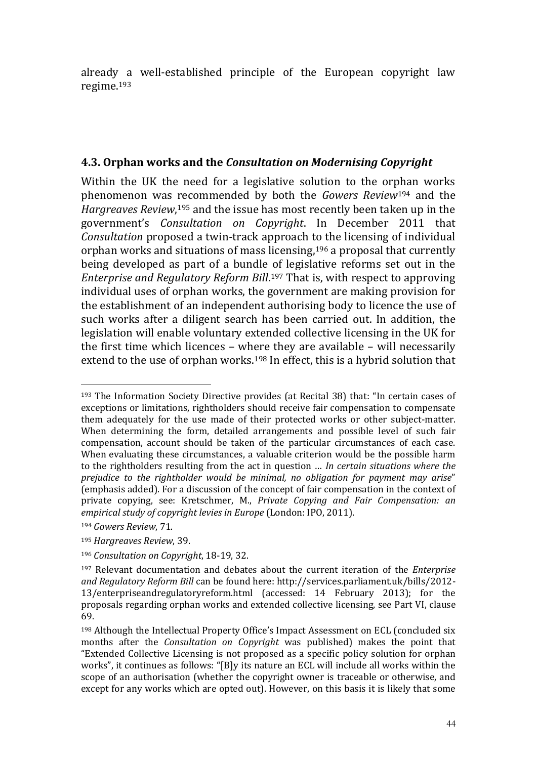already a well-established principle of the European copyright law regime.[193]

### 4.3. Orphan works and the *Consultation on Modernising Copyright*

Within the UK the need for a legislative solution to the orphan works phenomenon was recommended by both the *Gowers Review*[194] and the *Hargreaves Review*,[195] and the issue has most recently been taken up in the government's *Consultation on Copyright*. In December 2011 that *Consultation* proposed a twin-track approach to the licensing of individual orphan works and situations of mass licensing,[196] a proposal that currently being developed as part of a bundle of legislative reforms set out in the *Enterprise and Regulatory Reform Bill*.[197] That is, with respect to approving individual uses of orphan works, the government are making provision for the establishment of an independent authorising body to licence the use of such works after a diligent search has been carried out. In addition, the legislation will enable voluntary extended collective licensing in the UK for the first time which licences – where they are available – will necessarily extend to the use of orphan works.[198] In effect, this is a hybrid solution that

---

[193] The Information Society Directive provides (at Recital 38) that: "In certain cases of exceptions or limitations, rightholders should receive fair compensation to compensate them adequately for the use made of their protected works or other subject-matter. When determining the form, detailed arrangements and possible level of such fair compensation, account should be taken of the particular circumstances of each case. When evaluating these circumstances, a valuable criterion would be the possible harm to the rightholders resulting from the act in question … *In certain situations where the prejudice to the rightholder would be minimal, no obligation for payment may arise*" (emphasis added). For a discussion of the concept of fair compensation in the context of private copying, see: Kretschmer, M., *Private Copying and Fair Compensation: an empirical study of copyright levies in Europe* (London: IPO, 2011).

[194] *Gowers Review*, 71.

[195] *Hargreaves Review*, 39.

[196] *Consultation on Copyright*, 18-19, 32.

[197] Relevant documentation and debates about the current iteration of the *Enterprise and Regulatory Reform Bill* can be found here: http://services.parliament.uk/bills/2012-13/enterpriseandregulatoryreform.html (accessed: 14 February 2013); for the proposals regarding orphan works and extended collective licensing, see Part VI, clause 69.

[198] Although the Intellectual Property Office's Impact Assessment on ECL (concluded six months after the *Consultation on Copyright* was published) makes the point that "Extended Collective Licensing is not proposed as a specific policy solution for orphan works", it continues as follows: "[B]y its nature an ECL will include all works within the scope of an authorisation (whether the copyright owner is traceable or otherwise, and except for any works which are opted out). However, on this basis it is likely that some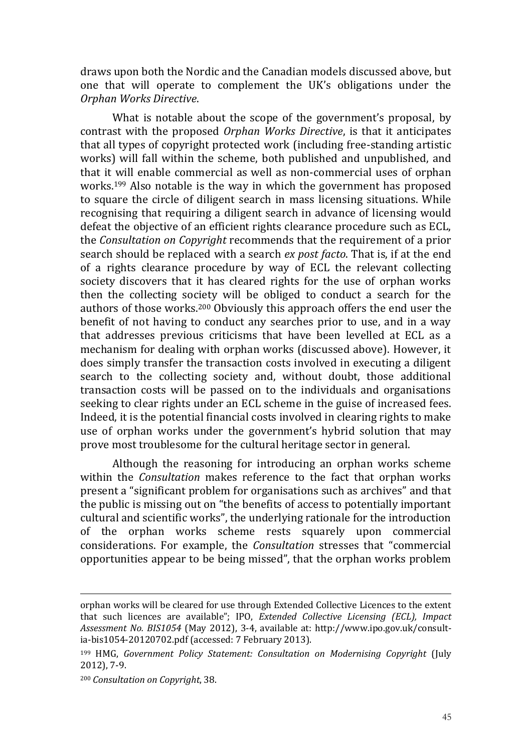draws upon both the Nordic and the Canadian models discussed above, but one that will operate to complement the UK's obligations under the *Orphan Works Directive*.

What is notable about the scope of the government's proposal, by contrast with the proposed *Orphan Works Directive*, is that it anticipates that all types of copyright protected work (including free-standing artistic works) will fall within the scheme, both published and unpublished, and that it will enable commercial as well as non-commercial uses of orphan works.[199] Also notable is the way in which the government has proposed to square the circle of diligent search in mass licensing situations. While recognising that requiring a diligent search in advance of licensing would defeat the objective of an efficient rights clearance procedure such as ECL, the *Consultation on Copyright* recommends that the requirement of a prior search should be replaced with a search *ex post facto*. That is, if at the end of a rights clearance procedure by way of ECL the relevant collecting society discovers that it has cleared rights for the use of orphan works then the collecting society will be obliged to conduct a search for the authors of those works.[200] Obviously this approach offers the end user the benefit of not having to conduct any searches prior to use, and in a way that addresses previous criticisms that have been levelled at ECL as a mechanism for dealing with orphan works (discussed above). However, it does simply transfer the transaction costs involved in executing a diligent search to the collecting society and, without doubt, those additional transaction costs will be passed on to the individuals and organisations seeking to clear rights under an ECL scheme in the guise of increased fees. Indeed, it is the potential financial costs involved in clearing rights to make use of orphan works under the government's hybrid solution that may prove most troublesome for the cultural heritage sector in general.

Although the reasoning for introducing an orphan works scheme within the *Consultation* makes reference to the fact that orphan works present a "significant problem for organisations such as archives" and that the public is missing out on "the benefits of access to potentially important cultural and scientific works", the underlying rationale for the introduction of the orphan works scheme rests squarely upon commercial considerations. For example, the *Consultation* stresses that "commercial opportunities appear to be being missed", that the orphan works problem

---

orphan works will be cleared for use through Extended Collective Licences to the extent that such licences are available"; IPO, *Extended Collective Licensing (ECL), Impact Assessment No. BIS1054* (May 2012), 3-4, available at: http://www.ipo.gov.uk/consult-ia-bis1054-20120702.pdf (accessed: 7 February 2013).

[199] HMG, *Government Policy Statement: Consultation on Modernising Copyright* (July 2012), 7-9.

[200] *Consultation on Copyright*, 38.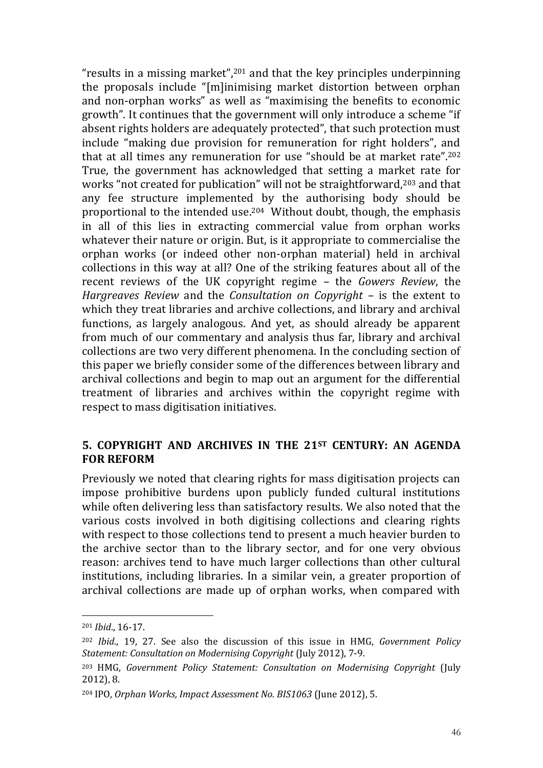"results in a missing market",[201] and that the key principles underpinning the proposals include "[m]inimising market distortion between orphan and non-orphan works" as well as "maximising the benefits to economic growth". It continues that the government will only introduce a scheme "if absent rights holders are adequately protected", that such protection must include "making due provision for remuneration for right holders", and that at all times any remuneration for use "should be at market rate".[202] True, the government has acknowledged that setting a market rate for works "not created for publication" will not be straightforward,[203] and that any fee structure implemented by the authorising body should be proportional to the intended use.[204] Without doubt, though, the emphasis in all of this lies in extracting commercial value from orphan works whatever their nature or origin. But, is it appropriate to commercialise the orphan works (or indeed other non-orphan material) held in archival collections in this way at all? One of the striking features about all of the recent reviews of the UK copyright regime – the *Gowers Review*, the *Hargreaves Review* and the *Consultation on Copyright* – is the extent to which they treat libraries and archive collections, and library and archival functions, as largely analogous. And yet, as should already be apparent from much of our commentary and analysis thus far, library and archival collections are two very different phenomena. In the concluding section of this paper we briefly consider some of the differences between library and archival collections and begin to map out an argument for the differential treatment of libraries and archives within the copyright regime with respect to mass digitisation initiatives.

## 5. COPYRIGHT AND ARCHIVES IN THE 21ST CENTURY: AN AGENDA FOR REFORM

Previously we noted that clearing rights for mass digitisation projects can impose prohibitive burdens upon publicly funded cultural institutions while often delivering less than satisfactory results. We also noted that the various costs involved in both digitising collections and clearing rights with respect to those collections tend to present a much heavier burden to the archive sector than to the library sector, and for one very obvious reason: archives tend to have much larger collections than other cultural institutions, including libraries. In a similar vein, a greater proportion of archival collections are made up of orphan works, when compared with

---

[201] *Ibid*., 16-17.

[202] *Ibid*., 19, 27. See also the discussion of this issue in HMG, *Government Policy Statement: Consultation on Modernising Copyright* (July 2012), 7-9.

[203] HMG, *Government Policy Statement: Consultation on Modernising Copyright* (July 2012), 8.

[204] IPO, *Orphan Works, Impact Assessment No. BIS1063* (June 2012), 5.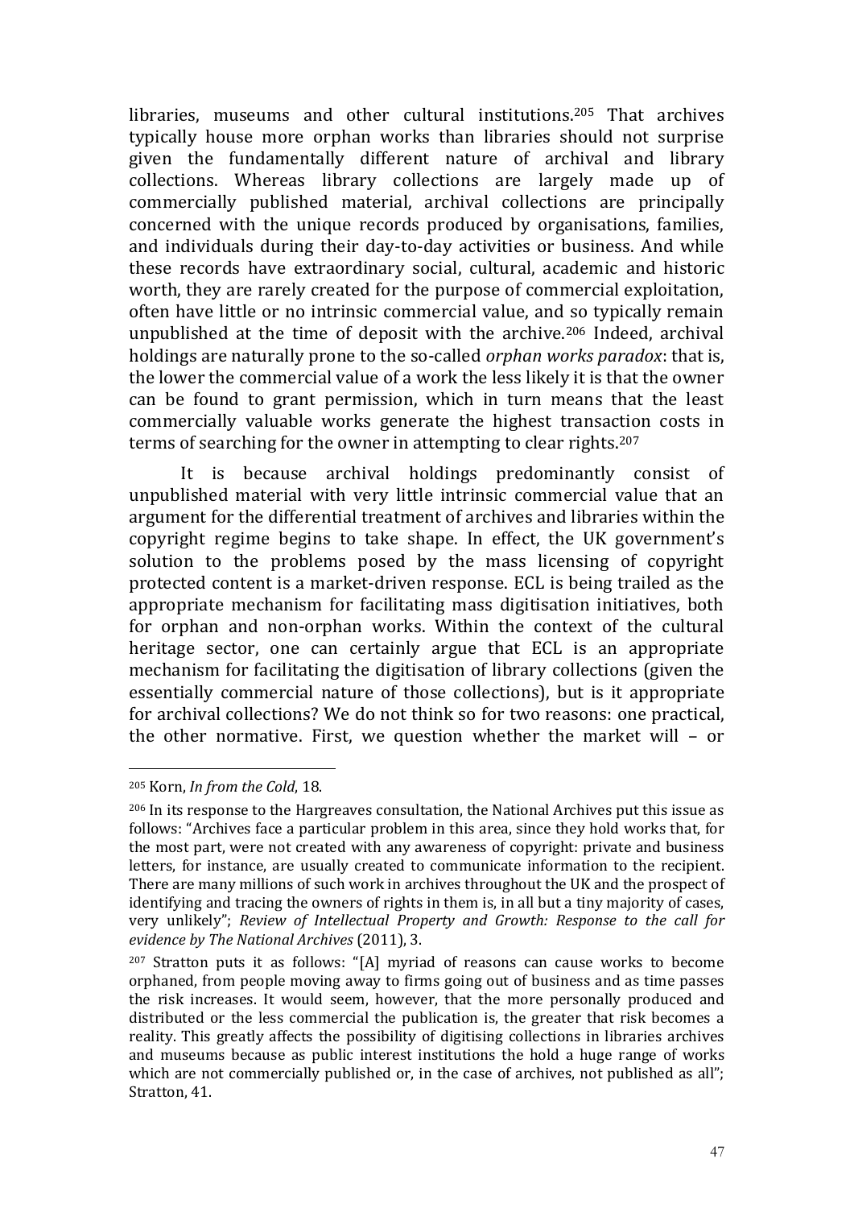libraries, museums and other cultural institutions.[205] That archives typically house more orphan works than libraries should not surprise given the fundamentally different nature of archival and library collections. Whereas library collections are largely made up of commercially published material, archival collections are principally concerned with the unique records produced by organisations, families, and individuals during their day-to-day activities or business. And while these records have extraordinary social, cultural, academic and historic worth, they are rarely created for the purpose of commercial exploitation, often have little or no intrinsic commercial value, and so typically remain unpublished at the time of deposit with the archive.[206] Indeed, archival holdings are naturally prone to the so-called *orphan works paradox*: that is, the lower the commercial value of a work the less likely it is that the owner can be found to grant permission, which in turn means that the least commercially valuable works generate the highest transaction costs in terms of searching for the owner in attempting to clear rights.[207]

It is because archival holdings predominantly consist of unpublished material with very little intrinsic commercial value that an argument for the differential treatment of archives and libraries within the copyright regime begins to take shape. In effect, the UK government's solution to the problems posed by the mass licensing of copyright protected content is a market-driven response. ECL is being trailed as the appropriate mechanism for facilitating mass digitisation initiatives, both for orphan and non-orphan works. Within the context of the cultural heritage sector, one can certainly argue that ECL is an appropriate mechanism for facilitating the digitisation of library collections (given the essentially commercial nature of those collections), but is it appropriate for archival collections? We do not think so for two reasons: one practical, the other normative. First, we question whether the market will – or

---

[205] Korn, *In from the Cold*, 18.

[206] In its response to the Hargreaves consultation, the National Archives put this issue as follows: "Archives face a particular problem in this area, since they hold works that, for the most part, were not created with any awareness of copyright: private and business letters, for instance, are usually created to communicate information to the recipient. There are many millions of such work in archives throughout the UK and the prospect of identifying and tracing the owners of rights in them is, in all but a tiny majority of cases, very unlikely"; *Review of Intellectual Property and Growth: Response to the call for evidence by The National Archives* (2011), 3.

[207] Stratton puts it as follows: "[A] myriad of reasons can cause works to become orphaned, from people moving away to firms going out of business and as time passes the risk increases. It would seem, however, that the more personally produced and distributed or the less commercial the publication is, the greater that risk becomes a reality. This greatly affects the possibility of digitising collections in libraries archives and museums because as public interest institutions the hold a huge range of works which are not commercially published or, in the case of archives, not published as all"; Stratton, 41.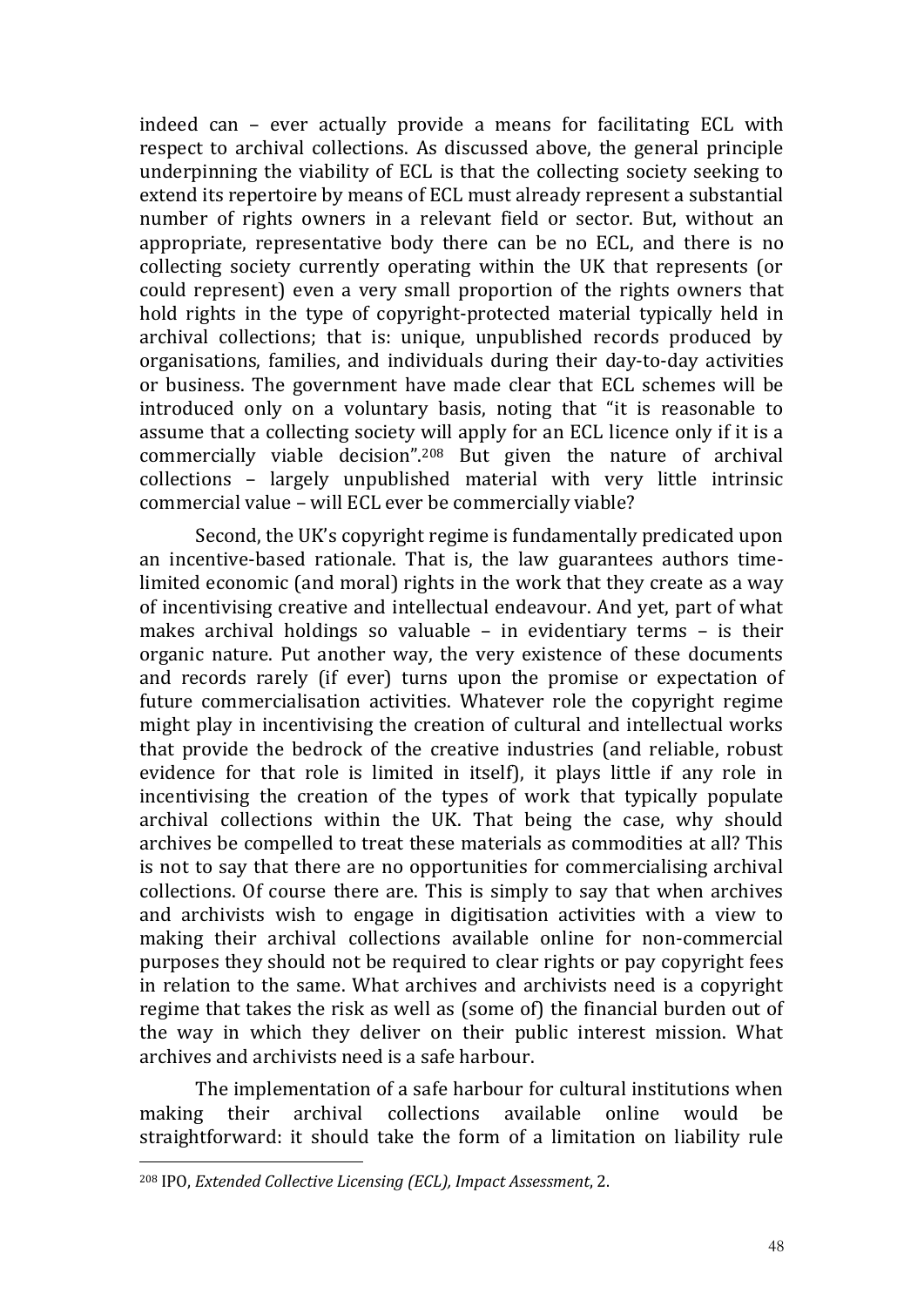indeed can – ever actually provide a means for facilitating ECL with respect to archival collections. As discussed above, the general principle underpinning the viability of ECL is that the collecting society seeking to extend its repertoire by means of ECL must already represent a substantial number of rights owners in a relevant field or sector. But, without an appropriate, representative body there can be no ECL, and there is no collecting society currently operating within the UK that represents (or could represent) even a very small proportion of the rights owners that hold rights in the type of copyright-protected material typically held in archival collections; that is: unique, unpublished records produced by organisations, families, and individuals during their day-to-day activities or business. The government have made clear that ECL schemes will be introduced only on a voluntary basis, noting that "it is reasonable to assume that a collecting society will apply for an ECL licence only if it is a commercially viable decision".[208] But given the nature of archival collections – largely unpublished material with very little intrinsic commercial value – will ECL ever be commercially viable?

Second, the UK's copyright regime is fundamentally predicated upon an incentive-based rationale. That is, the law guarantees authors time-limited economic (and moral) rights in the work that they create as a way of incentivising creative and intellectual endeavour. And yet, part of what makes archival holdings so valuable – in evidentiary terms – is their organic nature. Put another way, the very existence of these documents and records rarely (if ever) turns upon the promise or expectation of future commercialisation activities. Whatever role the copyright regime might play in incentivising the creation of cultural and intellectual works that provide the bedrock of the creative industries (and reliable, robust evidence for that role is limited in itself), it plays little if any role in incentivising the creation of the types of work that typically populate archival collections within the UK. That being the case, why should archives be compelled to treat these materials as commodities at all? This is not to say that there are no opportunities for commercialising archival collections. Of course there are. This is simply to say that when archives and archivists wish to engage in digitisation activities with a view to making their archival collections available online for non-commercial purposes they should not be required to clear rights or pay copyright fees in relation to the same. What archives and archivists need is a copyright regime that takes the risk as well as (some of) the financial burden out of the way in which they deliver on their public interest mission. What archives and archivists need is a safe harbour.

The implementation of a safe harbour for cultural institutions when making their archival collections available online would be straightforward: it should take the form of a limitation on liability rule

---

[208] IPO, *Extended Collective Licensing (ECL), Impact Assessment*, 2.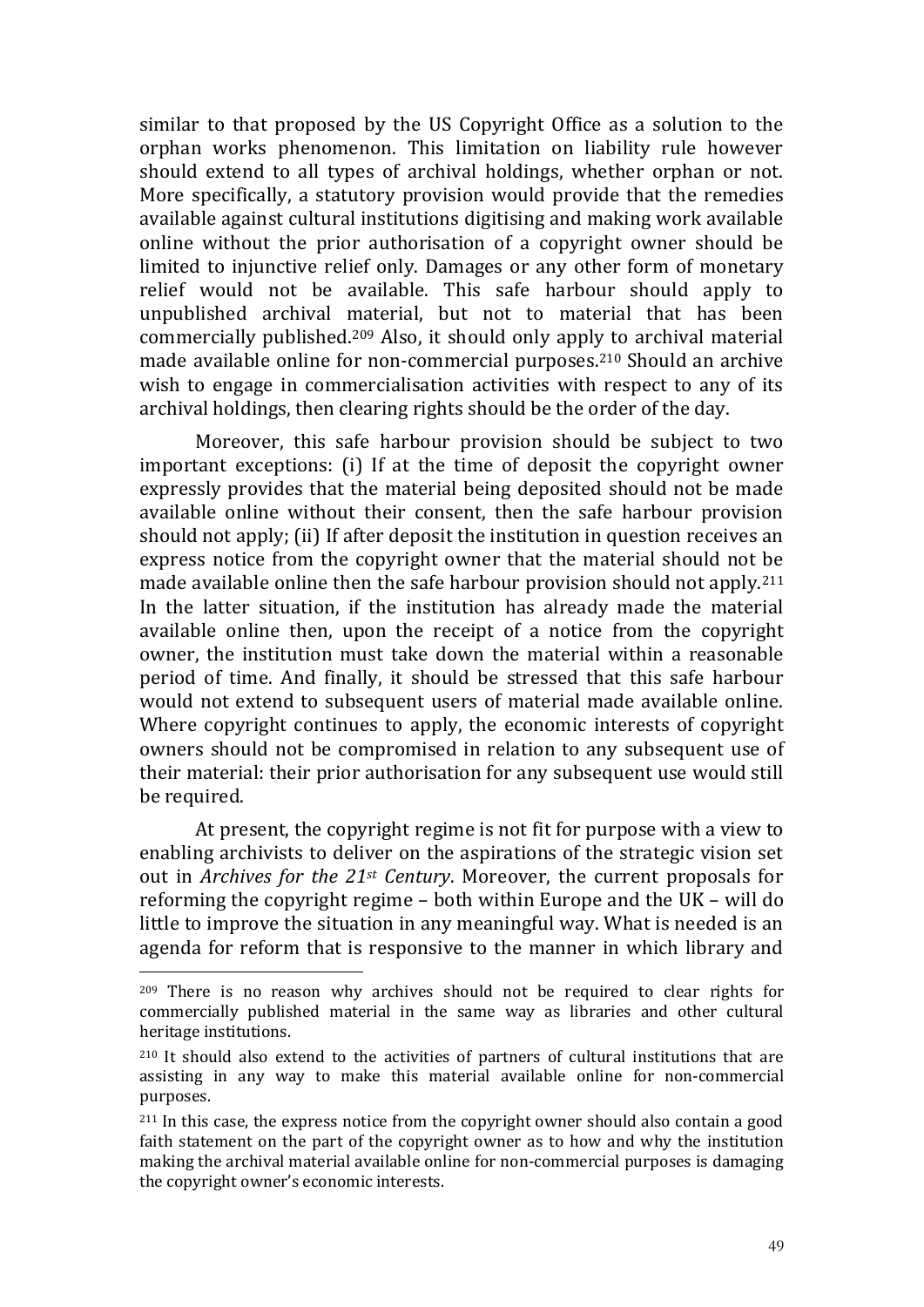similar to that proposed by the US Copyright Office as a solution to the orphan works phenomenon. This limitation on liability rule however should extend to all types of archival holdings, whether orphan or not. More specifically, a statutory provision would provide that the remedies available against cultural institutions digitising and making work available online without the prior authorisation of a copyright owner should be limited to injunctive relief only. Damages or any other form of monetary relief would not be available. This safe harbour should apply to unpublished archival material, but not to material that has been commercially published.[209] Also, it should only apply to archival material made available online for non-commercial purposes.[210] Should an archive wish to engage in commercialisation activities with respect to any of its archival holdings, then clearing rights should be the order of the day.

Moreover, this safe harbour provision should be subject to two important exceptions: (i) If at the time of deposit the copyright owner expressly provides that the material being deposited should not be made available online without their consent, then the safe harbour provision should not apply; (ii) If after deposit the institution in question receives an express notice from the copyright owner that the material should not be made available online then the safe harbour provision should not apply.[211] In the latter situation, if the institution has already made the material available online then, upon the receipt of a notice from the copyright owner, the institution must take down the material within a reasonable period of time. And finally, it should be stressed that this safe harbour would not extend to subsequent users of material made available online. Where copyright continues to apply, the economic interests of copyright owners should not be compromised in relation to any subsequent use of their material: their prior authorisation for any subsequent use would still be required.

At present, the copyright regime is not fit for purpose with a view to enabling archivists to deliver on the aspirations of the strategic vision set out in *Archives for the 21st Century*. Moreover, the current proposals for reforming the copyright regime – both within Europe and the UK – will do little to improve the situation in any meaningful way. What is needed is an agenda for reform that is responsive to the manner in which library and

---

[209] There is no reason why archives should not be required to clear rights for commercially published material in the same way as libraries and other cultural heritage institutions.

[210] It should also extend to the activities of partners of cultural institutions that are assisting in any way to make this material available online for non-commercial purposes.

[211] In this case, the express notice from the copyright owner should also contain a good faith statement on the part of the copyright owner as to how and why the institution making the archival material available online for non-commercial purposes is damaging the copyright owner's economic interests.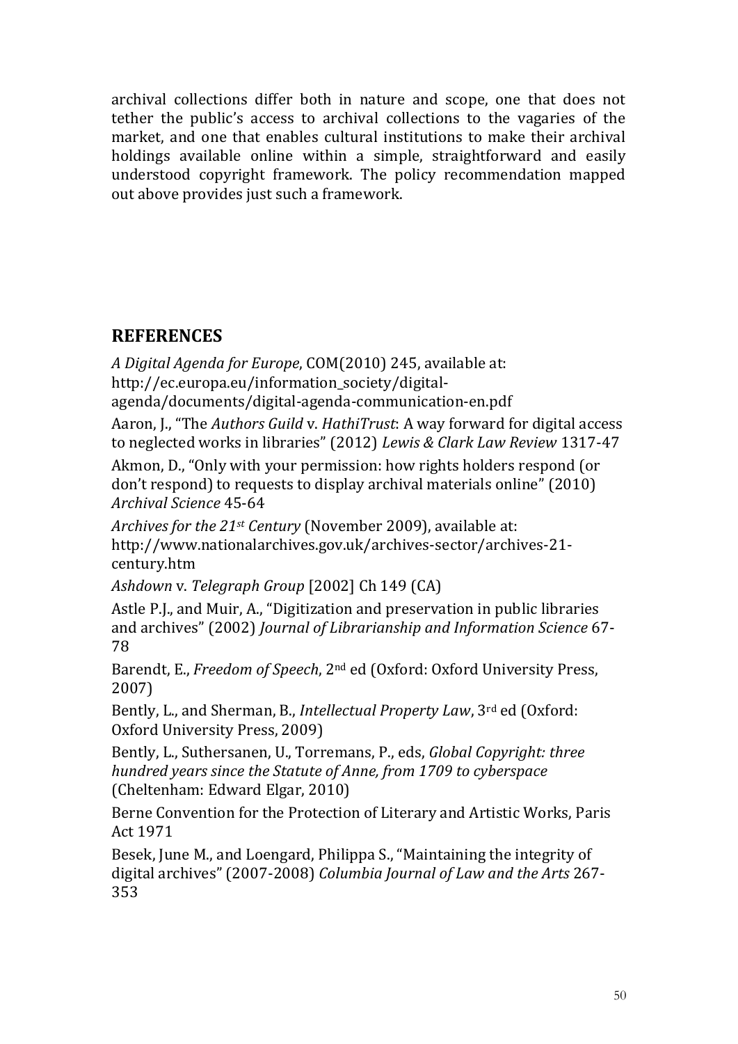archival collections differ both in nature and scope, one that does not tether the public's access to archival collections to the vagaries of the market, and one that enables cultural institutions to make their archival holdings available online within a simple, straightforward and easily understood copyright framework. The policy recommendation mapped out above provides just such a framework.

## REFERENCES

*A Digital Agenda for Europe*, COM(2010) 245, available at: http://ec.europa.eu/information_society/digital-agenda/documents/digital-agenda-communication-en.pdf

Aaron, J., "The *Authors Guild* v. *HathiTrust*: A way forward for digital access to neglected works in libraries" (2012) *Lewis & Clark Law Review* 1317-47

Akmon, D., "Only with your permission: how rights holders respond (or don't respond) to requests to display archival materials online" (2010) *Archival Science* 45-64

*Archives for the 21st Century* (November 2009), available at: http://www.nationalarchives.gov.uk/archives-sector/archives-21-century.htm

*Ashdown* v. *Telegraph Group* [2002] Ch 149 (CA)

Astle P.J., and Muir, A., "Digitization and preservation in public libraries and archives" (2002) *Journal of Librarianship and Information Science* 67-78

Barendt, E., *Freedom of Speech*, 2nd ed (Oxford: Oxford University Press, 2007)

Bently, L., and Sherman, B., *Intellectual Property Law*, 3rd ed (Oxford: Oxford University Press, 2009)

Bently, L., Suthersanen, U., Torremans, P., eds, *Global Copyright: three hundred years since the Statute of Anne, from 1709 to cyberspace* (Cheltenham: Edward Elgar, 2010)

Berne Convention for the Protection of Literary and Artistic Works, Paris Act 1971

Besek, June M., and Loengard, Philippa S., "Maintaining the integrity of digital archives" (2007-2008) *Columbia Journal of Law and the Arts* 267-353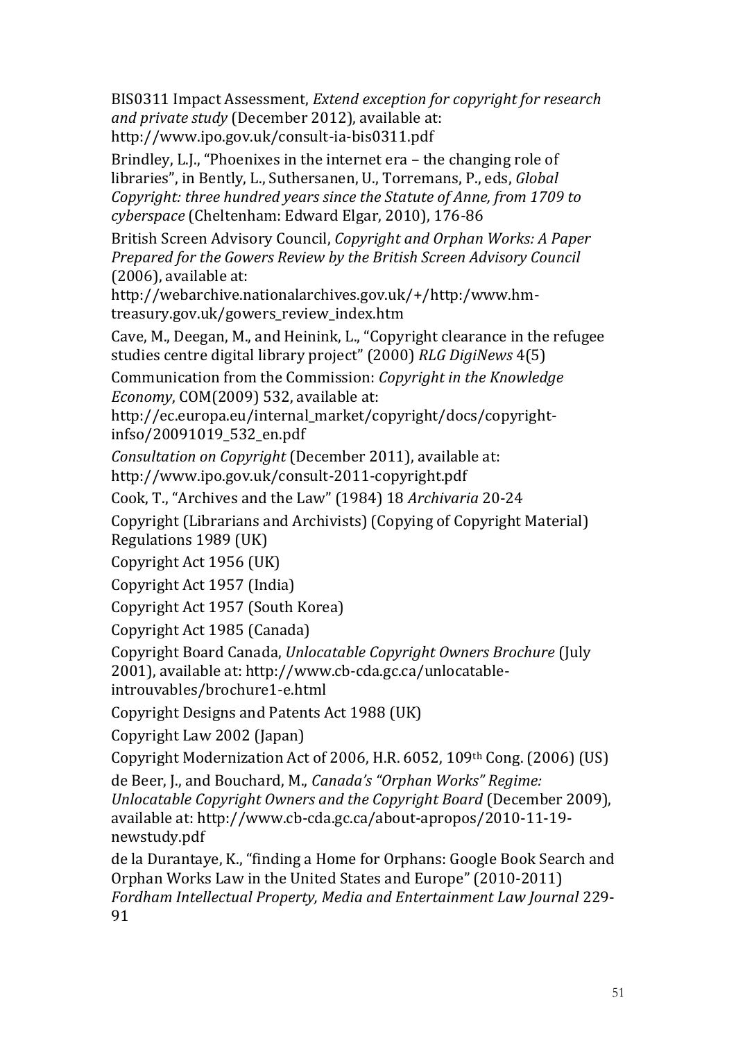BIS0311 Impact Assessment, *Extend exception for copyright for research and private study* (December 2012), available at: http://www.ipo.gov.uk/consult-ia-bis0311.pdf

Brindley, L.J., "Phoenixes in the internet era – the changing role of libraries", in Bently, L., Suthersanen, U., Torremans, P., eds, *Global Copyright: three hundred years since the Statute of Anne, from 1709 to cyberspace* (Cheltenham: Edward Elgar, 2010), 176-86

British Screen Advisory Council, *Copyright and Orphan Works: A Paper Prepared for the Gowers Review by the British Screen Advisory Council* (2006), available at: http://webarchive.nationalarchives.gov.uk/+/http:/www.hm-treasury.gov.uk/gowers_review_index.htm

Cave, M., Deegan, M., and Heinink, L., "Copyright clearance in the refugee studies centre digital library project" (2000) *RLG DigiNews* 4(5)

Communication from the Commission: *Copyright in the Knowledge Economy*, COM(2009) 532, available at: http://ec.europa.eu/internal_market/copyright/docs/copyright-infso/20091019_532_en.pdf

*Consultation on Copyright* (December 2011), available at: http://www.ipo.gov.uk/consult-2011-copyright.pdf

Cook, T., "Archives and the Law" (1984) 18 *Archivaria* 20-24

Copyright (Librarians and Archivists) (Copying of Copyright Material) Regulations 1989 (UK)

Copyright Act 1956 (UK)

Copyright Act 1957 (India)

Copyright Act 1957 (South Korea)

Copyright Act 1985 (Canada)

Copyright Board Canada, *Unlocatable Copyright Owners Brochure* (July 2001), available at: http://www.cb-cda.gc.ca/unlocatable-introuvables/brochure1-e.html

Copyright Designs and Patents Act 1988 (UK)

Copyright Law 2002 (Japan)

Copyright Modernization Act of 2006, H.R. 6052, 109th Cong. (2006) (US)

de Beer, J., and Bouchard, M., *Canada's "Orphan Works" Regime: Unlocatable Copyright Owners and the Copyright Board* (December 2009), available at: http://www.cb-cda.gc.ca/about-apropos/2010-11-19-newstudy.pdf

de la Durantaye, K., "finding a Home for Orphans: Google Book Search and Orphan Works Law in the United States and Europe" (2010-2011) *Fordham Intellectual Property, Media and Entertainment Law Journal* 229-91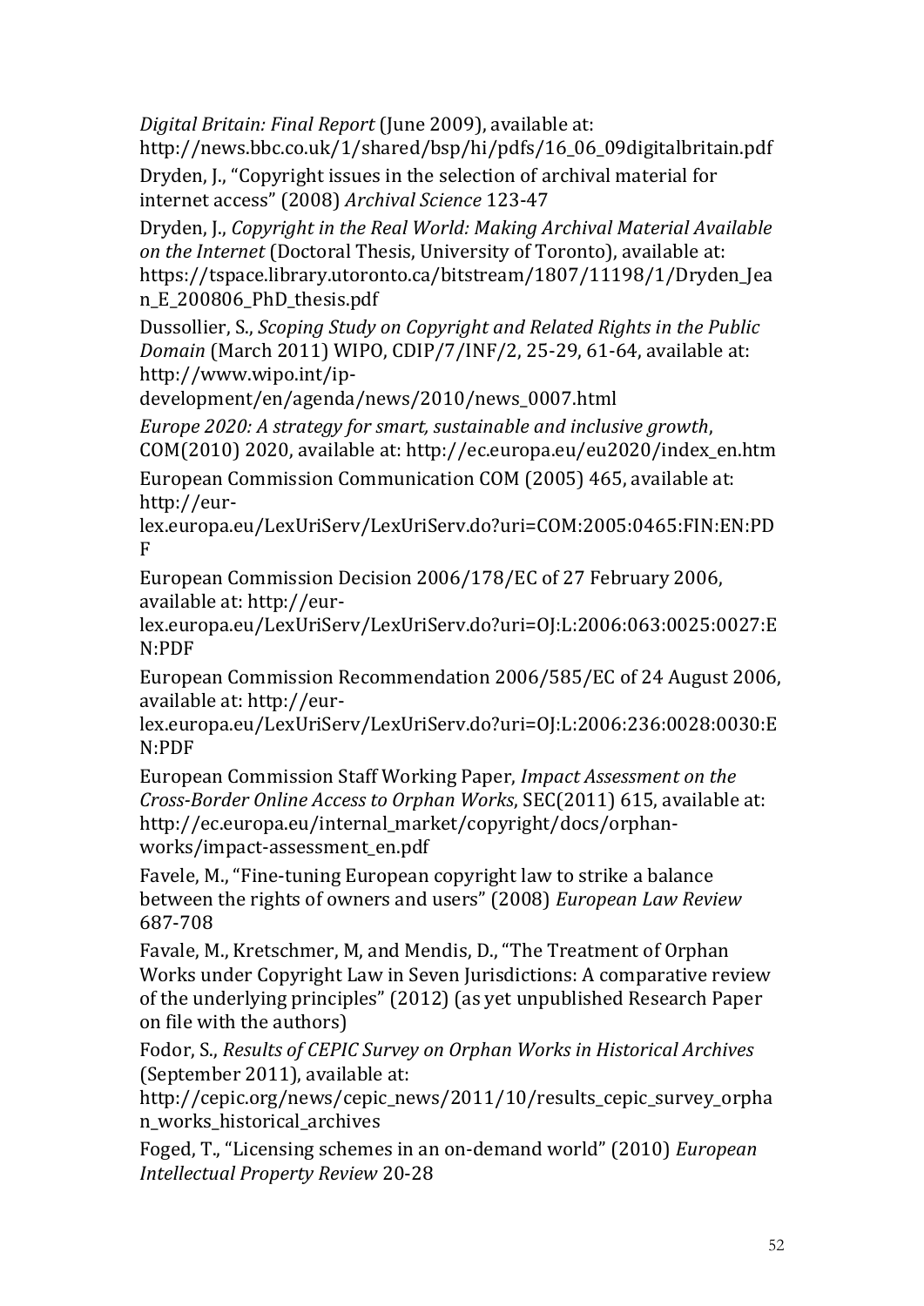*Digital Britain: Final Report* (June 2009), available at: http://news.bbc.co.uk/1/shared/bsp/hi/pdfs/16_06_09digitalbritain.pdf

Dryden, J., "Copyright issues in the selection of archival material for internet access" (2008) *Archival Science* 123-47

Dryden, J., *Copyright in the Real World: Making Archival Material Available on the Internet* (Doctoral Thesis, University of Toronto), available at: https://tspace.library.utoronto.ca/bitstream/1807/11198/1/Dryden_Jean_E_200806_PhD_thesis.pdf

Dussollier, S., *Scoping Study on Copyright and Related Rights in the Public Domain* (March 2011) WIPO, CDIP/7/INF/2, 25-29, 61-64, available at: http://www.wipo.int/ip-development/en/agenda/news/2010/news_0007.html

*Europe 2020: A strategy for smart, sustainable and inclusive growth*, COM(2010) 2020, available at: http://ec.europa.eu/eu2020/index_en.htm

European Commission Communication COM (2005) 465, available at: http://eur-lex.europa.eu/LexUriServ/LexUriServ.do?uri=COM:2005:0465:FIN:EN:PDF

European Commission Decision 2006/178/EC of 27 February 2006, available at: http://eur-lex.europa.eu/LexUriServ/LexUriServ.do?uri=OJ:L:2006:063:0025:0027:EN:PDF

European Commission Recommendation 2006/585/EC of 24 August 2006, available at: http://eur-lex.europa.eu/LexUriServ/LexUriServ.do?uri=OJ:L:2006:236:0028:0030:EN:PDF

European Commission Staff Working Paper, *Impact Assessment on the Cross-Border Online Access to Orphan Works*, SEC(2011) 615, available at: http://ec.europa.eu/internal_market/copyright/docs/orphan-works/impact-assessment_en.pdf

Favele, M., "Fine-tuning European copyright law to strike a balance between the rights of owners and users" (2008) *European Law Review* 687-708

Favale, M., Kretschmer, M, and Mendis, D., "The Treatment of Orphan Works under Copyright Law in Seven Jurisdictions: A comparative review of the underlying principles" (2012) (as yet unpublished Research Paper on file with the authors)

Fodor, S., *Results of CEPIC Survey on Orphan Works in Historical Archives* (September 2011), available at: http://cepic.org/news/cepic_news/2011/10/results_cepic_survey_orphan_works_historical_archives

Foged, T., "Licensing schemes in an on-demand world" (2010) *European Intellectual Property Review* 20-28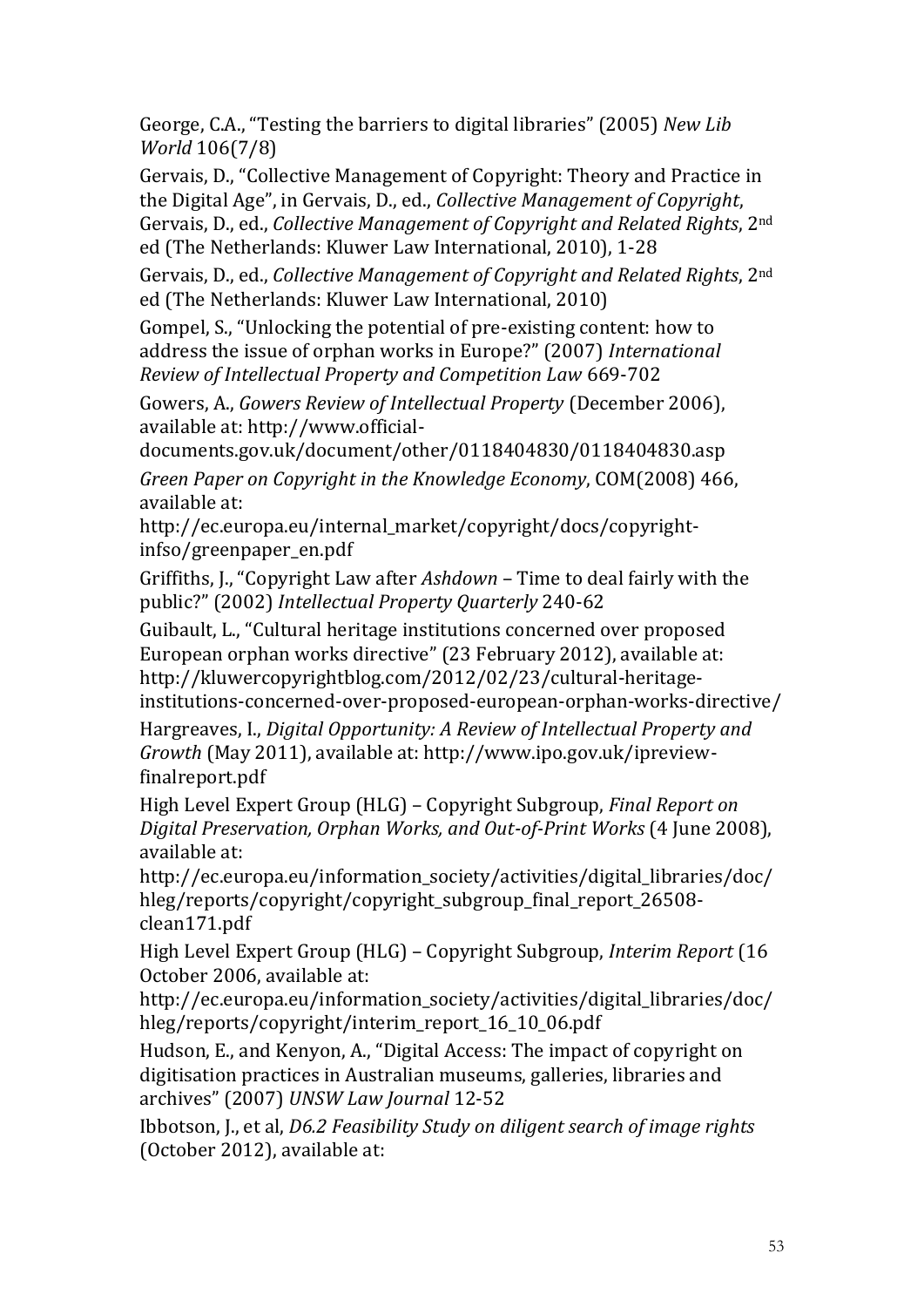George, C.A., "Testing the barriers to digital libraries" (2005) *New Lib World* 106(7/8)

Gervais, D., "Collective Management of Copyright: Theory and Practice in the Digital Age", in Gervais, D., ed., *Collective Management of Copyright*, Gervais, D., ed., *Collective Management of Copyright and Related Rights*, 2nd ed (The Netherlands: Kluwer Law International, 2010), 1-28

Gervais, D., ed., *Collective Management of Copyright and Related Rights*, 2nd ed (The Netherlands: Kluwer Law International, 2010)

Gompel, S., "Unlocking the potential of pre-existing content: how to address the issue of orphan works in Europe?" (2007) *International Review of Intellectual Property and Competition Law* 669-702

Gowers, A., *Gowers Review of Intellectual Property* (December 2006), available at: http://www.official-documents.gov.uk/document/other/0118404830/0118404830.asp

*Green Paper on Copyright in the Knowledge Economy*, COM(2008) 466, available at: http://ec.europa.eu/internal_market/copyright/docs/copyright-infso/greenpaper_en.pdf

Griffiths, J., "Copyright Law after *Ashdown* – Time to deal fairly with the public?" (2002) *Intellectual Property Quarterly* 240-62

Guibault, L., "Cultural heritage institutions concerned over proposed European orphan works directive" (23 February 2012), available at: http://kluwercopyrightblog.com/2012/02/23/cultural-heritage-institutions-concerned-over-proposed-european-orphan-works-directive/

Hargreaves, I., *Digital Opportunity: A Review of Intellectual Property and Growth* (May 2011), available at: http://www.ipo.gov.uk/ipreview-finalreport.pdf

High Level Expert Group (HLG) – Copyright Subgroup, *Final Report on Digital Preservation, Orphan Works, and Out-of-Print Works* (4 June 2008), available at: http://ec.europa.eu/information_society/activities/digital_libraries/doc/hleg/reports/copyright/copyright_subgroup_final_report_26508-clean171.pdf

High Level Expert Group (HLG) – Copyright Subgroup, *Interim Report* (16 October 2006, available at: http://ec.europa.eu/information_society/activities/digital_libraries/doc/hleg/reports/copyright/interim_report_16_10_06.pdf

Hudson, E., and Kenyon, A., "Digital Access: The impact of copyright on digitisation practices in Australian museums, galleries, libraries and archives" (2007) *UNSW Law Journal* 12-52

Ibbotson, J., et al, *D6.2 Feasibility Study on diligent search of image rights* (October 2012), available at: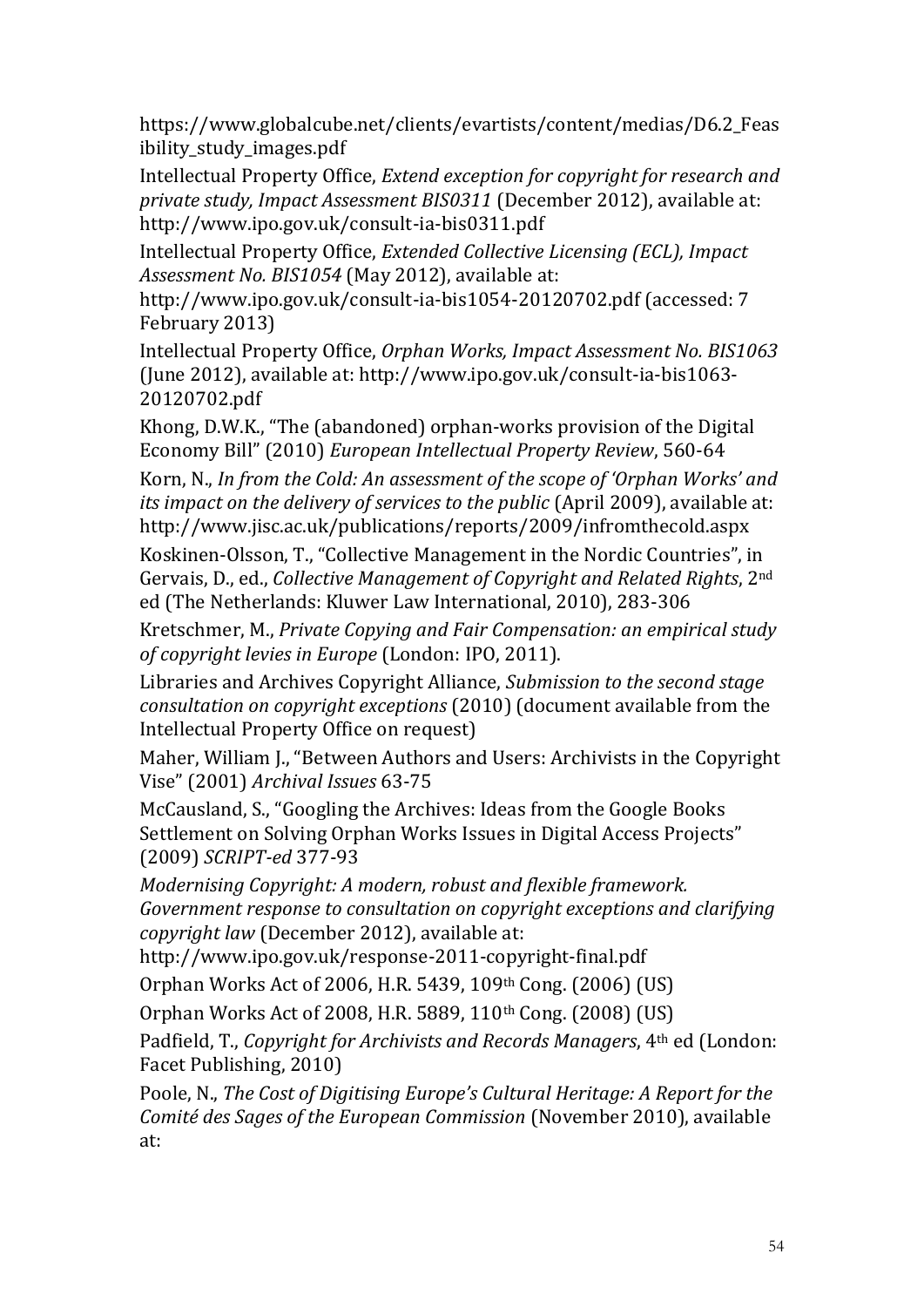https://www.globalcube.net/clients/evartists/content/medias/D6.2_Feasibility_study_images.pdf

Intellectual Property Office, *Extend exception for copyright for research and private study, Impact Assessment BIS0311* (December 2012), available at: http://www.ipo.gov.uk/consult-ia-bis0311.pdf

Intellectual Property Office, *Extended Collective Licensing (ECL), Impact Assessment No. BIS1054* (May 2012), available at: http://www.ipo.gov.uk/consult-ia-bis1054-20120702.pdf (accessed: 7 February 2013)

Intellectual Property Office, *Orphan Works, Impact Assessment No. BIS1063* (June 2012), available at: http://www.ipo.gov.uk/consult-ia-bis1063-20120702.pdf

Khong, D.W.K., "The (abandoned) orphan-works provision of the Digital Economy Bill" (2010) *European Intellectual Property Review*, 560-64

Korn, N., *In from the Cold: An assessment of the scope of 'Orphan Works' and its impact on the delivery of services to the public* (April 2009), available at: http://www.jisc.ac.uk/publications/reports/2009/infromthecold.aspx

Koskinen-Olsson, T., "Collective Management in the Nordic Countries", in Gervais, D., ed., *Collective Management of Copyright and Related Rights*, 2nd ed (The Netherlands: Kluwer Law International, 2010), 283-306

Kretschmer, M., *Private Copying and Fair Compensation: an empirical study of copyright levies in Europe* (London: IPO, 2011).

Libraries and Archives Copyright Alliance, *Submission to the second stage consultation on copyright exceptions* (2010) (document available from the Intellectual Property Office on request)

Maher, William J., "Between Authors and Users: Archivists in the Copyright Vise" (2001) *Archival Issues* 63-75

McCausland, S., "Googling the Archives: Ideas from the Google Books Settlement on Solving Orphan Works Issues in Digital Access Projects" (2009) *SCRIPT-ed* 377-93

*Modernising Copyright: A modern, robust and flexible framework. Government response to consultation on copyright exceptions and clarifying copyright law* (December 2012), available at: http://www.ipo.gov.uk/response-2011-copyright-final.pdf

Orphan Works Act of 2006, H.R. 5439, 109th Cong. (2006) (US)

Orphan Works Act of 2008, H.R. 5889, 110th Cong. (2008) (US)

Padfield, T., *Copyright for Archivists and Records Managers*, 4th ed (London: Facet Publishing, 2010)

Poole, N., *The Cost of Digitising Europe's Cultural Heritage: A Report for the Comité des Sages of the European Commission* (November 2010), available at: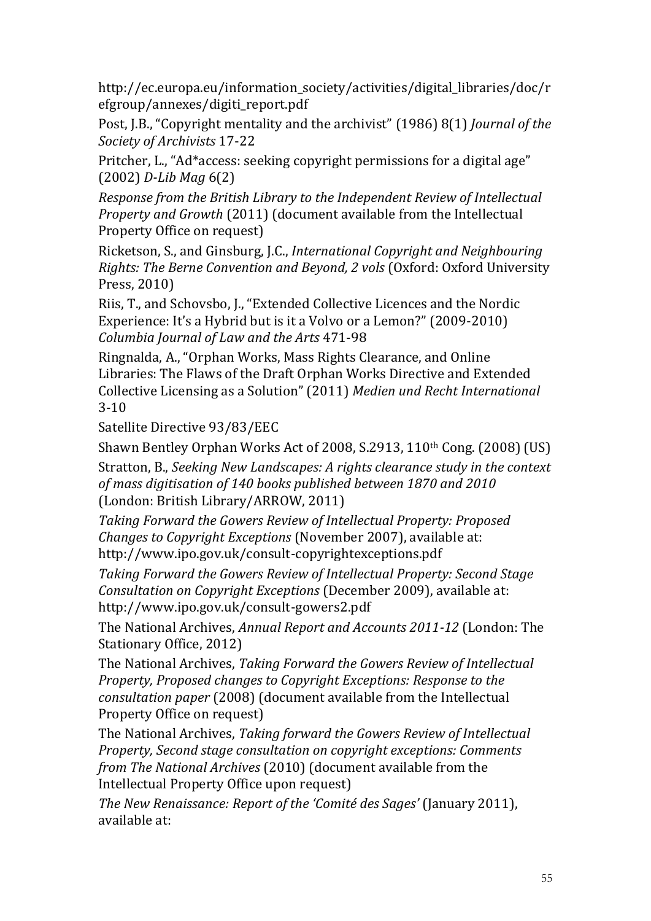http://ec.europa.eu/information_society/activities/digital_libraries/doc/refgroup/annexes/digiti_report.pdf

Post, J.B., "Copyright mentality and the archivist" (1986) 8(1) *Journal of the Society of Archivists* 17-22

Pritcher, L., "Ad*access: seeking copyright permissions for a digital age" (2002) *D-Lib Mag* 6(2)

*Response from the British Library to the Independent Review of Intellectual Property and Growth* (2011) (document available from the Intellectual Property Office on request)

Ricketson, S., and Ginsburg, J.C., *International Copyright and Neighbouring Rights: The Berne Convention and Beyond, 2 vols* (Oxford: Oxford University Press, 2010)

Riis, T., and Schovsbo, J., "Extended Collective Licences and the Nordic Experience: It's a Hybrid but is it a Volvo or a Lemon?" (2009-2010) *Columbia Journal of Law and the Arts* 471-98

Ringnalda, A., "Orphan Works, Mass Rights Clearance, and Online Libraries: The Flaws of the Draft Orphan Works Directive and Extended Collective Licensing as a Solution" (2011) *Medien und Recht International* 3-10

Satellite Directive 93/83/EEC

Shawn Bentley Orphan Works Act of 2008, S.2913, 110th Cong. (2008) (US)

Stratton, B., *Seeking New Landscapes: A rights clearance study in the context of mass digitisation of 140 books published between 1870 and 2010* (London: British Library/ARROW, 2011)

*Taking Forward the Gowers Review of Intellectual Property: Proposed Changes to Copyright Exceptions* (November 2007), available at: http://www.ipo.gov.uk/consult-copyrightexceptions.pdf

*Taking Forward the Gowers Review of Intellectual Property: Second Stage Consultation on Copyright Exceptions* (December 2009), available at: http://www.ipo.gov.uk/consult-gowers2.pdf

The National Archives, *Annual Report and Accounts 2011-12* (London: The Stationary Office, 2012)

The National Archives, *Taking Forward the Gowers Review of Intellectual Property, Proposed changes to Copyright Exceptions: Response to the consultation paper* (2008) (document available from the Intellectual Property Office on request)

The National Archives, *Taking forward the Gowers Review of Intellectual Property, Second stage consultation on copyright exceptions: Comments from The National Archives* (2010) (document available from the Intellectual Property Office upon request)

*The New Renaissance: Report of the 'Comité des Sages'* (January 2011), available at: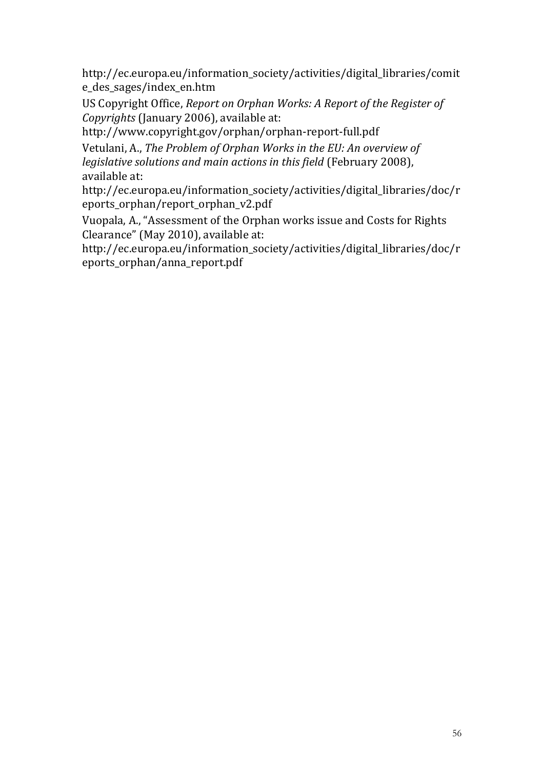http://ec.europa.eu/information_society/activities/digital_libraries/comite_des_sages/index_en.htm

US Copyright Office, *Report on Orphan Works: A Report of the Register of Copyrights* (January 2006), available at: http://www.copyright.gov/orphan/orphan-report-full.pdf

Vetulani, A., *The Problem of Orphan Works in the EU: An overview of legislative solutions and main actions in this field* (February 2008), available at: http://ec.europa.eu/information_society/activities/digital_libraries/doc/reports_orphan/report_orphan_v2.pdf

Vuopala, A., "Assessment of the Orphan works issue and Costs for Rights Clearance" (May 2010), available at: http://ec.europa.eu/information_society/activities/digital_libraries/doc/reports_orphan/anna_report.pdf